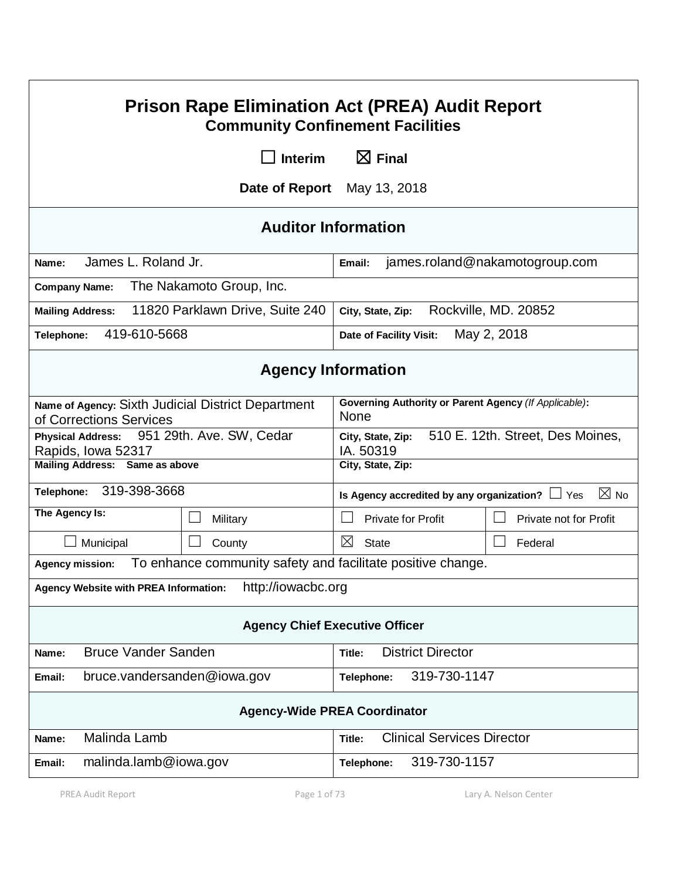# Prison Rape Elimination Act (PREA) Audit Report

## Community Confinement Facilities

☐ **Interim** ☒ **Final**

**Date of Report** May 13, 2018

## Auditor Information

| | |
|---|---|
| **Name:** James L. Roland Jr. | **Email:** james.roland@nakamotogroup.com |
| **Company Name:** The Nakamoto Group, Inc. | |
| **Mailing Address:** 11820 Parklawn Drive, Suite 240 | **City, State, Zip:** Rockville, MD. 20852 |
| **Telephone:** 419-610-5668 | **Date of Facility Visit:** May 2, 2018 |

## Agency Information

| | | | |
|---|---|---|---|
| **Name of Agency:** Sixth Judicial District Department of Corrections Services | | **Governing Authority or Parent Agency** *(If Applicable)***:** None | |
| **Physical Address:** 951 29th. Ave. SW, Cedar Rapids, Iowa 52317 | | **City, State, Zip:** 510 E. 12th. Street, Des Moines, IA. 50319 | |
| **Mailing Address:** Same as above | | **City, State, Zip:** | |
| **Telephone:** 319-398-3668 | | **Is Agency accredited by any organization?** ☐ Yes ☒ No | |
| **The Agency Is:** | ☐ Military | ☐ Private for Profit | ☐ Private not for Profit |
| ☐ Municipal | ☐ County | ☒ State | ☐ Federal |
| **Agency mission:** To enhance community safety and facilitate positive change. | | | |
| **Agency Website with PREA Information:** http://iowacbc.org | | | |

### Agency Chief Executive Officer

| | |
|---|---|
| **Name:** Bruce Vander Sanden | **Title:** District Director |
| **Email:** bruce.vandersanden@iowa.gov | **Telephone:** 319-730-1147 |

### Agency-Wide PREA Coordinator

| | |
|---|---|
| **Name:** Malinda Lamb | **Title:** Clinical Services Director |
| **Email:** malinda.lamb@iowa.gov | **Telephone:** 319-730-1157 |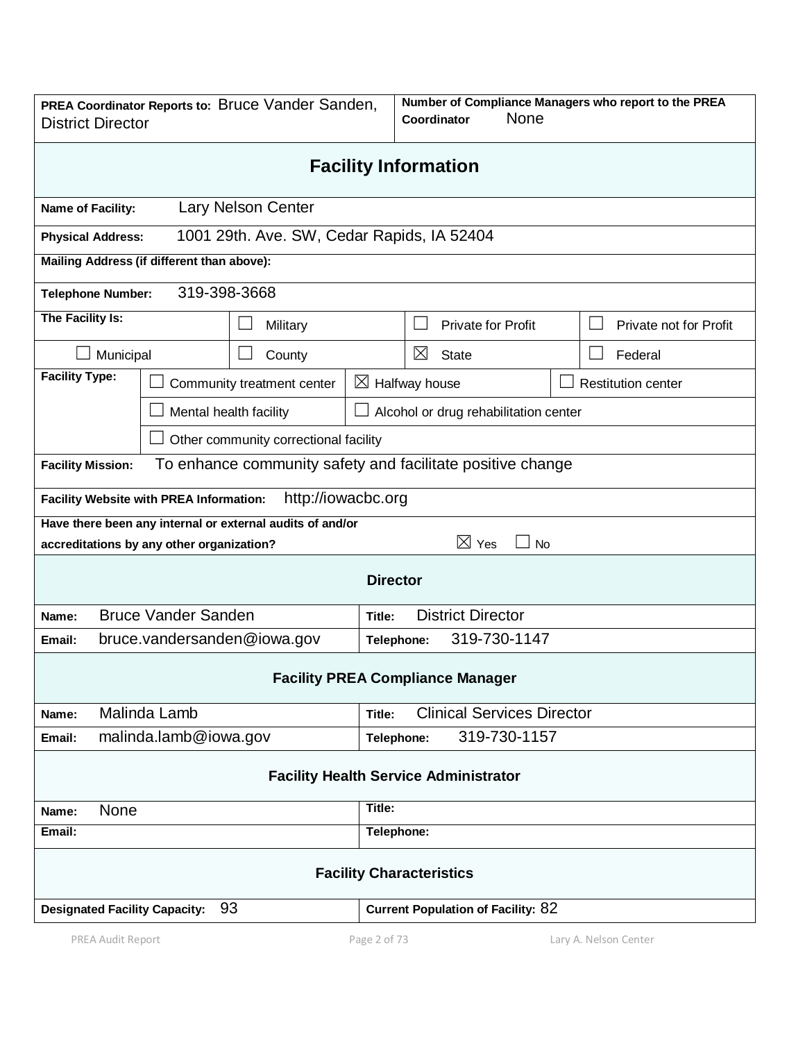| **PREA Coordinator Reports to:** Bruce Vander Sanden, District Director | **Number of Compliance Managers who report to the PREA Coordinator** None |
|---|---|

## Facility Information

**Name of Facility:** Lary Nelson Center

**Physical Address:** 1001 29th. Ave. SW, Cedar Rapids, IA 52404

**Mailing Address (if different than above):**

**Telephone Number:** 319-398-3668

| **The Facility Is:** | ☐ Military | ☐ Private for Profit | ☐ Private not for Profit |
|---|---|---|---|
| ☐ Municipal | ☐ County | ☒ State | ☐ Federal |

| **Facility Type:** | | | |
|---|---|---|---|
| | ☐ Community treatment center | ☒ Halfway house | ☐ Restitution center |
| | ☐ Mental health facility | ☐ Alcohol or drug rehabilitation center | |
| | ☐ Other community correctional facility | | |

**Facility Mission:** To enhance community safety and facilitate positive change

**Facility Website with PREA Information:** http://iowacbc.org

**Have there been any internal or external audits of and/or accreditations by any other organization?** ☒ Yes ☐ No

### Director

| **Name:** Bruce Vander Sanden | **Title:** District Director |
|---|---|
| **Email:** bruce.vandersanden@iowa.gov | **Telephone:** 319-730-1147 |

### Facility PREA Compliance Manager

| **Name:** Malinda Lamb | **Title:** Clinical Services Director |
|---|---|
| **Email:** malinda.lamb@iowa.gov | **Telephone:** 319-730-1157 |

### Facility Health Service Administrator

| **Name:** None | **Title:** |
|---|---|
| **Email:** | **Telephone:** |

### Facility Characteristics

| **Designated Facility Capacity:** 93 | **Current Population of Facility:** 82 |
|---|---|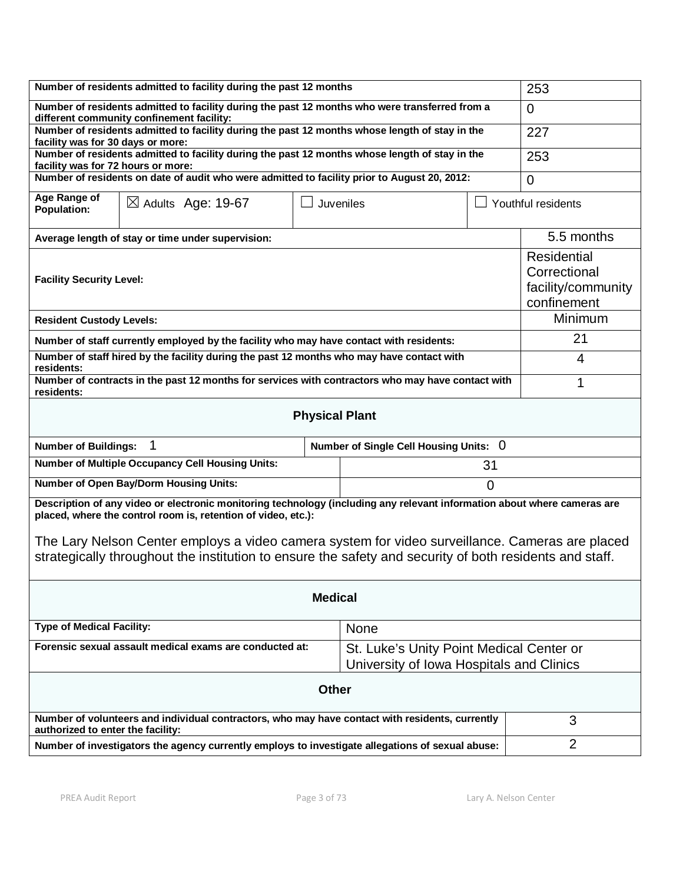| | |
|---|---|
| **Number of residents admitted to facility during the past 12 months** | 253 |
| **Number of residents admitted to facility during the past 12 months who were transferred from a different community confinement facility:** | 0 |
| **Number of residents admitted to facility during the past 12 months whose length of stay in the facility was for 30 days or more:** | 227 |
| **Number of residents admitted to facility during the past 12 months whose length of stay in the facility was for 72 hours or more:** | 253 |
| **Number of residents on date of audit who were admitted to facility prior to August 20, 2012:** | 0 |

| **Age Range of Population:** | ☒ Adults Age: 19-67 | ☐ Juveniles | ☐ Youthful residents |
|---|---|---|---|

| | |
|---|---|
| **Average length of stay or time under supervision:** | 5.5 months |
| **Facility Security Level:** | Residential Correctional facility/community confinement |
| **Resident Custody Levels:** | Minimum |
| **Number of staff currently employed by the facility who may have contact with residents:** | 21 |
| **Number of staff hired by the facility during the past 12 months who may have contact with residents:** | 4 |
| **Number of contracts in the past 12 months for services with contractors who may have contact with residents:** | 1 |

## Physical Plant

| | |
|---|---|
| **Number of Buildings:** 1 | **Number of Single Cell Housing Units:** 0 |
| **Number of Multiple Occupancy Cell Housing Units:** | 31 |
| **Number of Open Bay/Dorm Housing Units:** | 0 |

**Description of any video or electronic monitoring technology (including any relevant information about where cameras are placed, where the control room is, retention of video, etc.):**

The Lary Nelson Center employs a video camera system for video surveillance. Cameras are placed strategically throughout the institution to ensure the safety and security of both residents and staff.

## Medical

| | |
|---|---|
| **Type of Medical Facility:** | None |
| **Forensic sexual assault medical exams are conducted at:** | St. Luke's Unity Point Medical Center or University of Iowa Hospitals and Clinics |

## Other

| | |
|---|---|
| **Number of volunteers and individual contractors, who may have contact with residents, currently authorized to enter the facility:** | 3 |
| **Number of investigators the agency currently employs to investigate allegations of sexual abuse:** | 2 |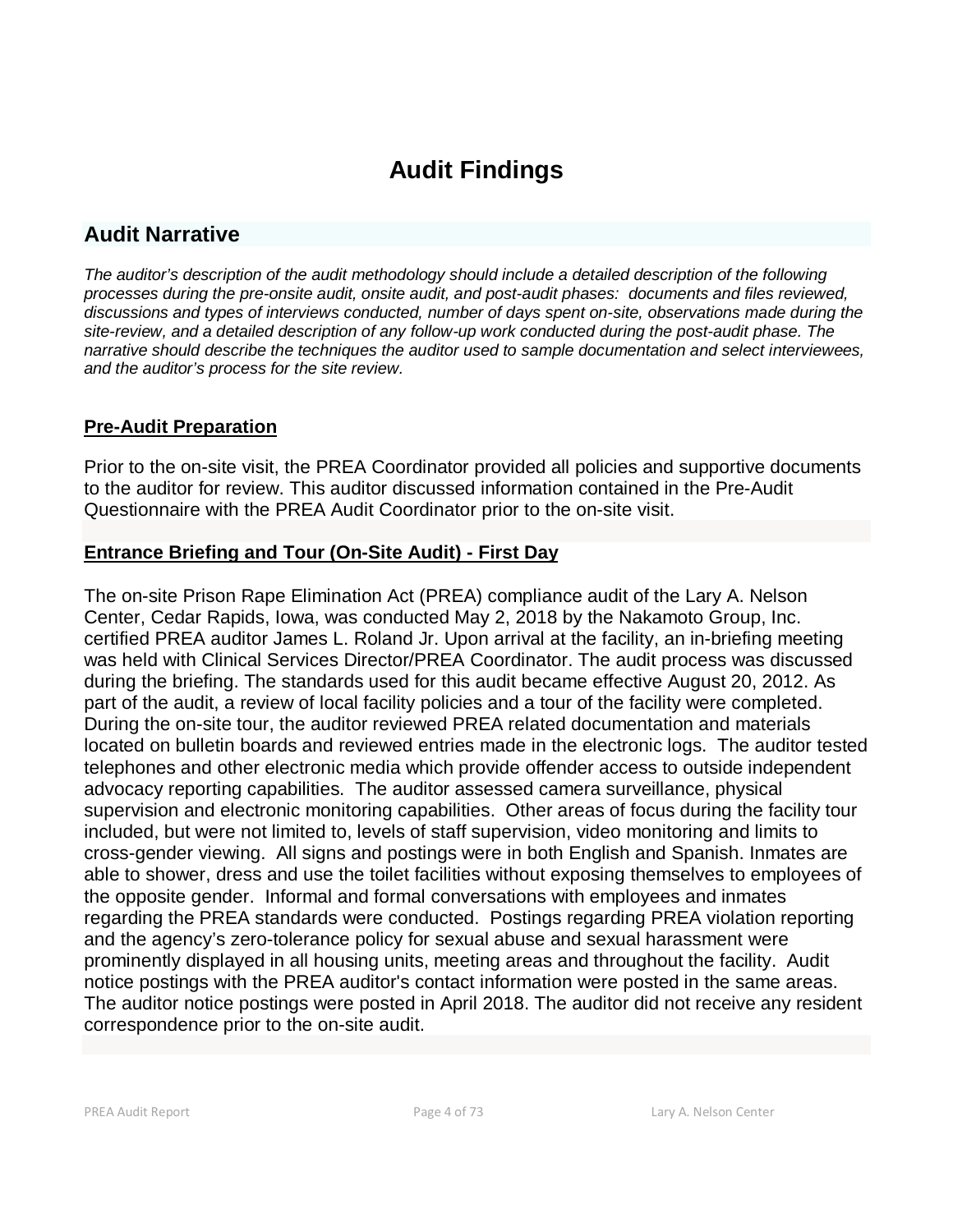# Audit Findings

## Audit Narrative

*The auditor's description of the audit methodology should include a detailed description of the following processes during the pre-onsite audit, onsite audit, and post-audit phases: documents and files reviewed, discussions and types of interviews conducted, number of days spent on-site, observations made during the site-review, and a detailed description of any follow-up work conducted during the post-audit phase. The narrative should describe the techniques the auditor used to sample documentation and select interviewees, and the auditor's process for the site review.*

**Pre-Audit Preparation**

Prior to the on-site visit, the PREA Coordinator provided all policies and supportive documents to the auditor for review. This auditor discussed information contained in the Pre-Audit Questionnaire with the PREA Audit Coordinator prior to the on-site visit.

**Entrance Briefing and Tour (On-Site Audit) - First Day**

The on-site Prison Rape Elimination Act (PREA) compliance audit of the Lary A. Nelson Center, Cedar Rapids, Iowa, was conducted May 2, 2018 by the Nakamoto Group, Inc. certified PREA auditor James L. Roland Jr. Upon arrival at the facility, an in-briefing meeting was held with Clinical Services Director/PREA Coordinator. The audit process was discussed during the briefing. The standards used for this audit became effective August 20, 2012. As part of the audit, a review of local facility policies and a tour of the facility were completed. During the on-site tour, the auditor reviewed PREA related documentation and materials located on bulletin boards and reviewed entries made in the electronic logs. The auditor tested telephones and other electronic media which provide offender access to outside independent advocacy reporting capabilities. The auditor assessed camera surveillance, physical supervision and electronic monitoring capabilities. Other areas of focus during the facility tour included, but were not limited to, levels of staff supervision, video monitoring and limits to cross-gender viewing. All signs and postings were in both English and Spanish. Inmates are able to shower, dress and use the toilet facilities without exposing themselves to employees of the opposite gender. Informal and formal conversations with employees and inmates regarding the PREA standards were conducted. Postings regarding PREA violation reporting and the agency's zero-tolerance policy for sexual abuse and sexual harassment were prominently displayed in all housing units, meeting areas and throughout the facility. Audit notice postings with the PREA auditor's contact information were posted in the same areas. The auditor notice postings were posted in April 2018. The auditor did not receive any resident correspondence prior to the on-site audit.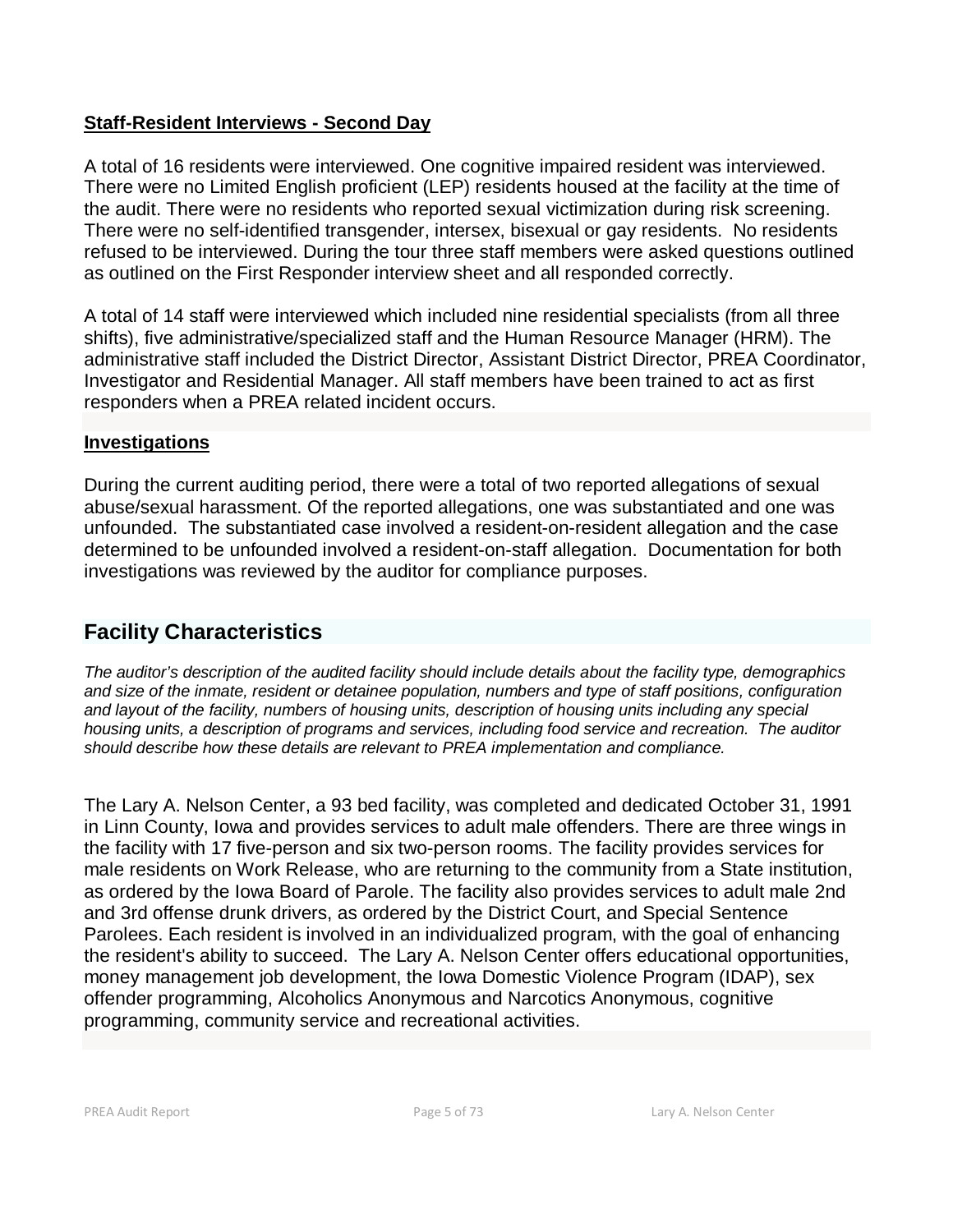**Staff-Resident Interviews - Second Day**

A total of 16 residents were interviewed. One cognitive impaired resident was interviewed. There were no Limited English proficient (LEP) residents housed at the facility at the time of the audit. There were no residents who reported sexual victimization during risk screening. There were no self-identified transgender, intersex, bisexual or gay residents. No residents refused to be interviewed. During the tour three staff members were asked questions outlined as outlined on the First Responder interview sheet and all responded correctly.

A total of 14 staff were interviewed which included nine residential specialists (from all three shifts), five administrative/specialized staff and the Human Resource Manager (HRM). The administrative staff included the District Director, Assistant District Director, PREA Coordinator, Investigator and Residential Manager. All staff members have been trained to act as first responders when a PREA related incident occurs.

**Investigations**

During the current auditing period, there were a total of two reported allegations of sexual abuse/sexual harassment. Of the reported allegations, one was substantiated and one was unfounded. The substantiated case involved a resident-on-resident allegation and the case determined to be unfounded involved a resident-on-staff allegation. Documentation for both investigations was reviewed by the auditor for compliance purposes.

## Facility Characteristics

*The auditor's description of the audited facility should include details about the facility type, demographics and size of the inmate, resident or detainee population, numbers and type of staff positions, configuration and layout of the facility, numbers of housing units, description of housing units including any special housing units, a description of programs and services, including food service and recreation. The auditor should describe how these details are relevant to PREA implementation and compliance.*

The Lary A. Nelson Center, a 93 bed facility, was completed and dedicated October 31, 1991 in Linn County, Iowa and provides services to adult male offenders. There are three wings in the facility with 17 five-person and six two-person rooms. The facility provides services for male residents on Work Release, who are returning to the community from a State institution, as ordered by the Iowa Board of Parole. The facility also provides services to adult male 2nd and 3rd offense drunk drivers, as ordered by the District Court, and Special Sentence Parolees. Each resident is involved in an individualized program, with the goal of enhancing the resident's ability to succeed. The Lary A. Nelson Center offers educational opportunities, money management job development, the Iowa Domestic Violence Program (IDAP), sex offender programming, Alcoholics Anonymous and Narcotics Anonymous, cognitive programming, community service and recreational activities.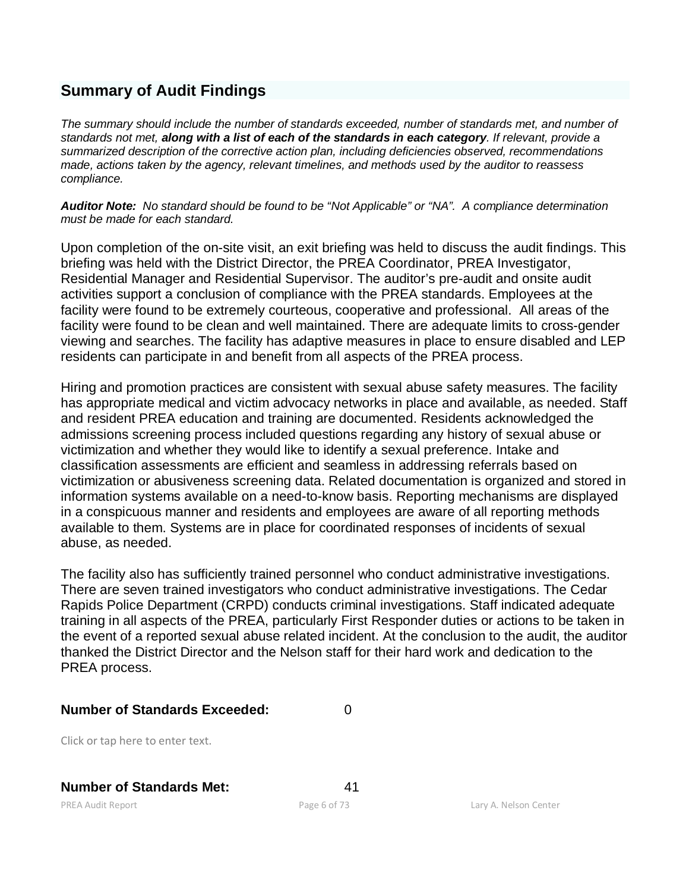## Summary of Audit Findings

*The summary should include the number of standards exceeded, number of standards met, and number of standards not met,* ***along with a list of each of the standards in each category****. If relevant, provide a summarized description of the corrective action plan, including deficiencies observed, recommendations made, actions taken by the agency, relevant timelines, and methods used by the auditor to reassess compliance.*

***Auditor Note:*** *No standard should be found to be "Not Applicable" or "NA". A compliance determination must be made for each standard.*

Upon completion of the on-site visit, an exit briefing was held to discuss the audit findings. This briefing was held with the District Director, the PREA Coordinator, PREA Investigator, Residential Manager and Residential Supervisor. The auditor's pre-audit and onsite audit activities support a conclusion of compliance with the PREA standards. Employees at the facility were found to be extremely courteous, cooperative and professional. All areas of the facility were found to be clean and well maintained. There are adequate limits to cross-gender viewing and searches. The facility has adaptive measures in place to ensure disabled and LEP residents can participate in and benefit from all aspects of the PREA process.

Hiring and promotion practices are consistent with sexual abuse safety measures. The facility has appropriate medical and victim advocacy networks in place and available, as needed. Staff and resident PREA education and training are documented. Residents acknowledged the admissions screening process included questions regarding any history of sexual abuse or victimization and whether they would like to identify a sexual preference. Intake and classification assessments are efficient and seamless in addressing referrals based on victimization or abusiveness screening data. Related documentation is organized and stored in information systems available on a need-to-know basis. Reporting mechanisms are displayed in a conspicuous manner and residents and employees are aware of all reporting methods available to them. Systems are in place for coordinated responses of incidents of sexual abuse, as needed.

The facility also has sufficiently trained personnel who conduct administrative investigations. There are seven trained investigators who conduct administrative investigations. The Cedar Rapids Police Department (CRPD) conducts criminal investigations. Staff indicated adequate training in all aspects of the PREA, particularly First Responder duties or actions to be taken in the event of a reported sexual abuse related incident. At the conclusion to the audit, the auditor thanked the District Director and the Nelson staff for their hard work and dedication to the PREA process.

**Number of Standards Exceeded:** 0

Click or tap here to enter text.

**Number of Standards Met:** 41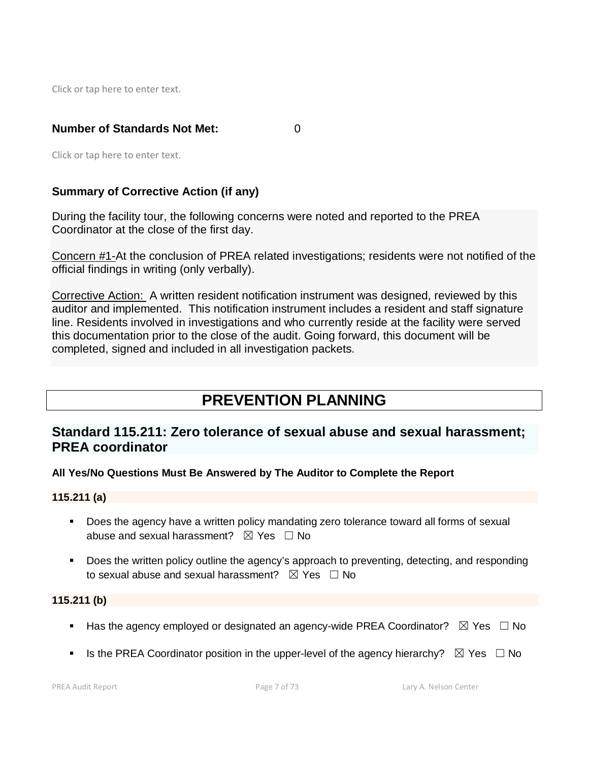Click or tap here to enter text.

**Number of Standards Not Met:** 0

Click or tap here to enter text.

**Summary of Corrective Action (if any)**

During the facility tour, the following concerns were noted and reported to the PREA Coordinator at the close of the first day.

Concern #1-At the conclusion of PREA related investigations; residents were not notified of the official findings in writing (only verbally).

Corrective Action: A written resident notification instrument was designed, reviewed by this auditor and implemented. This notification instrument includes a resident and staff signature line. Residents involved in investigations and who currently reside at the facility were served this documentation prior to the close of the audit. Going forward, this document will be completed, signed and included in all investigation packets.

# PREVENTION PLANNING

## Standard 115.211: Zero tolerance of sexual abuse and sexual harassment; PREA coordinator

**All Yes/No Questions Must Be Answered by The Auditor to Complete the Report**

**115.211 (a)**

- Does the agency have a written policy mandating zero tolerance toward all forms of sexual abuse and sexual harassment? ☒ Yes ☐ No
- Does the written policy outline the agency's approach to preventing, detecting, and responding to sexual abuse and sexual harassment? ☒ Yes ☐ No

**115.211 (b)**

- Has the agency employed or designated an agency-wide PREA Coordinator? ☒ Yes ☐ No
- Is the PREA Coordinator position in the upper-level of the agency hierarchy? ☒ Yes ☐ No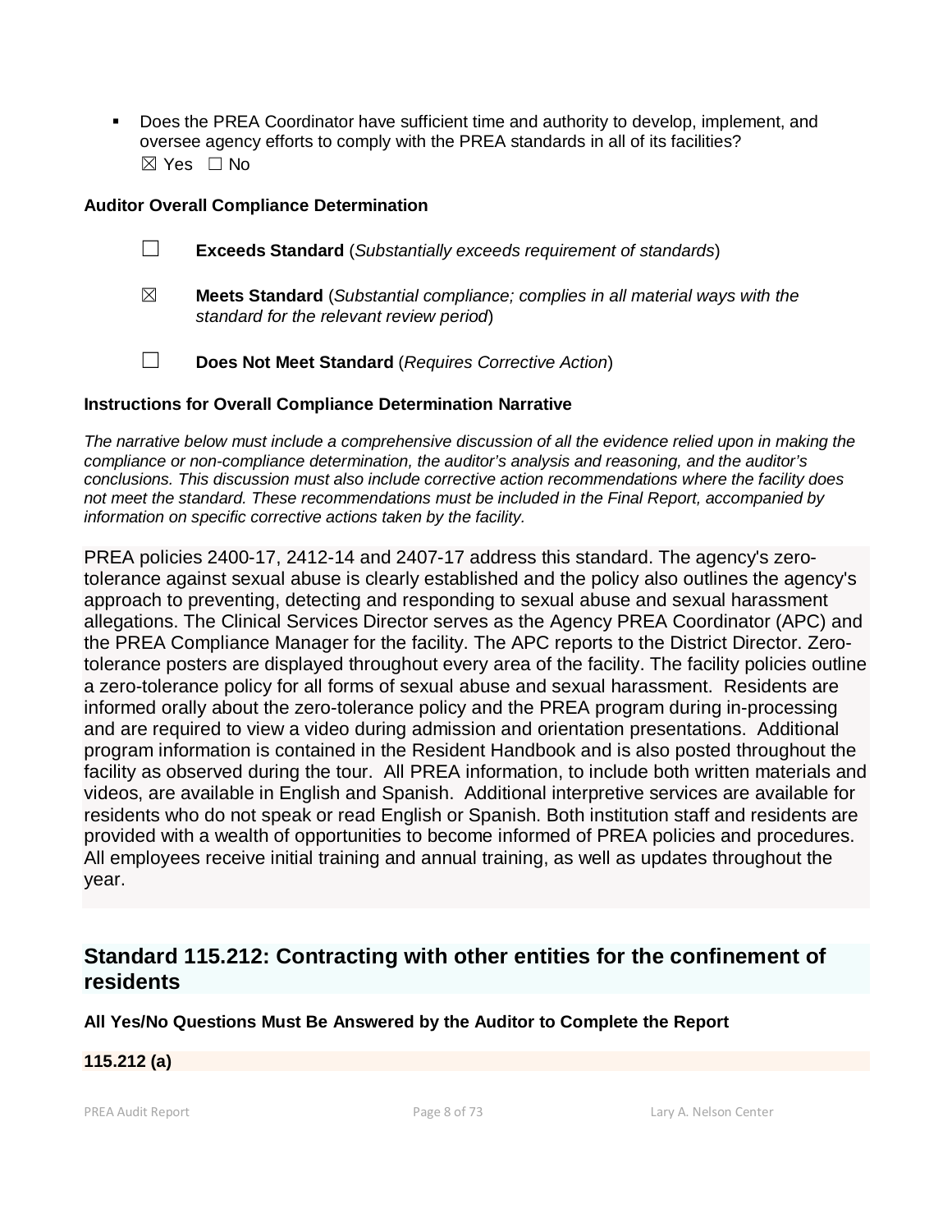- Does the PREA Coordinator have sufficient time and authority to develop, implement, and oversee agency efforts to comply with the PREA standards in all of its facilities?
  ☒ Yes ☐ No

**Auditor Overall Compliance Determination**

☐ **Exceeds Standard** (*Substantially exceeds requirement of standards*)

☒ **Meets Standard** (*Substantial compliance; complies in all material ways with the standard for the relevant review period*)

☐ **Does Not Meet Standard** (*Requires Corrective Action*)

**Instructions for Overall Compliance Determination Narrative**

*The narrative below must include a comprehensive discussion of all the evidence relied upon in making the compliance or non-compliance determination, the auditor's analysis and reasoning, and the auditor's conclusions. This discussion must also include corrective action recommendations where the facility does not meet the standard. These recommendations must be included in the Final Report, accompanied by information on specific corrective actions taken by the facility.*

PREA policies 2400-17, 2412-14 and 2407-17 address this standard. The agency's zero-tolerance against sexual abuse is clearly established and the policy also outlines the agency's approach to preventing, detecting and responding to sexual abuse and sexual harassment allegations. The Clinical Services Director serves as the Agency PREA Coordinator (APC) and the PREA Compliance Manager for the facility. The APC reports to the District Director. Zero-tolerance posters are displayed throughout every area of the facility. The facility policies outline a zero-tolerance policy for all forms of sexual abuse and sexual harassment. Residents are informed orally about the zero-tolerance policy and the PREA program during in-processing and are required to view a video during admission and orientation presentations. Additional program information is contained in the Resident Handbook and is also posted throughout the facility as observed during the tour. All PREA information, to include both written materials and videos, are available in English and Spanish. Additional interpretive services are available for residents who do not speak or read English or Spanish. Both institution staff and residents are provided with a wealth of opportunities to become informed of PREA policies and procedures. All employees receive initial training and annual training, as well as updates throughout the year.

## Standard 115.212: Contracting with other entities for the confinement of residents

**All Yes/No Questions Must Be Answered by the Auditor to Complete the Report**

**115.212 (a)**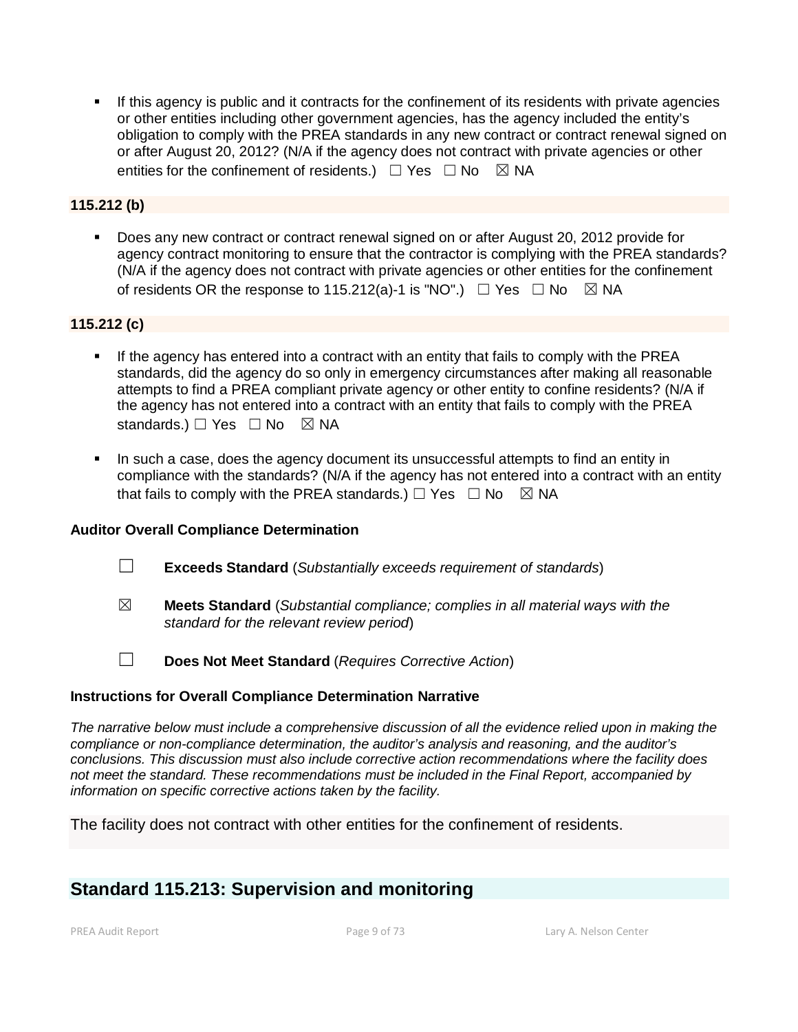- If this agency is public and it contracts for the confinement of its residents with private agencies or other entities including other government agencies, has the agency included the entity's obligation to comply with the PREA standards in any new contract or contract renewal signed on or after August 20, 2012? (N/A if the agency does not contract with private agencies or other entities for the confinement of residents.) ☐ Yes ☐ No ☒ NA

**115.212 (b)**

- Does any new contract or contract renewal signed on or after August 20, 2012 provide for agency contract monitoring to ensure that the contractor is complying with the PREA standards? (N/A if the agency does not contract with private agencies or other entities for the confinement of residents OR the response to 115.212(a)-1 is "NO".) ☐ Yes ☐ No ☒ NA

**115.212 (c)**

- If the agency has entered into a contract with an entity that fails to comply with the PREA standards, did the agency do so only in emergency circumstances after making all reasonable attempts to find a PREA compliant private agency or other entity to confine residents? (N/A if the agency has not entered into a contract with an entity that fails to comply with the PREA standards.) ☐ Yes ☐ No ☒ NA
- In such a case, does the agency document its unsuccessful attempts to find an entity in compliance with the standards? (N/A if the agency has not entered into a contract with an entity that fails to comply with the PREA standards.) ☐ Yes ☐ No ☒ NA

**Auditor Overall Compliance Determination**

☐ **Exceeds Standard** (*Substantially exceeds requirement of standards*)

☒ **Meets Standard** (*Substantial compliance; complies in all material ways with the standard for the relevant review period*)

☐ **Does Not Meet Standard** (*Requires Corrective Action*)

**Instructions for Overall Compliance Determination Narrative**

*The narrative below must include a comprehensive discussion of all the evidence relied upon in making the compliance or non-compliance determination, the auditor's analysis and reasoning, and the auditor's conclusions. This discussion must also include corrective action recommendations where the facility does not meet the standard. These recommendations must be included in the Final Report, accompanied by information on specific corrective actions taken by the facility.*

The facility does not contract with other entities for the confinement of residents.

## Standard 115.213: Supervision and monitoring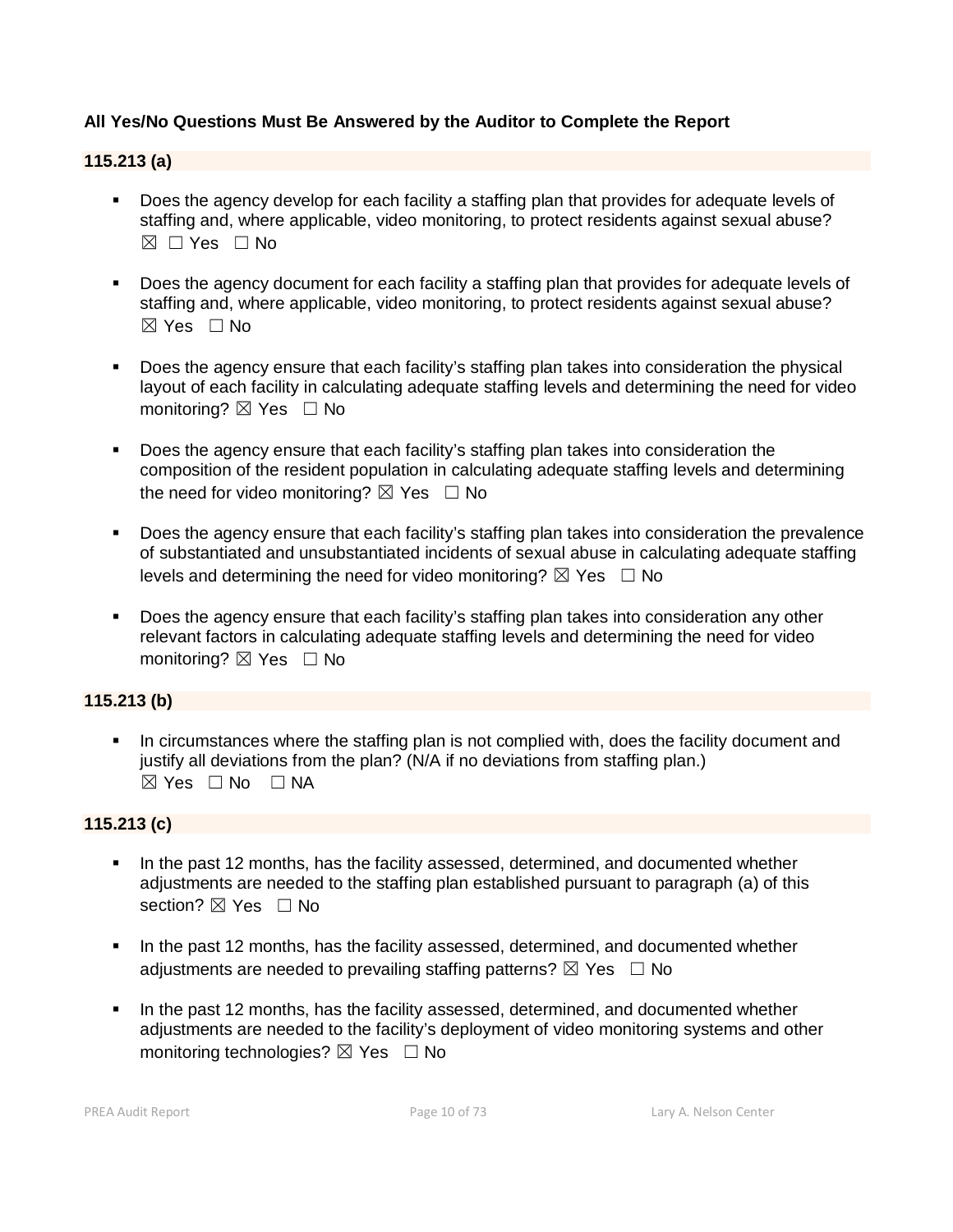**All Yes/No Questions Must Be Answered by the Auditor to Complete the Report**

**115.213 (a)**

- Does the agency develop for each facility a staffing plan that provides for adequate levels of staffing and, where applicable, video monitoring, to protect residents against sexual abuse? ☒ ☐ Yes ☐ No

- Does the agency document for each facility a staffing plan that provides for adequate levels of staffing and, where applicable, video monitoring, to protect residents against sexual abuse? ☒ Yes ☐ No

- Does the agency ensure that each facility's staffing plan takes into consideration the physical layout of each facility in calculating adequate staffing levels and determining the need for video monitoring? ☒ Yes ☐ No

- Does the agency ensure that each facility's staffing plan takes into consideration the composition of the resident population in calculating adequate staffing levels and determining the need for video monitoring? ☒ Yes ☐ No

- Does the agency ensure that each facility's staffing plan takes into consideration the prevalence of substantiated and unsubstantiated incidents of sexual abuse in calculating adequate staffing levels and determining the need for video monitoring? ☒ Yes ☐ No

- Does the agency ensure that each facility's staffing plan takes into consideration any other relevant factors in calculating adequate staffing levels and determining the need for video monitoring? ☒ Yes ☐ No

**115.213 (b)**

- In circumstances where the staffing plan is not complied with, does the facility document and justify all deviations from the plan? (N/A if no deviations from staffing plan.) ☒ Yes ☐ No ☐ NA

**115.213 (c)**

- In the past 12 months, has the facility assessed, determined, and documented whether adjustments are needed to the staffing plan established pursuant to paragraph (a) of this section? ☒ Yes ☐ No

- In the past 12 months, has the facility assessed, determined, and documented whether adjustments are needed to prevailing staffing patterns? ☒ Yes ☐ No

- In the past 12 months, has the facility assessed, determined, and documented whether adjustments are needed to the facility's deployment of video monitoring systems and other monitoring technologies? ☒ Yes ☐ No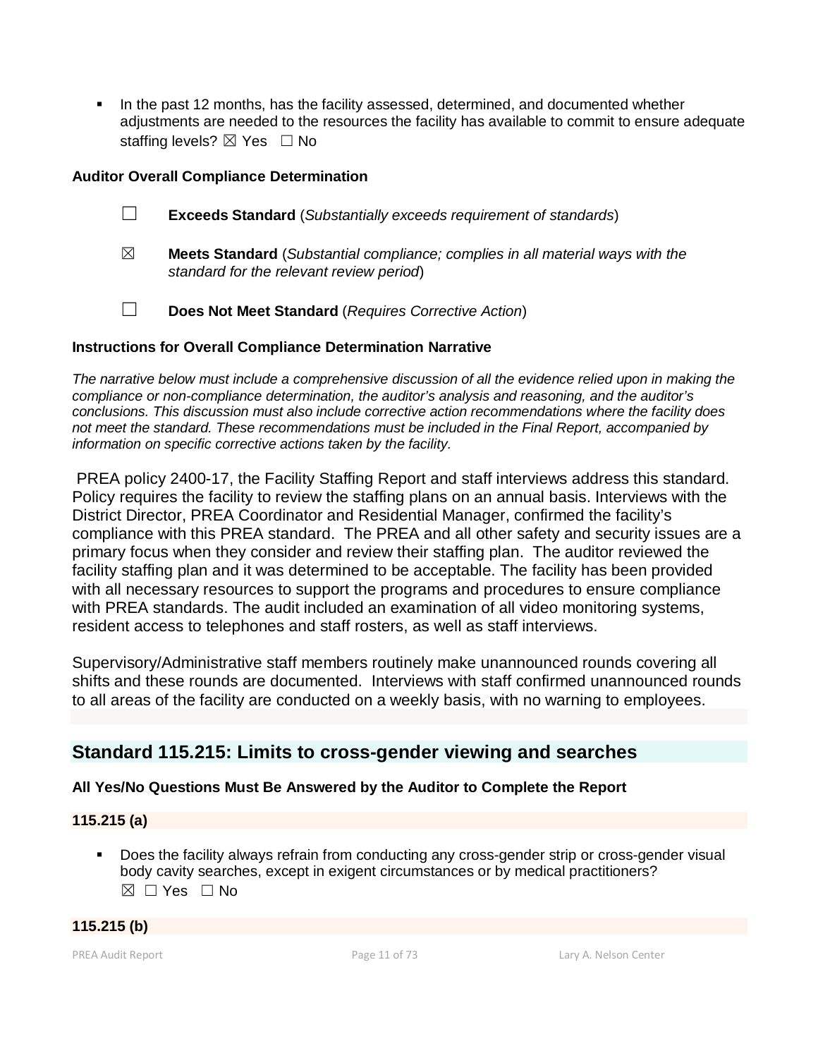- In the past 12 months, has the facility assessed, determined, and documented whether adjustments are needed to the resources the facility has available to commit to ensure adequate staffing levels? ☒ Yes ☐ No

**Auditor Overall Compliance Determination**

☐ **Exceeds Standard** (*Substantially exceeds requirement of standards*)

☒ **Meets Standard** (*Substantial compliance; complies in all material ways with the standard for the relevant review period*)

☐ **Does Not Meet Standard** (*Requires Corrective Action*)

**Instructions for Overall Compliance Determination Narrative**

*The narrative below must include a comprehensive discussion of all the evidence relied upon in making the compliance or non-compliance determination, the auditor's analysis and reasoning, and the auditor's conclusions. This discussion must also include corrective action recommendations where the facility does not meet the standard. These recommendations must be included in the Final Report, accompanied by information on specific corrective actions taken by the facility.*

PREA policy 2400-17, the Facility Staffing Report and staff interviews address this standard. Policy requires the facility to review the staffing plans on an annual basis. Interviews with the District Director, PREA Coordinator and Residential Manager, confirmed the facility's compliance with this PREA standard. The PREA and all other safety and security issues are a primary focus when they consider and review their staffing plan. The auditor reviewed the facility staffing plan and it was determined to be acceptable. The facility has been provided with all necessary resources to support the programs and procedures to ensure compliance with PREA standards. The audit included an examination of all video monitoring systems, resident access to telephones and staff rosters, as well as staff interviews.

Supervisory/Administrative staff members routinely make unannounced rounds covering all shifts and these rounds are documented. Interviews with staff confirmed unannounced rounds to all areas of the facility are conducted on a weekly basis, with no warning to employees.

## Standard 115.215: Limits to cross-gender viewing and searches

**All Yes/No Questions Must Be Answered by the Auditor to Complete the Report**

**115.215 (a)**

- Does the facility always refrain from conducting any cross-gender strip or cross-gender visual body cavity searches, except in exigent circumstances or by medical practitioners? ☒ ☐ Yes ☐ No

**115.215 (b)**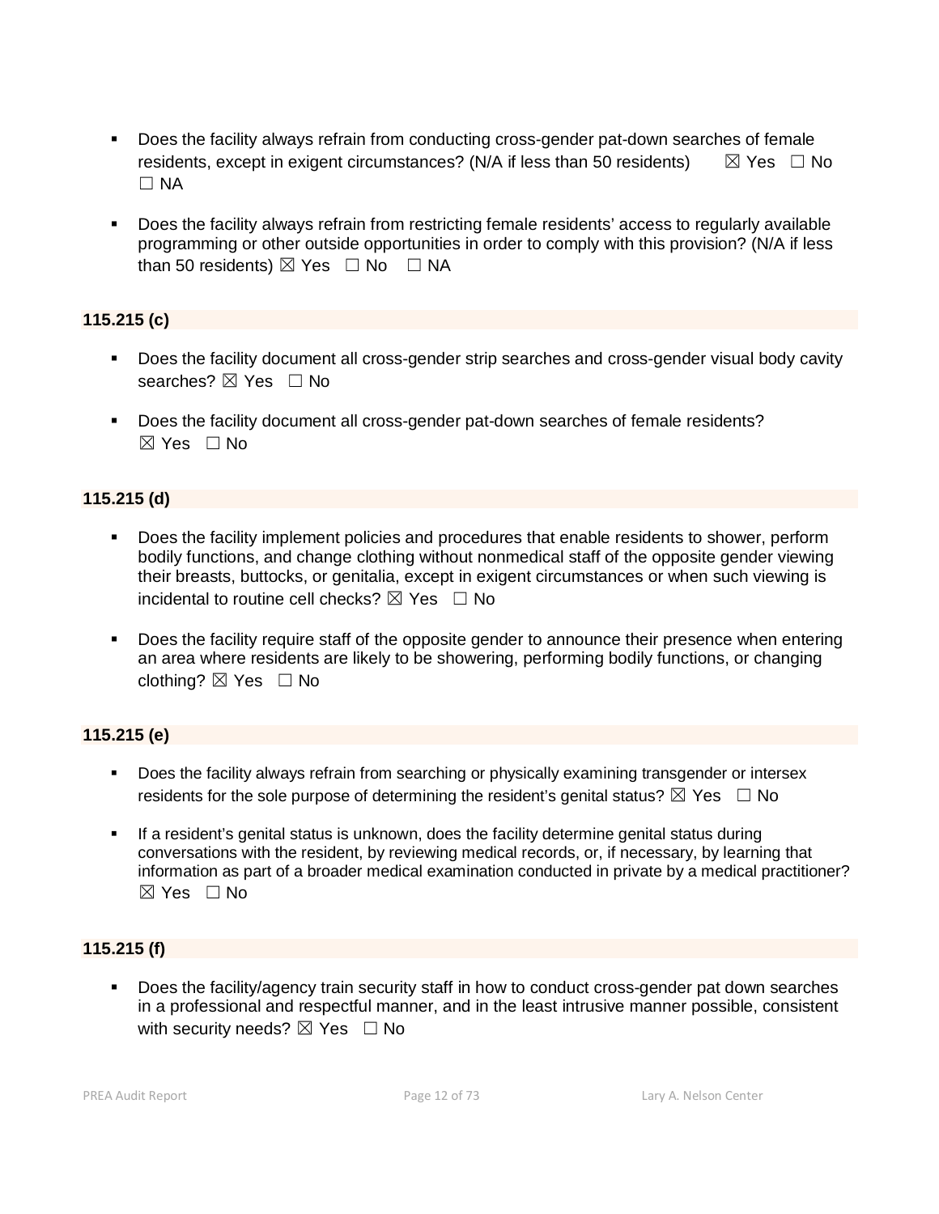- Does the facility always refrain from conducting cross-gender pat-down searches of female residents, except in exigent circumstances? (N/A if less than 50 residents) ☒ Yes ☐ No ☐ NA

- Does the facility always refrain from restricting female residents' access to regularly available programming or other outside opportunities in order to comply with this provision? (N/A if less than 50 residents) ☒ Yes ☐ No ☐ NA

**115.215 (c)**

- Does the facility document all cross-gender strip searches and cross-gender visual body cavity searches? ☒ Yes ☐ No

- Does the facility document all cross-gender pat-down searches of female residents? ☒ Yes ☐ No

**115.215 (d)**

- Does the facility implement policies and procedures that enable residents to shower, perform bodily functions, and change clothing without nonmedical staff of the opposite gender viewing their breasts, buttocks, or genitalia, except in exigent circumstances or when such viewing is incidental to routine cell checks? ☒ Yes ☐ No

- Does the facility require staff of the opposite gender to announce their presence when entering an area where residents are likely to be showering, performing bodily functions, or changing clothing? ☒ Yes ☐ No

**115.215 (e)**

- Does the facility always refrain from searching or physically examining transgender or intersex residents for the sole purpose of determining the resident's genital status? ☒ Yes ☐ No

- If a resident's genital status is unknown, does the facility determine genital status during conversations with the resident, by reviewing medical records, or, if necessary, by learning that information as part of a broader medical examination conducted in private by a medical practitioner? ☒ Yes ☐ No

**115.215 (f)**

- Does the facility/agency train security staff in how to conduct cross-gender pat down searches in a professional and respectful manner, and in the least intrusive manner possible, consistent with security needs? ☒ Yes ☐ No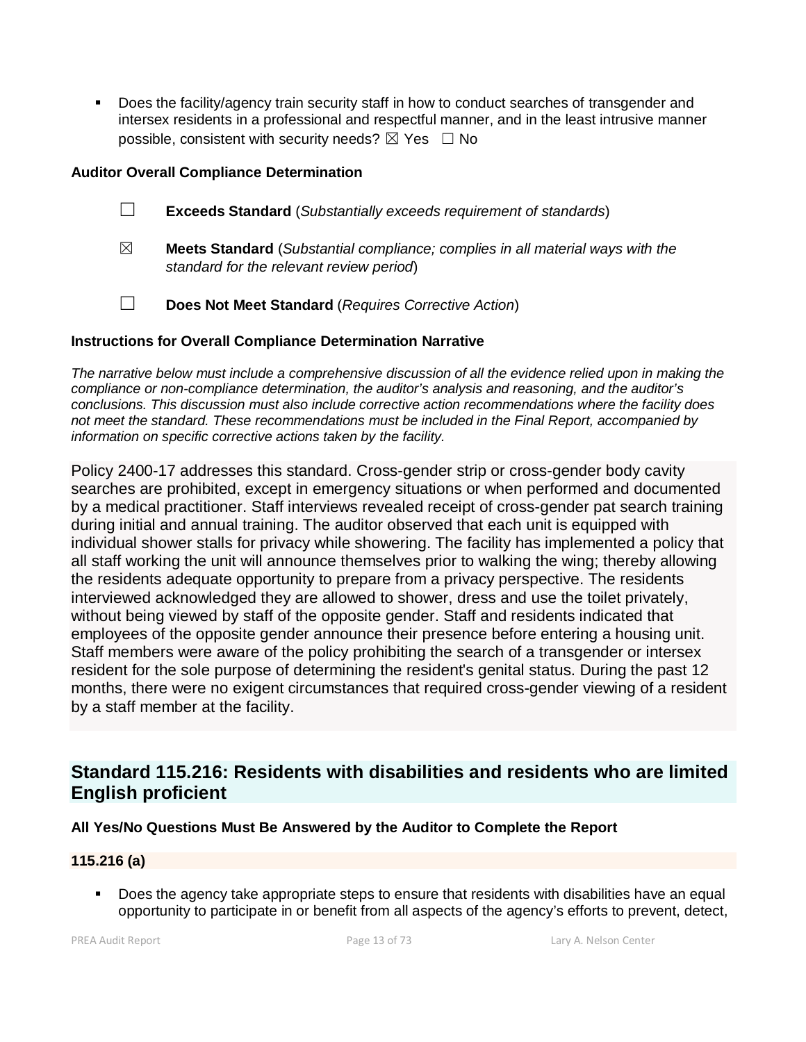- Does the facility/agency train security staff in how to conduct searches of transgender and intersex residents in a professional and respectful manner, and in the least intrusive manner possible, consistent with security needs? ☒ Yes ☐ No

**Auditor Overall Compliance Determination**

☐ **Exceeds Standard** (*Substantially exceeds requirement of standards*)

☒ **Meets Standard** (*Substantial compliance; complies in all material ways with the standard for the relevant review period*)

☐ **Does Not Meet Standard** (*Requires Corrective Action*)

**Instructions for Overall Compliance Determination Narrative**

*The narrative below must include a comprehensive discussion of all the evidence relied upon in making the compliance or non-compliance determination, the auditor's analysis and reasoning, and the auditor's conclusions. This discussion must also include corrective action recommendations where the facility does not meet the standard. These recommendations must be included in the Final Report, accompanied by information on specific corrective actions taken by the facility.*

Policy 2400-17 addresses this standard. Cross-gender strip or cross-gender body cavity searches are prohibited, except in emergency situations or when performed and documented by a medical practitioner. Staff interviews revealed receipt of cross-gender pat search training during initial and annual training. The auditor observed that each unit is equipped with individual shower stalls for privacy while showering. The facility has implemented a policy that all staff working the unit will announce themselves prior to walking the wing; thereby allowing the residents adequate opportunity to prepare from a privacy perspective. The residents interviewed acknowledged they are allowed to shower, dress and use the toilet privately, without being viewed by staff of the opposite gender. Staff and residents indicated that employees of the opposite gender announce their presence before entering a housing unit. Staff members were aware of the policy prohibiting the search of a transgender or intersex resident for the sole purpose of determining the resident's genital status. During the past 12 months, there were no exigent circumstances that required cross-gender viewing of a resident by a staff member at the facility.

## Standard 115.216: Residents with disabilities and residents who are limited English proficient

**All Yes/No Questions Must Be Answered by the Auditor to Complete the Report**

**115.216 (a)**

- Does the agency take appropriate steps to ensure that residents with disabilities have an equal opportunity to participate in or benefit from all aspects of the agency's efforts to prevent, detect,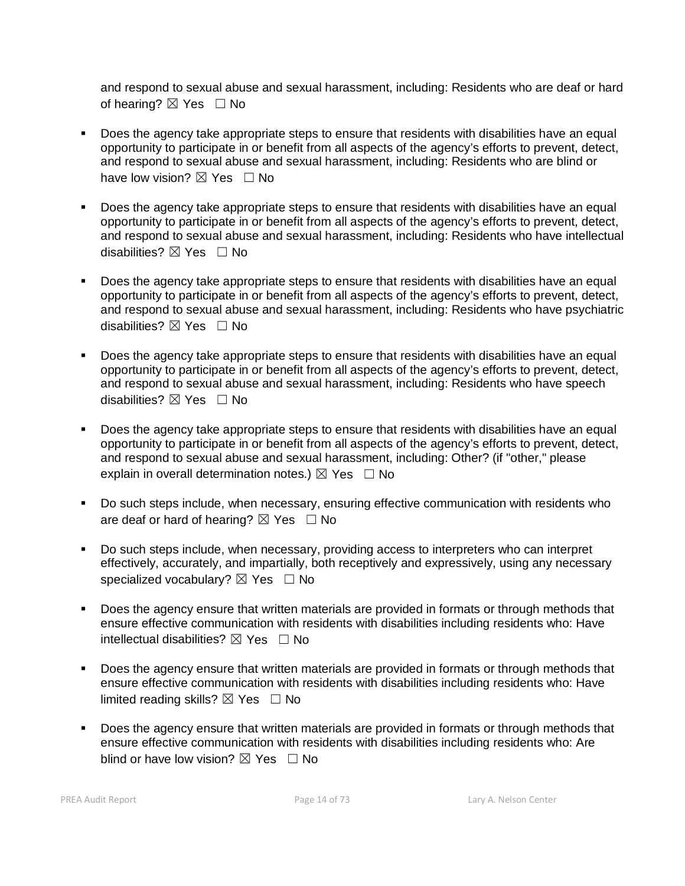and respond to sexual abuse and sexual harassment, including: Residents who are deaf or hard of hearing? ☒ Yes ☐ No

- Does the agency take appropriate steps to ensure that residents with disabilities have an equal opportunity to participate in or benefit from all aspects of the agency's efforts to prevent, detect, and respond to sexual abuse and sexual harassment, including: Residents who are blind or have low vision? ☒ Yes ☐ No

- Does the agency take appropriate steps to ensure that residents with disabilities have an equal opportunity to participate in or benefit from all aspects of the agency's efforts to prevent, detect, and respond to sexual abuse and sexual harassment, including: Residents who have intellectual disabilities? ☒ Yes ☐ No

- Does the agency take appropriate steps to ensure that residents with disabilities have an equal opportunity to participate in or benefit from all aspects of the agency's efforts to prevent, detect, and respond to sexual abuse and sexual harassment, including: Residents who have psychiatric disabilities? ☒ Yes ☐ No

- Does the agency take appropriate steps to ensure that residents with disabilities have an equal opportunity to participate in or benefit from all aspects of the agency's efforts to prevent, detect, and respond to sexual abuse and sexual harassment, including: Residents who have speech disabilities? ☒ Yes ☐ No

- Does the agency take appropriate steps to ensure that residents with disabilities have an equal opportunity to participate in or benefit from all aspects of the agency's efforts to prevent, detect, and respond to sexual abuse and sexual harassment, including: Other? (if "other," please explain in overall determination notes.) ☒ Yes ☐ No

- Do such steps include, when necessary, ensuring effective communication with residents who are deaf or hard of hearing? ☒ Yes ☐ No

- Do such steps include, when necessary, providing access to interpreters who can interpret effectively, accurately, and impartially, both receptively and expressively, using any necessary specialized vocabulary? ☒ Yes ☐ No

- Does the agency ensure that written materials are provided in formats or through methods that ensure effective communication with residents with disabilities including residents who: Have intellectual disabilities? ☒ Yes ☐ No

- Does the agency ensure that written materials are provided in formats or through methods that ensure effective communication with residents with disabilities including residents who: Have limited reading skills? ☒ Yes ☐ No

- Does the agency ensure that written materials are provided in formats or through methods that ensure effective communication with residents with disabilities including residents who: Are blind or have low vision? ☒ Yes ☐ No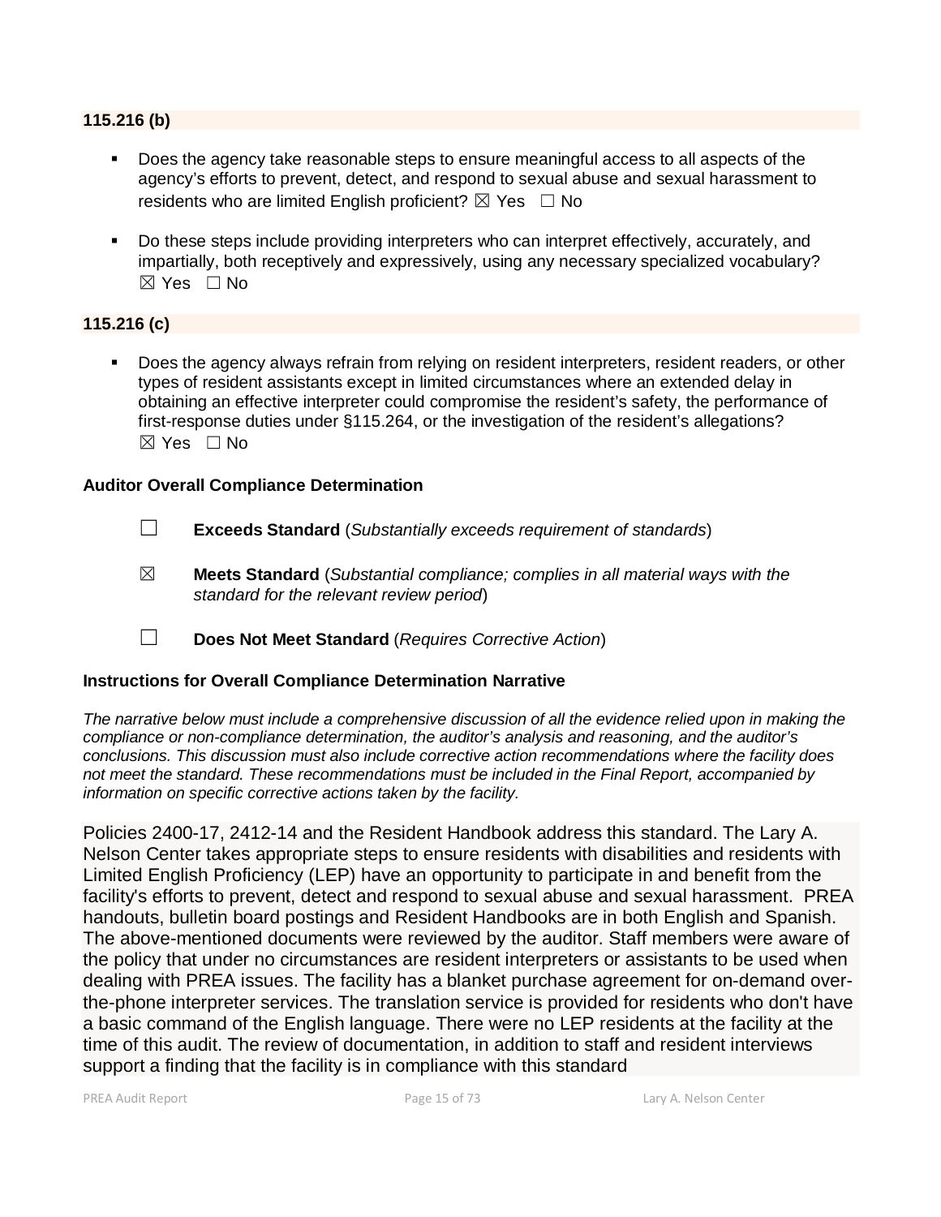### 115.216 (b)

- Does the agency take reasonable steps to ensure meaningful access to all aspects of the agency's efforts to prevent, detect, and respond to sexual abuse and sexual harassment to residents who are limited English proficient? ☒ Yes ☐ No

- Do these steps include providing interpreters who can interpret effectively, accurately, and impartially, both receptively and expressively, using any necessary specialized vocabulary? ☒ Yes ☐ No

### 115.216 (c)

- Does the agency always refrain from relying on resident interpreters, resident readers, or other types of resident assistants except in limited circumstances where an extended delay in obtaining an effective interpreter could compromise the resident's safety, the performance of first-response duties under §115.264, or the investigation of the resident's allegations? ☒ Yes ☐ No

**Auditor Overall Compliance Determination**

☐ **Exceeds Standard** (*Substantially exceeds requirement of standards*)

☒ **Meets Standard** (*Substantial compliance; complies in all material ways with the standard for the relevant review period*)

☐ **Does Not Meet Standard** (*Requires Corrective Action*)

**Instructions for Overall Compliance Determination Narrative**

*The narrative below must include a comprehensive discussion of all the evidence relied upon in making the compliance or non-compliance determination, the auditor's analysis and reasoning, and the auditor's conclusions. This discussion must also include corrective action recommendations where the facility does not meet the standard. These recommendations must be included in the Final Report, accompanied by information on specific corrective actions taken by the facility.*

Policies 2400-17, 2412-14 and the Resident Handbook address this standard. The Lary A. Nelson Center takes appropriate steps to ensure residents with disabilities and residents with Limited English Proficiency (LEP) have an opportunity to participate in and benefit from the facility's efforts to prevent, detect and respond to sexual abuse and sexual harassment. PREA handouts, bulletin board postings and Resident Handbooks are in both English and Spanish. The above-mentioned documents were reviewed by the auditor. Staff members were aware of the policy that under no circumstances are resident interpreters or assistants to be used when dealing with PREA issues. The facility has a blanket purchase agreement for on-demand over-the-phone interpreter services. The translation service is provided for residents who don't have a basic command of the English language. There were no LEP residents at the facility at the time of this audit. The review of documentation, in addition to staff and resident interviews support a finding that the facility is in compliance with this standard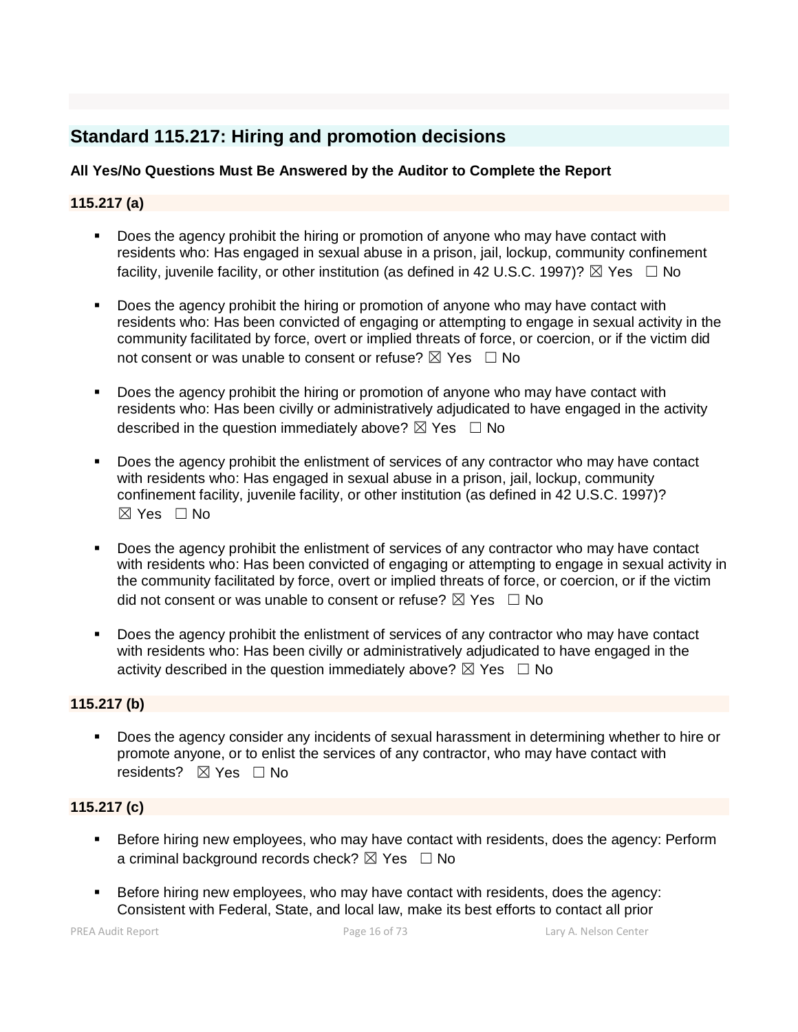## Standard 115.217: Hiring and promotion decisions

**All Yes/No Questions Must Be Answered by the Auditor to Complete the Report**

### 115.217 (a)

- Does the agency prohibit the hiring or promotion of anyone who may have contact with residents who: Has engaged in sexual abuse in a prison, jail, lockup, community confinement facility, juvenile facility, or other institution (as defined in 42 U.S.C. 1997)? ☒ Yes ☐ No

- Does the agency prohibit the hiring or promotion of anyone who may have contact with residents who: Has been convicted of engaging or attempting to engage in sexual activity in the community facilitated by force, overt or implied threats of force, or coercion, or if the victim did not consent or was unable to consent or refuse? ☒ Yes ☐ No

- Does the agency prohibit the hiring or promotion of anyone who may have contact with residents who: Has been civilly or administratively adjudicated to have engaged in the activity described in the question immediately above? ☒ Yes ☐ No

- Does the agency prohibit the enlistment of services of any contractor who may have contact with residents who: Has engaged in sexual abuse in a prison, jail, lockup, community confinement facility, juvenile facility, or other institution (as defined in 42 U.S.C. 1997)? ☒ Yes ☐ No

- Does the agency prohibit the enlistment of services of any contractor who may have contact with residents who: Has been convicted of engaging or attempting to engage in sexual activity in the community facilitated by force, overt or implied threats of force, or coercion, or if the victim did not consent or was unable to consent or refuse? ☒ Yes ☐ No

- Does the agency prohibit the enlistment of services of any contractor who may have contact with residents who: Has been civilly or administratively adjudicated to have engaged in the activity described in the question immediately above? ☒ Yes ☐ No

### 115.217 (b)

- Does the agency consider any incidents of sexual harassment in determining whether to hire or promote anyone, or to enlist the services of any contractor, who may have contact with residents? ☒ Yes ☐ No

### 115.217 (c)

- Before hiring new employees, who may have contact with residents, does the agency: Perform a criminal background records check? ☒ Yes ☐ No

- Before hiring new employees, who may have contact with residents, does the agency: Consistent with Federal, State, and local law, make its best efforts to contact all prior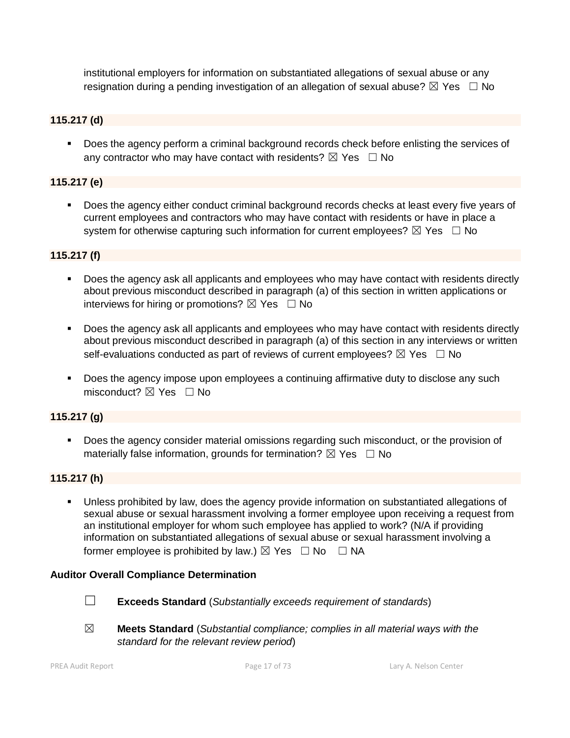institutional employers for information on substantiated allegations of sexual abuse or any resignation during a pending investigation of an allegation of sexual abuse? ☒ Yes ☐ No

**115.217 (d)**

- Does the agency perform a criminal background records check before enlisting the services of any contractor who may have contact with residents? ☒ Yes ☐ No

**115.217 (e)**

- Does the agency either conduct criminal background records checks at least every five years of current employees and contractors who may have contact with residents or have in place a system for otherwise capturing such information for current employees? ☒ Yes ☐ No

**115.217 (f)**

- Does the agency ask all applicants and employees who may have contact with residents directly about previous misconduct described in paragraph (a) of this section in written applications or interviews for hiring or promotions? ☒ Yes ☐ No
- Does the agency ask all applicants and employees who may have contact with residents directly about previous misconduct described in paragraph (a) of this section in any interviews or written self-evaluations conducted as part of reviews of current employees? ☒ Yes ☐ No
- Does the agency impose upon employees a continuing affirmative duty to disclose any such misconduct? ☒ Yes ☐ No

**115.217 (g)**

- Does the agency consider material omissions regarding such misconduct, or the provision of materially false information, grounds for termination? ☒ Yes ☐ No

**115.217 (h)**

- Unless prohibited by law, does the agency provide information on substantiated allegations of sexual abuse or sexual harassment involving a former employee upon receiving a request from an institutional employer for whom such employee has applied to work? (N/A if providing information on substantiated allegations of sexual abuse or sexual harassment involving a former employee is prohibited by law.) ☒ Yes ☐ No ☐ NA

**Auditor Overall Compliance Determination**

☐ **Exceeds Standard** (*Substantially exceeds requirement of standards*)

☒ **Meets Standard** (*Substantial compliance; complies in all material ways with the standard for the relevant review period*)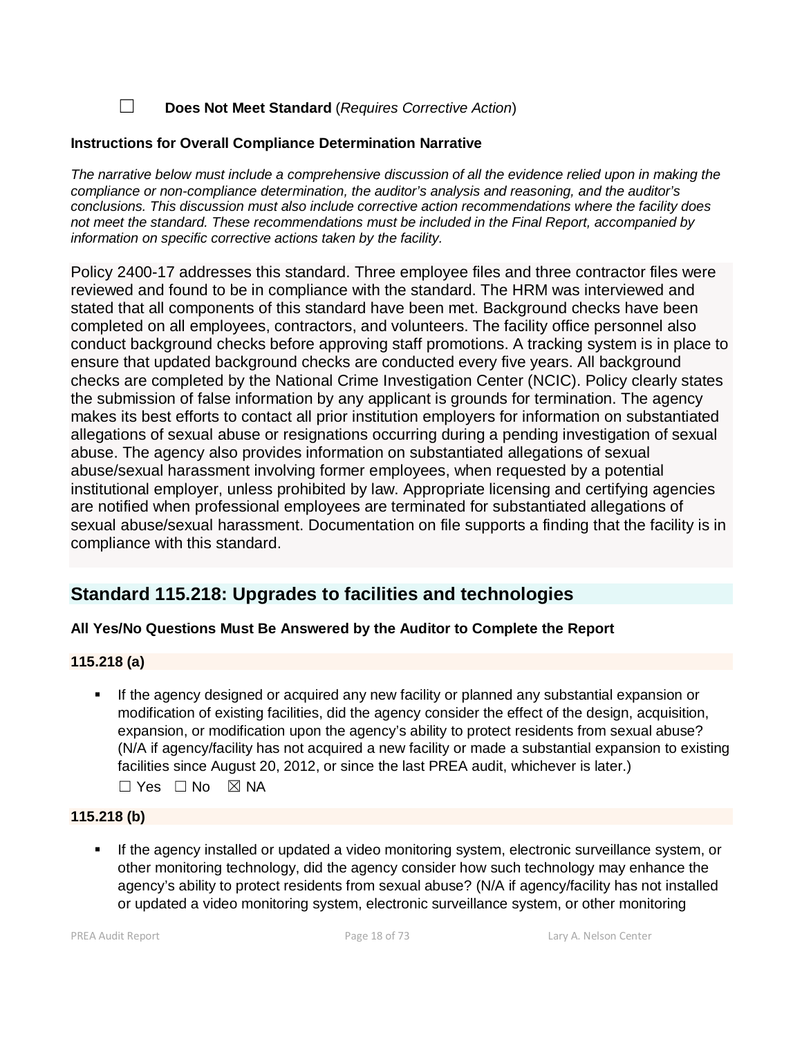☐ **Does Not Meet Standard** (*Requires Corrective Action*)

**Instructions for Overall Compliance Determination Narrative**

*The narrative below must include a comprehensive discussion of all the evidence relied upon in making the compliance or non-compliance determination, the auditor's analysis and reasoning, and the auditor's conclusions. This discussion must also include corrective action recommendations where the facility does not meet the standard. These recommendations must be included in the Final Report, accompanied by information on specific corrective actions taken by the facility.*

Policy 2400-17 addresses this standard. Three employee files and three contractor files were reviewed and found to be in compliance with the standard. The HRM was interviewed and stated that all components of this standard have been met. Background checks have been completed on all employees, contractors, and volunteers. The facility office personnel also conduct background checks before approving staff promotions. A tracking system is in place to ensure that updated background checks are conducted every five years. All background checks are completed by the National Crime Investigation Center (NCIC). Policy clearly states the submission of false information by any applicant is grounds for termination. The agency makes its best efforts to contact all prior institution employers for information on substantiated allegations of sexual abuse or resignations occurring during a pending investigation of sexual abuse. The agency also provides information on substantiated allegations of sexual abuse/sexual harassment involving former employees, when requested by a potential institutional employer, unless prohibited by law. Appropriate licensing and certifying agencies are notified when professional employees are terminated for substantiated allegations of sexual abuse/sexual harassment. Documentation on file supports a finding that the facility is in compliance with this standard.

## Standard 115.218: Upgrades to facilities and technologies

**All Yes/No Questions Must Be Answered by the Auditor to Complete the Report**

**115.218 (a)**

- If the agency designed or acquired any new facility or planned any substantial expansion or modification of existing facilities, did the agency consider the effect of the design, acquisition, expansion, or modification upon the agency's ability to protect residents from sexual abuse? (N/A if agency/facility has not acquired a new facility or made a substantial expansion to existing facilities since August 20, 2012, or since the last PREA audit, whichever is later.)
  ☐ Yes ☐ No ☒ NA

**115.218 (b)**

- If the agency installed or updated a video monitoring system, electronic surveillance system, or other monitoring technology, did the agency consider how such technology may enhance the agency's ability to protect residents from sexual abuse? (N/A if agency/facility has not installed or updated a video monitoring system, electronic surveillance system, or other monitoring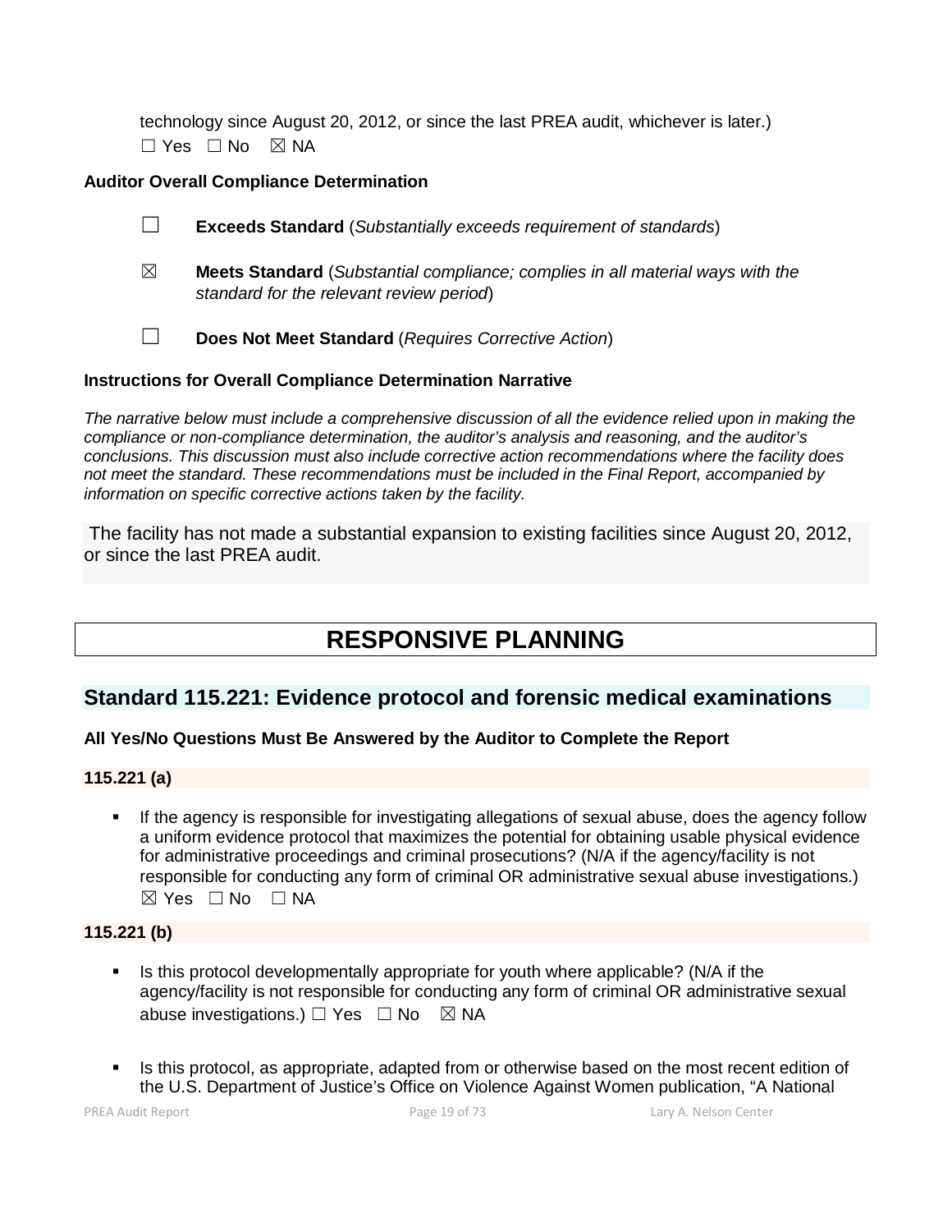technology since August 20, 2012, or since the last PREA audit, whichever is later.)
☐ Yes ☐ No ☒ NA

**Auditor Overall Compliance Determination**

☐ **Exceeds Standard** (*Substantially exceeds requirement of standards*)

☒ **Meets Standard** (*Substantial compliance; complies in all material ways with the standard for the relevant review period*)

☐ **Does Not Meet Standard** (*Requires Corrective Action*)

**Instructions for Overall Compliance Determination Narrative**

*The narrative below must include a comprehensive discussion of all the evidence relied upon in making the compliance or non-compliance determination, the auditor's analysis and reasoning, and the auditor's conclusions. This discussion must also include corrective action recommendations where the facility does not meet the standard. These recommendations must be included in the Final Report, accompanied by information on specific corrective actions taken by the facility.*

The facility has not made a substantial expansion to existing facilities since August 20, 2012, or since the last PREA audit.

# RESPONSIVE PLANNING

## Standard 115.221: Evidence protocol and forensic medical examinations

**All Yes/No Questions Must Be Answered by the Auditor to Complete the Report**

**115.221 (a)**

- If the agency is responsible for investigating allegations of sexual abuse, does the agency follow a uniform evidence protocol that maximizes the potential for obtaining usable physical evidence for administrative proceedings and criminal prosecutions? (N/A if the agency/facility is not responsible for conducting any form of criminal OR administrative sexual abuse investigations.)
☒ Yes ☐ No ☐ NA

**115.221 (b)**

- Is this protocol developmentally appropriate for youth where applicable? (N/A if the agency/facility is not responsible for conducting any form of criminal OR administrative sexual abuse investigations.) ☐ Yes ☐ No ☒ NA

- Is this protocol, as appropriate, adapted from or otherwise based on the most recent edition of the U.S. Department of Justice's Office on Violence Against Women publication, "A National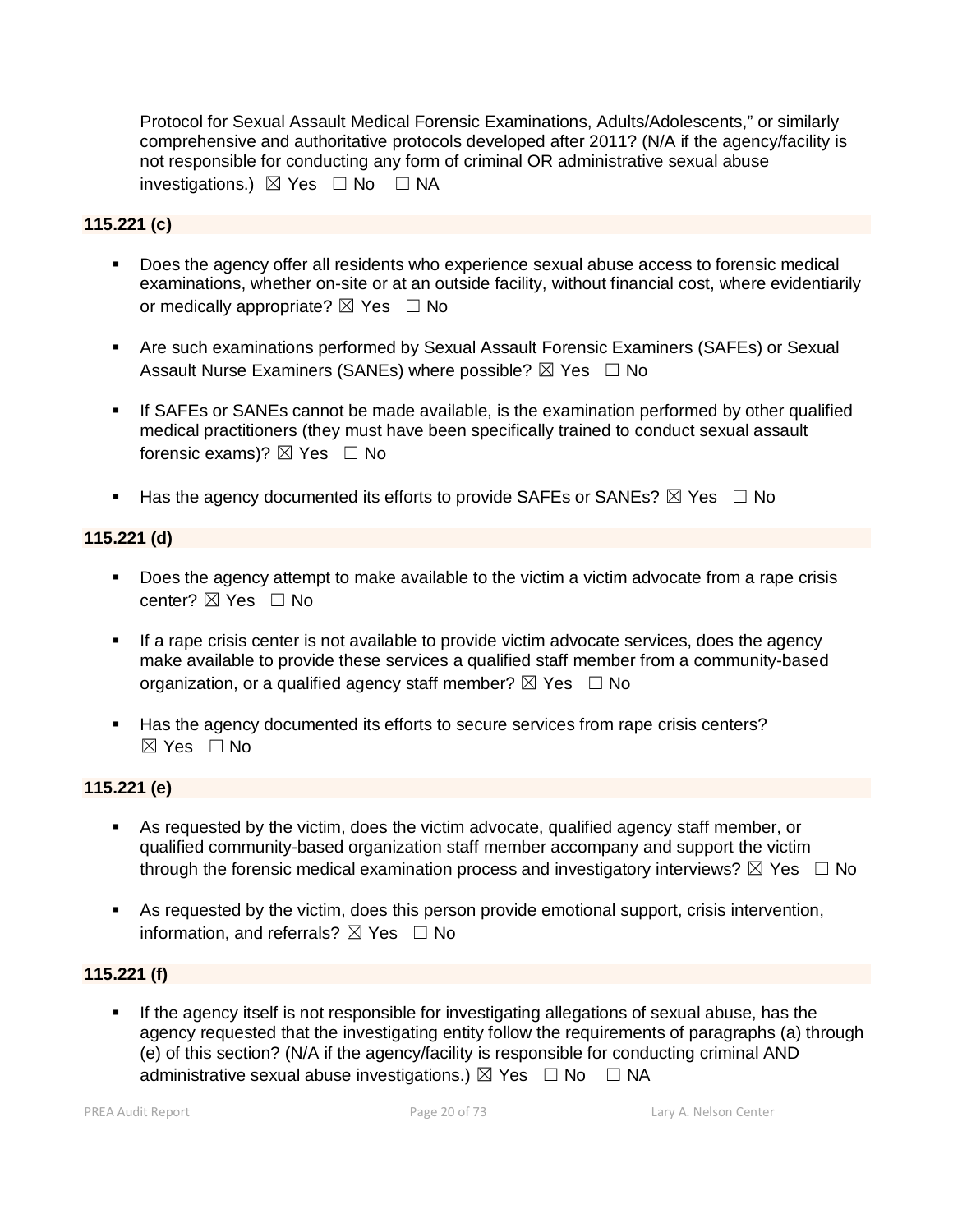Protocol for Sexual Assault Medical Forensic Examinations, Adults/Adolescents," or similarly comprehensive and authoritative protocols developed after 2011? (N/A if the agency/facility is not responsible for conducting any form of criminal OR administrative sexual abuse investigations.) ☒ Yes ☐ No ☐ NA

**115.221 (c)**

- Does the agency offer all residents who experience sexual abuse access to forensic medical examinations, whether on-site or at an outside facility, without financial cost, where evidentiarily or medically appropriate? ☒ Yes ☐ No

- Are such examinations performed by Sexual Assault Forensic Examiners (SAFEs) or Sexual Assault Nurse Examiners (SANEs) where possible? ☒ Yes ☐ No

- If SAFEs or SANEs cannot be made available, is the examination performed by other qualified medical practitioners (they must have been specifically trained to conduct sexual assault forensic exams)? ☒ Yes ☐ No

- Has the agency documented its efforts to provide SAFEs or SANEs? ☒ Yes ☐ No

**115.221 (d)**

- Does the agency attempt to make available to the victim a victim advocate from a rape crisis center? ☒ Yes ☐ No

- If a rape crisis center is not available to provide victim advocate services, does the agency make available to provide these services a qualified staff member from a community-based organization, or a qualified agency staff member? ☒ Yes ☐ No

- Has the agency documented its efforts to secure services from rape crisis centers? ☒ Yes ☐ No

**115.221 (e)**

- As requested by the victim, does the victim advocate, qualified agency staff member, or qualified community-based organization staff member accompany and support the victim through the forensic medical examination process and investigatory interviews? ☒ Yes ☐ No

- As requested by the victim, does this person provide emotional support, crisis intervention, information, and referrals? ☒ Yes ☐ No

**115.221 (f)**

- If the agency itself is not responsible for investigating allegations of sexual abuse, has the agency requested that the investigating entity follow the requirements of paragraphs (a) through (e) of this section? (N/A if the agency/facility is responsible for conducting criminal AND administrative sexual abuse investigations.) ☒ Yes ☐ No ☐ NA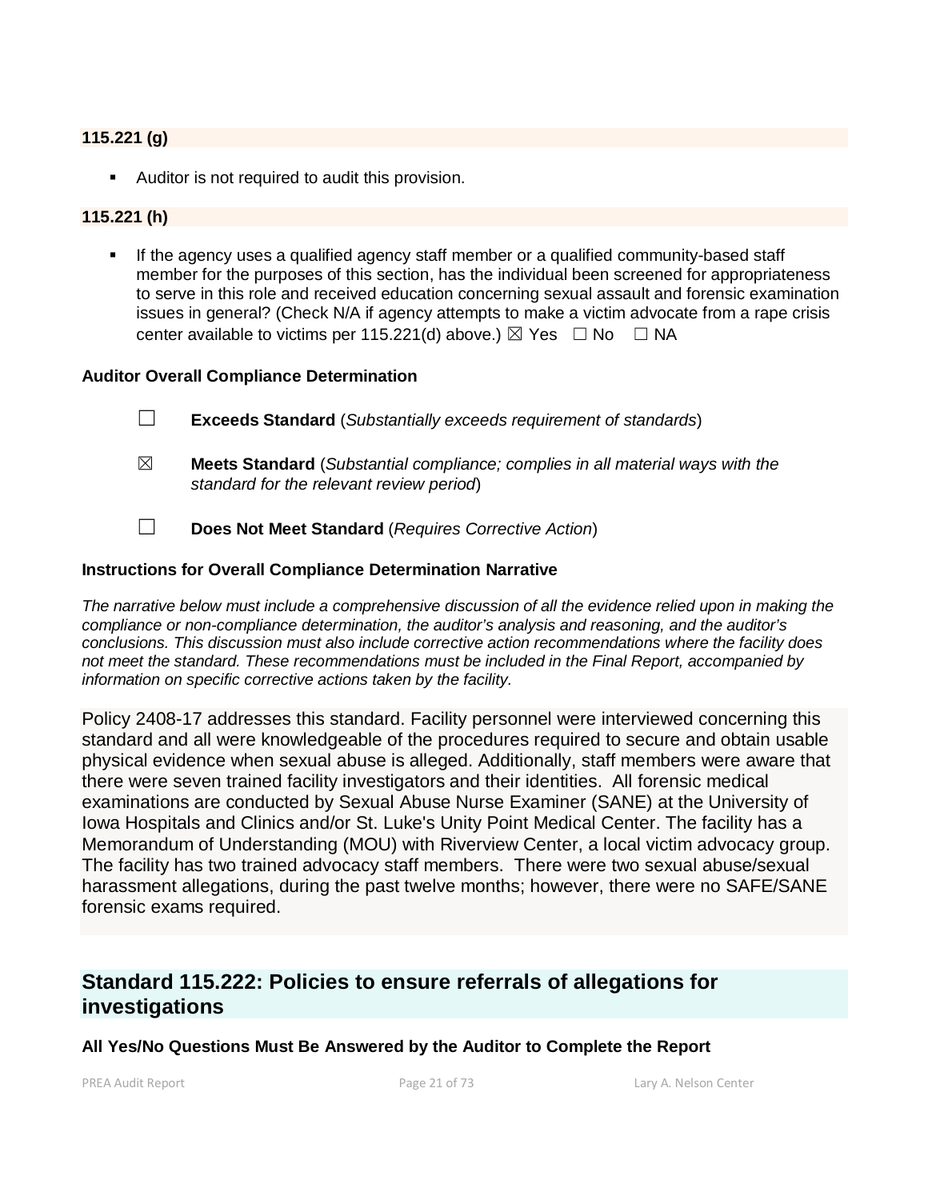**115.221 (g)**

- Auditor is not required to audit this provision.

**115.221 (h)**

- If the agency uses a qualified agency staff member or a qualified community-based staff member for the purposes of this section, has the individual been screened for appropriateness to serve in this role and received education concerning sexual assault and forensic examination issues in general? (Check N/A if agency attempts to make a victim advocate from a rape crisis center available to victims per 115.221(d) above.) ☒ Yes ☐ No ☐ NA

**Auditor Overall Compliance Determination**

☐ **Exceeds Standard** (*Substantially exceeds requirement of standards*)

☒ **Meets Standard** (*Substantial compliance; complies in all material ways with the standard for the relevant review period*)

☐ **Does Not Meet Standard** (*Requires Corrective Action*)

**Instructions for Overall Compliance Determination Narrative**

*The narrative below must include a comprehensive discussion of all the evidence relied upon in making the compliance or non-compliance determination, the auditor's analysis and reasoning, and the auditor's conclusions. This discussion must also include corrective action recommendations where the facility does not meet the standard. These recommendations must be included in the Final Report, accompanied by information on specific corrective actions taken by the facility.*

Policy 2408-17 addresses this standard. Facility personnel were interviewed concerning this standard and all were knowledgeable of the procedures required to secure and obtain usable physical evidence when sexual abuse is alleged. Additionally, staff members were aware that there were seven trained facility investigators and their identities. All forensic medical examinations are conducted by Sexual Abuse Nurse Examiner (SANE) at the University of Iowa Hospitals and Clinics and/or St. Luke's Unity Point Medical Center. The facility has a Memorandum of Understanding (MOU) with Riverview Center, a local victim advocacy group. The facility has two trained advocacy staff members. There were two sexual abuse/sexual harassment allegations, during the past twelve months; however, there were no SAFE/SANE forensic exams required.

## Standard 115.222: Policies to ensure referrals of allegations for investigations

**All Yes/No Questions Must Be Answered by the Auditor to Complete the Report**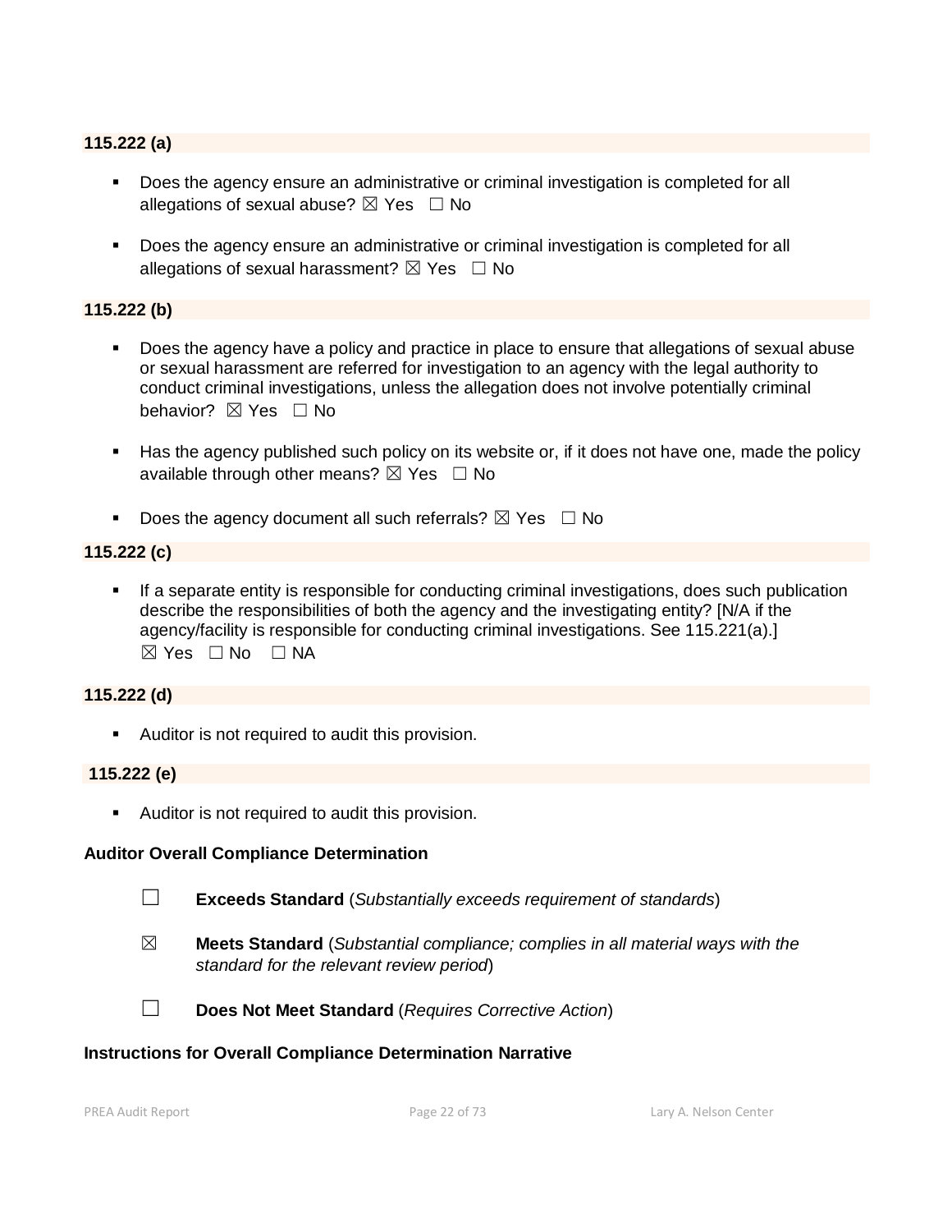### 115.222 (a)

- Does the agency ensure an administrative or criminal investigation is completed for all allegations of sexual abuse? ☒ Yes ☐ No
- Does the agency ensure an administrative or criminal investigation is completed for all allegations of sexual harassment? ☒ Yes ☐ No

### 115.222 (b)

- Does the agency have a policy and practice in place to ensure that allegations of sexual abuse or sexual harassment are referred for investigation to an agency with the legal authority to conduct criminal investigations, unless the allegation does not involve potentially criminal behavior? ☒ Yes ☐ No
- Has the agency published such policy on its website or, if it does not have one, made the policy available through other means? ☒ Yes ☐ No
- Does the agency document all such referrals? ☒ Yes ☐ No

### 115.222 (c)

- If a separate entity is responsible for conducting criminal investigations, does such publication describe the responsibilities of both the agency and the investigating entity? [N/A if the agency/facility is responsible for conducting criminal investigations. See 115.221(a).] ☒ Yes ☐ No ☐ NA

### 115.222 (d)

- Auditor is not required to audit this provision.

### 115.222 (e)

- Auditor is not required to audit this provision.

**Auditor Overall Compliance Determination**

☐ **Exceeds Standard** (*Substantially exceeds requirement of standards*)

☒ **Meets Standard** (*Substantial compliance; complies in all material ways with the standard for the relevant review period*)

☐ **Does Not Meet Standard** (*Requires Corrective Action*)

**Instructions for Overall Compliance Determination Narrative**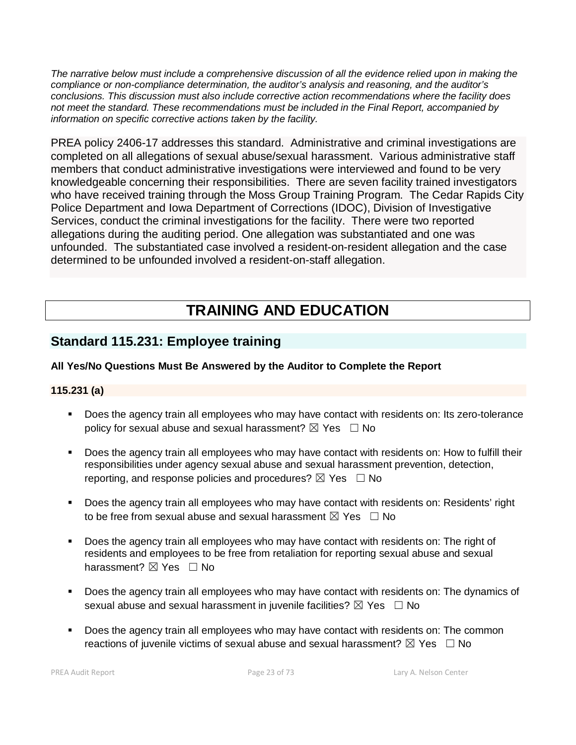*The narrative below must include a comprehensive discussion of all the evidence relied upon in making the compliance or non-compliance determination, the auditor's analysis and reasoning, and the auditor's conclusions. This discussion must also include corrective action recommendations where the facility does not meet the standard. These recommendations must be included in the Final Report, accompanied by information on specific corrective actions taken by the facility.*

PREA policy 2406-17 addresses this standard. Administrative and criminal investigations are completed on all allegations of sexual abuse/sexual harassment. Various administrative staff members that conduct administrative investigations were interviewed and found to be very knowledgeable concerning their responsibilities. There are seven facility trained investigators who have received training through the Moss Group Training Program. The Cedar Rapids City Police Department and Iowa Department of Corrections (IDOC), Division of Investigative Services, conduct the criminal investigations for the facility. There were two reported allegations during the auditing period. One allegation was substantiated and one was unfounded. The substantiated case involved a resident-on-resident allegation and the case determined to be unfounded involved a resident-on-staff allegation.

# TRAINING AND EDUCATION

## Standard 115.231: Employee training

**All Yes/No Questions Must Be Answered by the Auditor to Complete the Report**

**115.231 (a)**

- Does the agency train all employees who may have contact with residents on: Its zero-tolerance policy for sexual abuse and sexual harassment? ☒ Yes ☐ No
- Does the agency train all employees who may have contact with residents on: How to fulfill their responsibilities under agency sexual abuse and sexual harassment prevention, detection, reporting, and response policies and procedures? ☒ Yes ☐ No
- Does the agency train all employees who may have contact with residents on: Residents' right to be free from sexual abuse and sexual harassment ☒ Yes ☐ No
- Does the agency train all employees who may have contact with residents on: The right of residents and employees to be free from retaliation for reporting sexual abuse and sexual harassment? ☒ Yes ☐ No
- Does the agency train all employees who may have contact with residents on: The dynamics of sexual abuse and sexual harassment in juvenile facilities? ☒ Yes ☐ No
- Does the agency train all employees who may have contact with residents on: The common reactions of juvenile victims of sexual abuse and sexual harassment? ☒ Yes ☐ No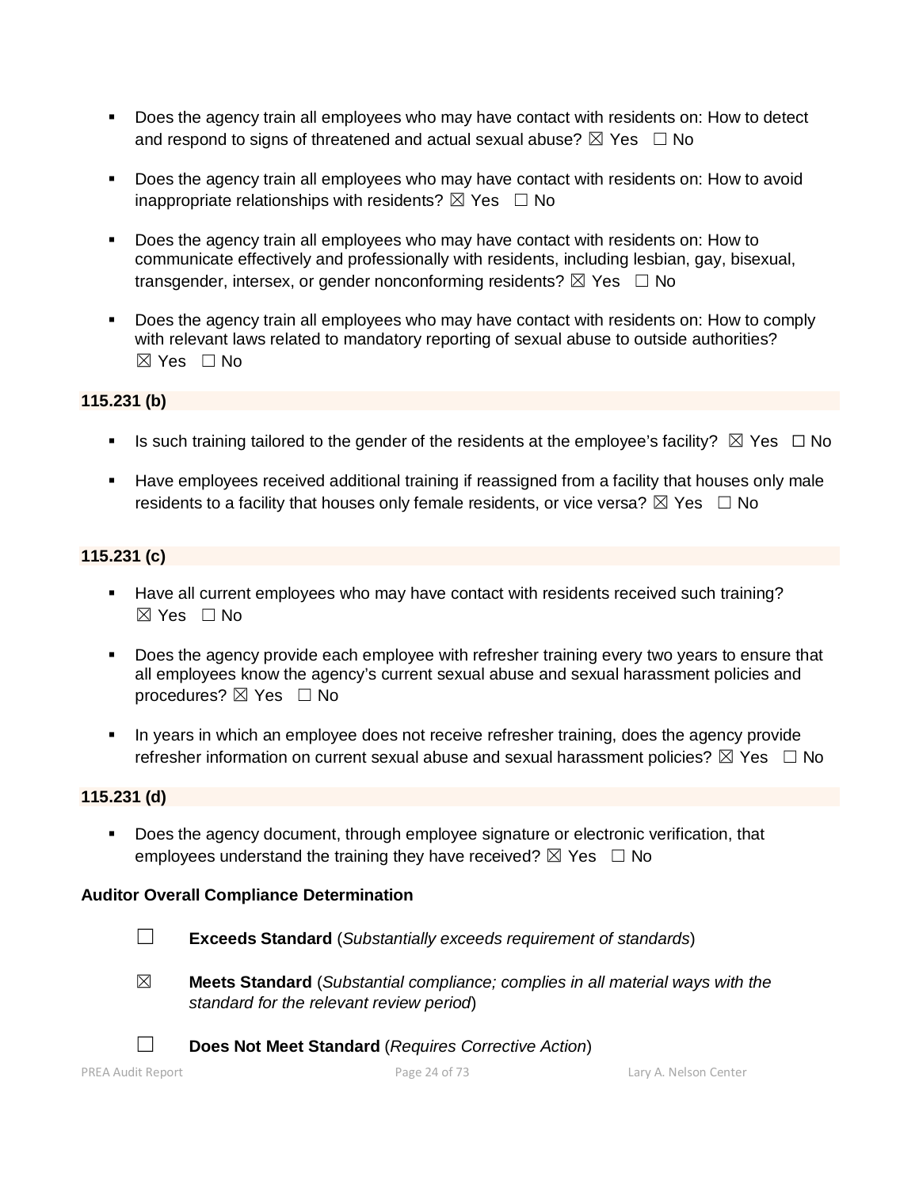- Does the agency train all employees who may have contact with residents on: How to detect and respond to signs of threatened and actual sexual abuse? ☒ Yes ☐ No

- Does the agency train all employees who may have contact with residents on: How to avoid inappropriate relationships with residents? ☒ Yes ☐ No

- Does the agency train all employees who may have contact with residents on: How to communicate effectively and professionally with residents, including lesbian, gay, bisexual, transgender, intersex, or gender nonconforming residents? ☒ Yes ☐ No

- Does the agency train all employees who may have contact with residents on: How to comply with relevant laws related to mandatory reporting of sexual abuse to outside authorities? ☒ Yes ☐ No

**115.231 (b)**

- Is such training tailored to the gender of the residents at the employee's facility? ☒ Yes ☐ No

- Have employees received additional training if reassigned from a facility that houses only male residents to a facility that houses only female residents, or vice versa? ☒ Yes ☐ No

**115.231 (c)**

- Have all current employees who may have contact with residents received such training? ☒ Yes ☐ No

- Does the agency provide each employee with refresher training every two years to ensure that all employees know the agency's current sexual abuse and sexual harassment policies and procedures? ☒ Yes ☐ No

- In years in which an employee does not receive refresher training, does the agency provide refresher information on current sexual abuse and sexual harassment policies? ☒ Yes ☐ No

**115.231 (d)**

- Does the agency document, through employee signature or electronic verification, that employees understand the training they have received? ☒ Yes ☐ No

**Auditor Overall Compliance Determination**

☐ **Exceeds Standard** (*Substantially exceeds requirement of standards*)

☒ **Meets Standard** (*Substantial compliance; complies in all material ways with the standard for the relevant review period*)

☐ **Does Not Meet Standard** (*Requires Corrective Action*)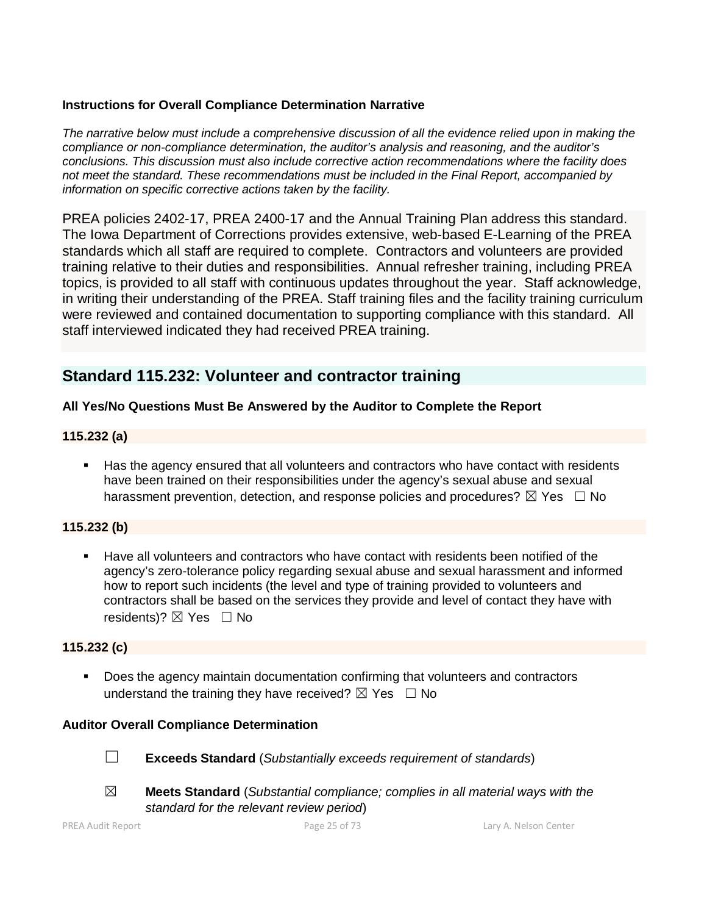**Instructions for Overall Compliance Determination Narrative**

*The narrative below must include a comprehensive discussion of all the evidence relied upon in making the compliance or non-compliance determination, the auditor's analysis and reasoning, and the auditor's conclusions. This discussion must also include corrective action recommendations where the facility does not meet the standard. These recommendations must be included in the Final Report, accompanied by information on specific corrective actions taken by the facility.*

PREA policies 2402-17, PREA 2400-17 and the Annual Training Plan address this standard. The Iowa Department of Corrections provides extensive, web-based E-Learning of the PREA standards which all staff are required to complete. Contractors and volunteers are provided training relative to their duties and responsibilities. Annual refresher training, including PREA topics, is provided to all staff with continuous updates throughout the year. Staff acknowledge, in writing their understanding of the PREA. Staff training files and the facility training curriculum were reviewed and contained documentation to supporting compliance with this standard. All staff interviewed indicated they had received PREA training.

## Standard 115.232: Volunteer and contractor training

**All Yes/No Questions Must Be Answered by the Auditor to Complete the Report**

**115.232 (a)**

- Has the agency ensured that all volunteers and contractors who have contact with residents have been trained on their responsibilities under the agency's sexual abuse and sexual harassment prevention, detection, and response policies and procedures? ☒ Yes ☐ No

**115.232 (b)**

- Have all volunteers and contractors who have contact with residents been notified of the agency's zero-tolerance policy regarding sexual abuse and sexual harassment and informed how to report such incidents (the level and type of training provided to volunteers and contractors shall be based on the services they provide and level of contact they have with residents)? ☒ Yes ☐ No

**115.232 (c)**

- Does the agency maintain documentation confirming that volunteers and contractors understand the training they have received? ☒ Yes ☐ No

**Auditor Overall Compliance Determination**

☐ **Exceeds Standard** (*Substantially exceeds requirement of standards*)

☒ **Meets Standard** (*Substantial compliance; complies in all material ways with the standard for the relevant review period*)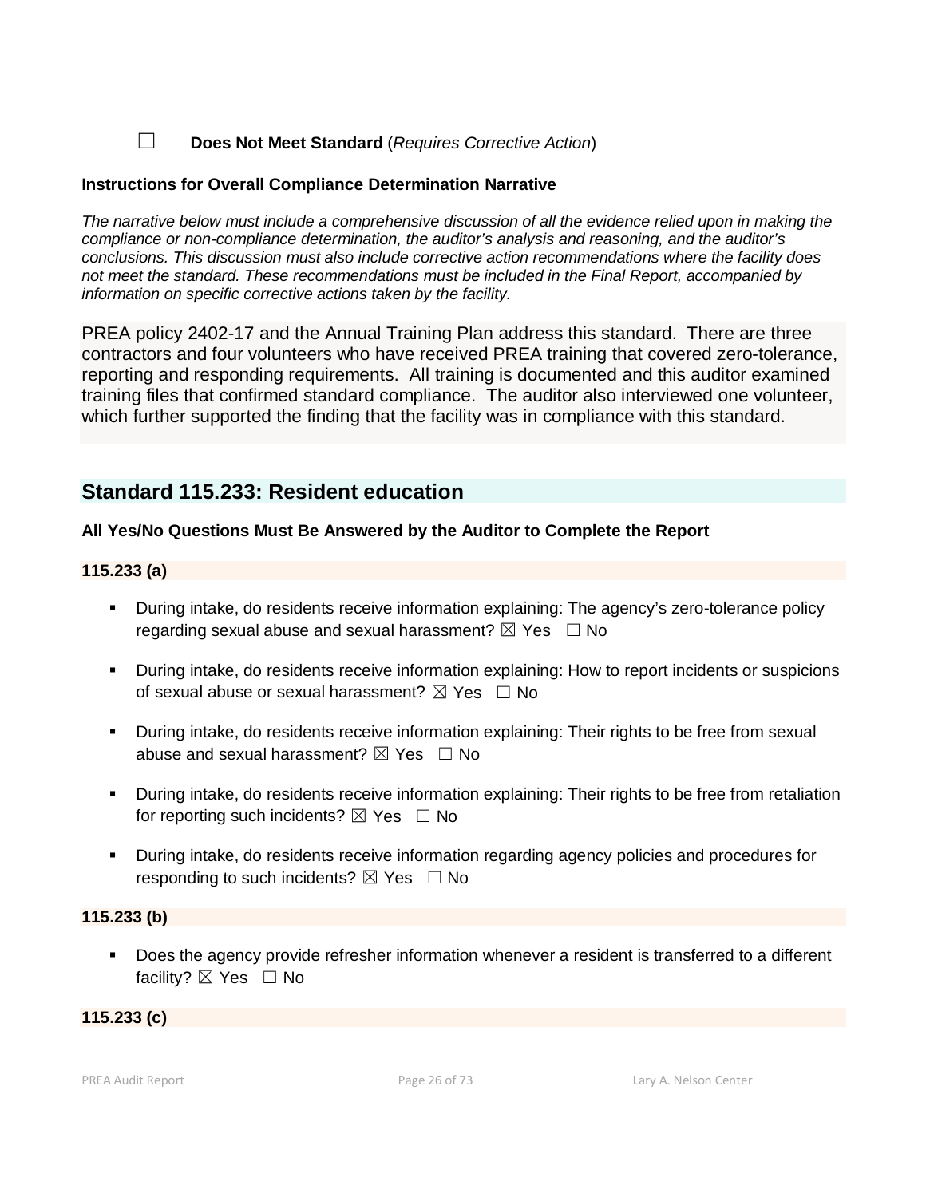☐ **Does Not Meet Standard** (*Requires Corrective Action*)

**Instructions for Overall Compliance Determination Narrative**

*The narrative below must include a comprehensive discussion of all the evidence relied upon in making the compliance or non-compliance determination, the auditor's analysis and reasoning, and the auditor's conclusions. This discussion must also include corrective action recommendations where the facility does not meet the standard. These recommendations must be included in the Final Report, accompanied by information on specific corrective actions taken by the facility.*

PREA policy 2402-17 and the Annual Training Plan address this standard. There are three contractors and four volunteers who have received PREA training that covered zero-tolerance, reporting and responding requirements. All training is documented and this auditor examined training files that confirmed standard compliance. The auditor also interviewed one volunteer, which further supported the finding that the facility was in compliance with this standard.

## Standard 115.233: Resident education

**All Yes/No Questions Must Be Answered by the Auditor to Complete the Report**

**115.233 (a)**

- During intake, do residents receive information explaining: The agency's zero-tolerance policy regarding sexual abuse and sexual harassment? ☒ Yes ☐ No
- During intake, do residents receive information explaining: How to report incidents or suspicions of sexual abuse or sexual harassment? ☒ Yes ☐ No
- During intake, do residents receive information explaining: Their rights to be free from sexual abuse and sexual harassment? ☒ Yes ☐ No
- During intake, do residents receive information explaining: Their rights to be free from retaliation for reporting such incidents? ☒ Yes ☐ No
- During intake, do residents receive information regarding agency policies and procedures for responding to such incidents? ☒ Yes ☐ No

**115.233 (b)**

- Does the agency provide refresher information whenever a resident is transferred to a different facility? ☒ Yes ☐ No

**115.233 (c)**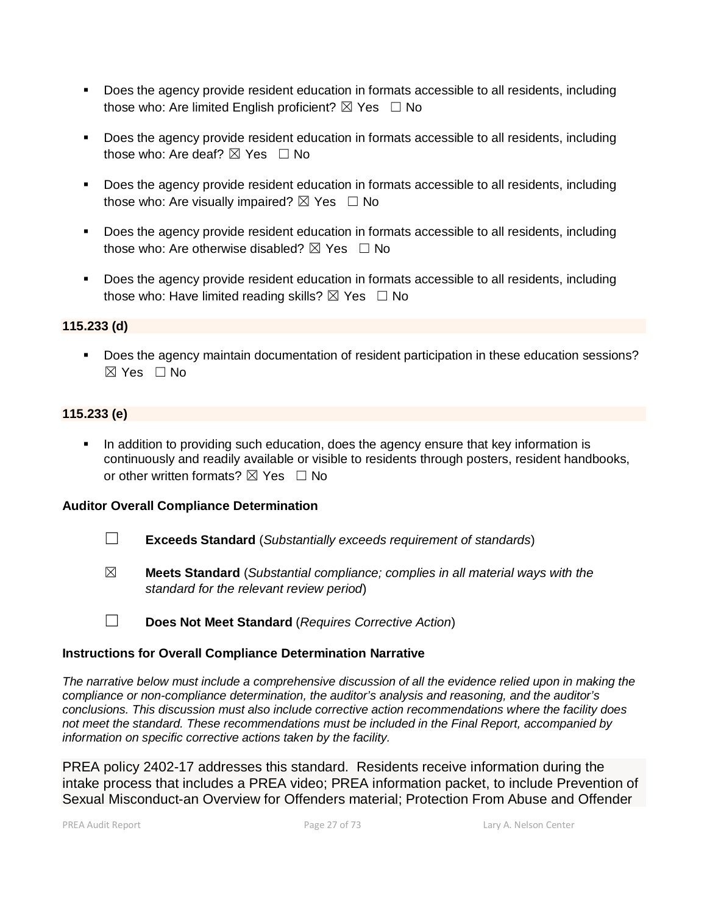- Does the agency provide resident education in formats accessible to all residents, including those who: Are limited English proficient? ☒ Yes ☐ No

- Does the agency provide resident education in formats accessible to all residents, including those who: Are deaf? ☒ Yes ☐ No

- Does the agency provide resident education in formats accessible to all residents, including those who: Are visually impaired? ☒ Yes ☐ No

- Does the agency provide resident education in formats accessible to all residents, including those who: Are otherwise disabled? ☒ Yes ☐ No

- Does the agency provide resident education in formats accessible to all residents, including those who: Have limited reading skills? ☒ Yes ☐ No

**115.233 (d)**

- Does the agency maintain documentation of resident participation in these education sessions? ☒ Yes ☐ No

**115.233 (e)**

- In addition to providing such education, does the agency ensure that key information is continuously and readily available or visible to residents through posters, resident handbooks, or other written formats? ☒ Yes ☐ No

**Auditor Overall Compliance Determination**

☐ **Exceeds Standard** (*Substantially exceeds requirement of standards*)

☒ **Meets Standard** (*Substantial compliance; complies in all material ways with the standard for the relevant review period*)

☐ **Does Not Meet Standard** (*Requires Corrective Action*)

**Instructions for Overall Compliance Determination Narrative**

*The narrative below must include a comprehensive discussion of all the evidence relied upon in making the compliance or non-compliance determination, the auditor's analysis and reasoning, and the auditor's conclusions. This discussion must also include corrective action recommendations where the facility does not meet the standard. These recommendations must be included in the Final Report, accompanied by information on specific corrective actions taken by the facility.*

PREA policy 2402-17 addresses this standard. Residents receive information during the intake process that includes a PREA video; PREA information packet, to include Prevention of Sexual Misconduct-an Overview for Offenders material; Protection From Abuse and Offender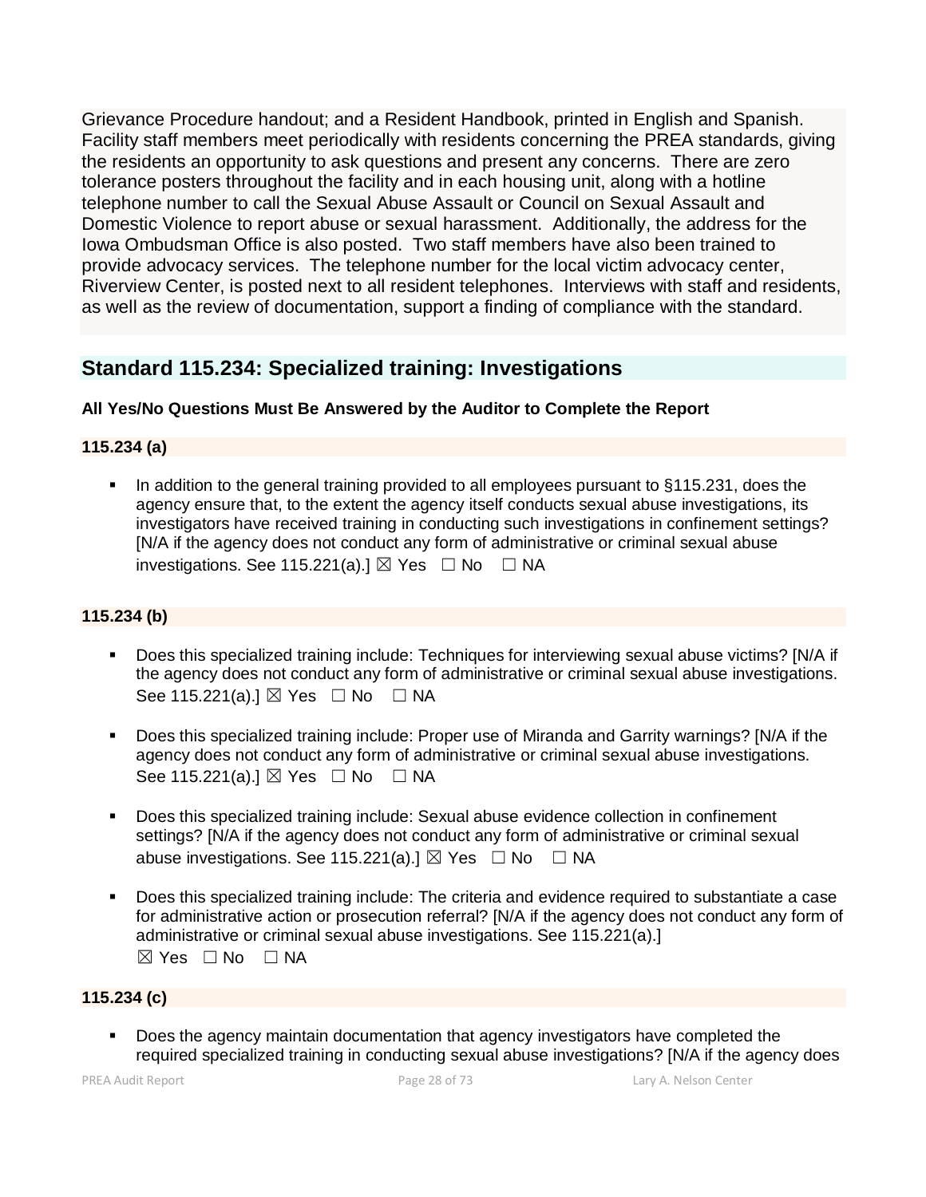Grievance Procedure handout; and a Resident Handbook, printed in English and Spanish. Facility staff members meet periodically with residents concerning the PREA standards, giving the residents an opportunity to ask questions and present any concerns. There are zero tolerance posters throughout the facility and in each housing unit, along with a hotline telephone number to call the Sexual Abuse Assault or Council on Sexual Assault and Domestic Violence to report abuse or sexual harassment. Additionally, the address for the Iowa Ombudsman Office is also posted. Two staff members have also been trained to provide advocacy services. The telephone number for the local victim advocacy center, Riverview Center, is posted next to all resident telephones. Interviews with staff and residents, as well as the review of documentation, support a finding of compliance with the standard.

## Standard 115.234: Specialized training: Investigations

**All Yes/No Questions Must Be Answered by the Auditor to Complete the Report**

### 115.234 (a)

- In addition to the general training provided to all employees pursuant to §115.231, does the agency ensure that, to the extent the agency itself conducts sexual abuse investigations, its investigators have received training in conducting such investigations in confinement settings? [N/A if the agency does not conduct any form of administrative or criminal sexual abuse investigations. See 115.221(a).] ☒ Yes ☐ No ☐ NA

### 115.234 (b)

- Does this specialized training include: Techniques for interviewing sexual abuse victims? [N/A if the agency does not conduct any form of administrative or criminal sexual abuse investigations. See 115.221(a).] ☒ Yes ☐ No ☐ NA
- Does this specialized training include: Proper use of Miranda and Garrity warnings? [N/A if the agency does not conduct any form of administrative or criminal sexual abuse investigations. See 115.221(a).] ☒ Yes ☐ No ☐ NA
- Does this specialized training include: Sexual abuse evidence collection in confinement settings? [N/A if the agency does not conduct any form of administrative or criminal sexual abuse investigations. See 115.221(a).] ☒ Yes ☐ No ☐ NA
- Does this specialized training include: The criteria and evidence required to substantiate a case for administrative action or prosecution referral? [N/A if the agency does not conduct any form of administrative or criminal sexual abuse investigations. See 115.221(a).] ☒ Yes ☐ No ☐ NA

### 115.234 (c)

- Does the agency maintain documentation that agency investigators have completed the required specialized training in conducting sexual abuse investigations? [N/A if the agency does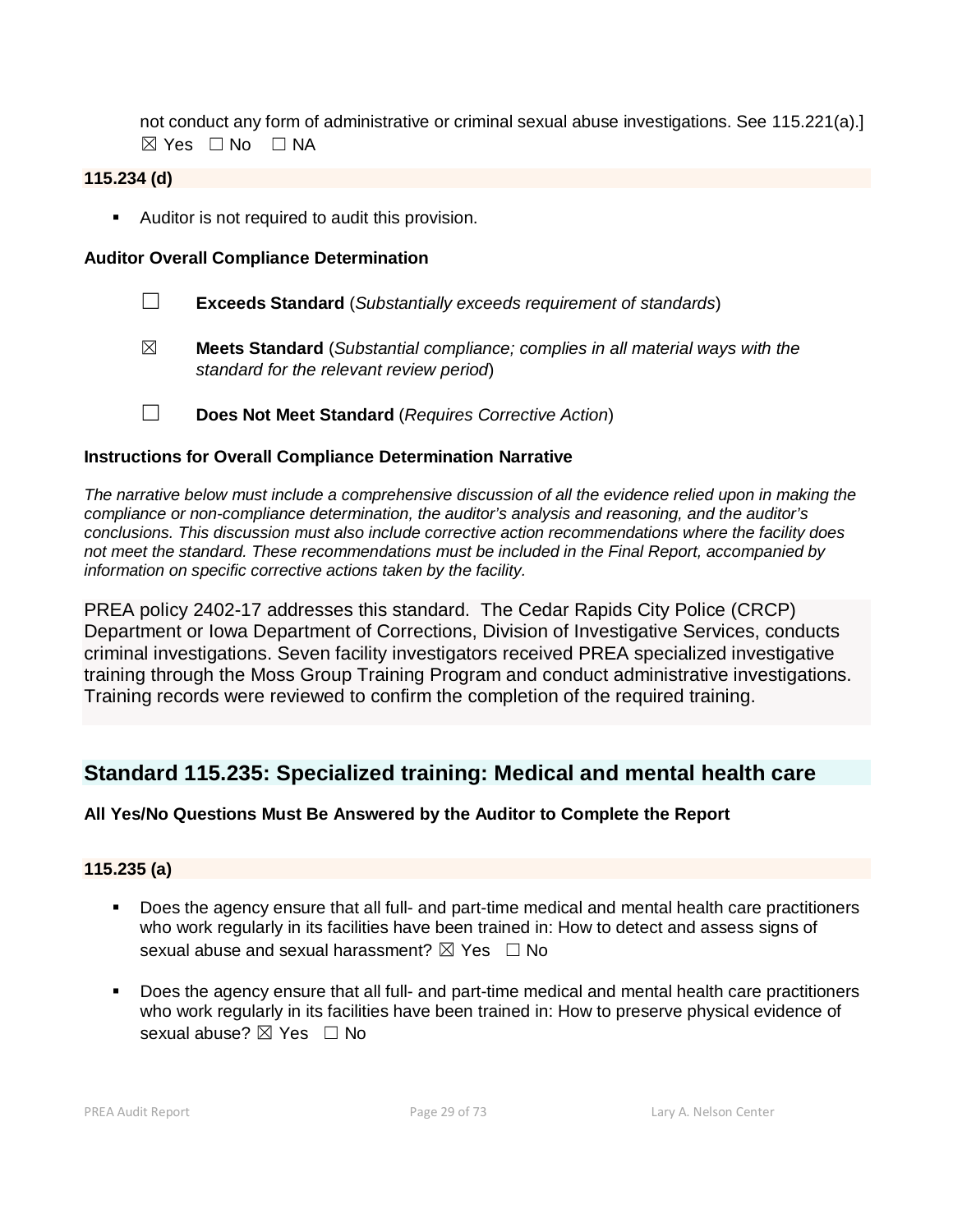not conduct any form of administrative or criminal sexual abuse investigations. See 115.221(a).]
☒ Yes ☐ No ☐ NA

**115.234 (d)**

- Auditor is not required to audit this provision.

**Auditor Overall Compliance Determination**

☐ **Exceeds Standard** (*Substantially exceeds requirement of standards*)

☒ **Meets Standard** (*Substantial compliance; complies in all material ways with the standard for the relevant review period*)

☐ **Does Not Meet Standard** (*Requires Corrective Action*)

**Instructions for Overall Compliance Determination Narrative**

*The narrative below must include a comprehensive discussion of all the evidence relied upon in making the compliance or non-compliance determination, the auditor's analysis and reasoning, and the auditor's conclusions. This discussion must also include corrective action recommendations where the facility does not meet the standard. These recommendations must be included in the Final Report, accompanied by information on specific corrective actions taken by the facility.*

PREA policy 2402-17 addresses this standard. The Cedar Rapids City Police (CRCP) Department or Iowa Department of Corrections, Division of Investigative Services, conducts criminal investigations. Seven facility investigators received PREA specialized investigative training through the Moss Group Training Program and conduct administrative investigations. Training records were reviewed to confirm the completion of the required training.

## Standard 115.235: Specialized training: Medical and mental health care

**All Yes/No Questions Must Be Answered by the Auditor to Complete the Report**

**115.235 (a)**

- Does the agency ensure that all full- and part-time medical and mental health care practitioners who work regularly in its facilities have been trained in: How to detect and assess signs of sexual abuse and sexual harassment? ☒ Yes ☐ No

- Does the agency ensure that all full- and part-time medical and mental health care practitioners who work regularly in its facilities have been trained in: How to preserve physical evidence of sexual abuse? ☒ Yes ☐ No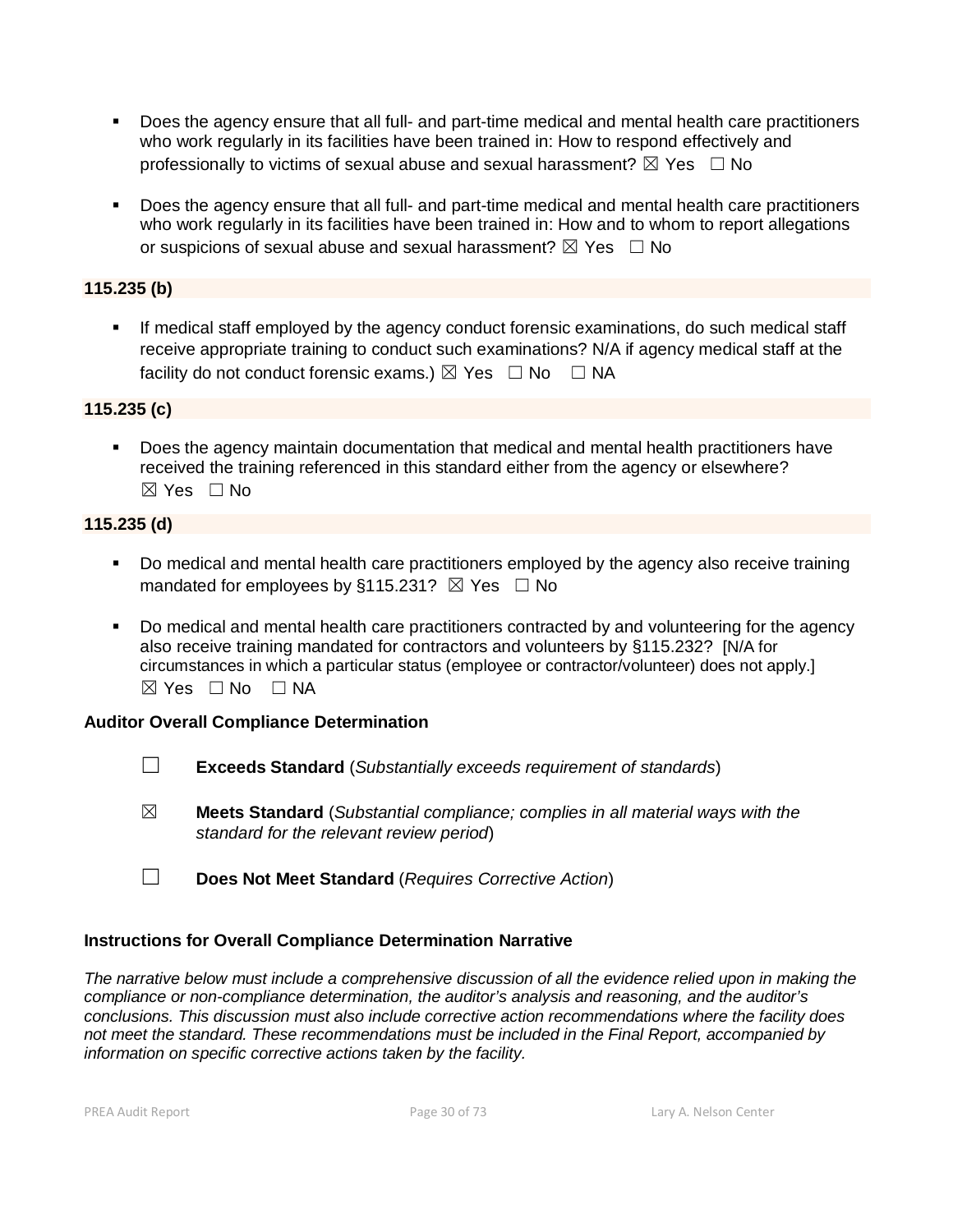- Does the agency ensure that all full- and part-time medical and mental health care practitioners who work regularly in its facilities have been trained in: How to respond effectively and professionally to victims of sexual abuse and sexual harassment? ☒ Yes ☐ No

- Does the agency ensure that all full- and part-time medical and mental health care practitioners who work regularly in its facilities have been trained in: How and to whom to report allegations or suspicions of sexual abuse and sexual harassment? ☒ Yes ☐ No

**115.235 (b)**

- If medical staff employed by the agency conduct forensic examinations, do such medical staff receive appropriate training to conduct such examinations? N/A if agency medical staff at the facility do not conduct forensic exams.) ☒ Yes ☐ No ☐ NA

**115.235 (c)**

- Does the agency maintain documentation that medical and mental health practitioners have received the training referenced in this standard either from the agency or elsewhere? ☒ Yes ☐ No

**115.235 (d)**

- Do medical and mental health care practitioners employed by the agency also receive training mandated for employees by §115.231? ☒ Yes ☐ No

- Do medical and mental health care practitioners contracted by and volunteering for the agency also receive training mandated for contractors and volunteers by §115.232? [N/A for circumstances in which a particular status (employee or contractor/volunteer) does not apply.] ☒ Yes ☐ No ☐ NA

**Auditor Overall Compliance Determination**

☐ **Exceeds Standard** (*Substantially exceeds requirement of standards*)

☒ **Meets Standard** (*Substantial compliance; complies in all material ways with the standard for the relevant review period*)

☐ **Does Not Meet Standard** (*Requires Corrective Action*)

**Instructions for Overall Compliance Determination Narrative**

*The narrative below must include a comprehensive discussion of all the evidence relied upon in making the compliance or non-compliance determination, the auditor's analysis and reasoning, and the auditor's conclusions. This discussion must also include corrective action recommendations where the facility does not meet the standard. These recommendations must be included in the Final Report, accompanied by information on specific corrective actions taken by the facility.*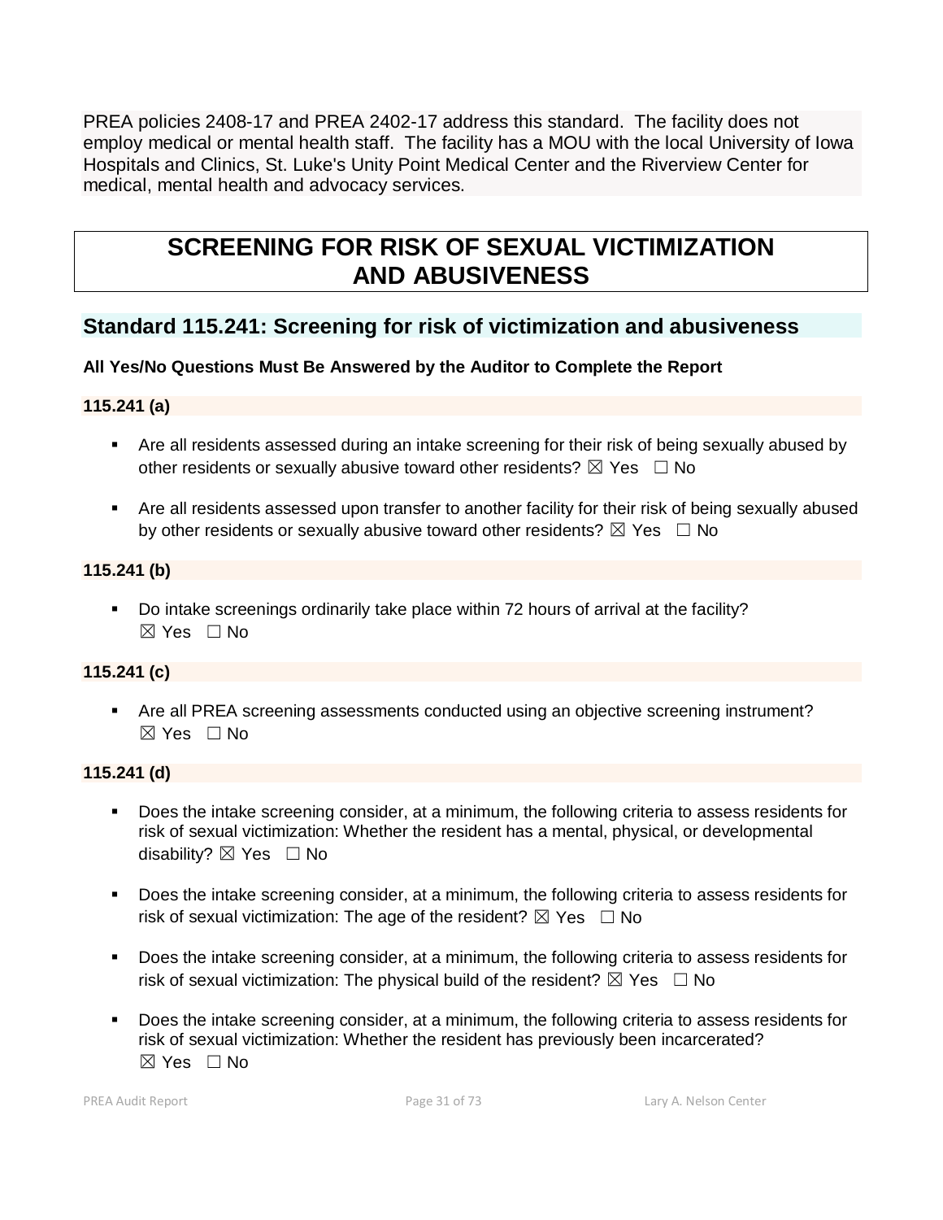PREA policies 2408-17 and PREA 2402-17 address this standard. The facility does not employ medical or mental health staff. The facility has a MOU with the local University of Iowa Hospitals and Clinics, St. Luke's Unity Point Medical Center and the Riverview Center for medical, mental health and advocacy services.

# SCREENING FOR RISK OF SEXUAL VICTIMIZATION AND ABUSIVENESS

## Standard 115.241: Screening for risk of victimization and abusiveness

**All Yes/No Questions Must Be Answered by the Auditor to Complete the Report**

### 115.241 (a)

- Are all residents assessed during an intake screening for their risk of being sexually abused by other residents or sexually abusive toward other residents? ☒ Yes ☐ No

- Are all residents assessed upon transfer to another facility for their risk of being sexually abused by other residents or sexually abusive toward other residents? ☒ Yes ☐ No

### 115.241 (b)

- Do intake screenings ordinarily take place within 72 hours of arrival at the facility? ☒ Yes ☐ No

### 115.241 (c)

- Are all PREA screening assessments conducted using an objective screening instrument? ☒ Yes ☐ No

### 115.241 (d)

- Does the intake screening consider, at a minimum, the following criteria to assess residents for risk of sexual victimization: Whether the resident has a mental, physical, or developmental disability? ☒ Yes ☐ No

- Does the intake screening consider, at a minimum, the following criteria to assess residents for risk of sexual victimization: The age of the resident? ☒ Yes ☐ No

- Does the intake screening consider, at a minimum, the following criteria to assess residents for risk of sexual victimization: The physical build of the resident? ☒ Yes ☐ No

- Does the intake screening consider, at a minimum, the following criteria to assess residents for risk of sexual victimization: Whether the resident has previously been incarcerated? ☒ Yes ☐ No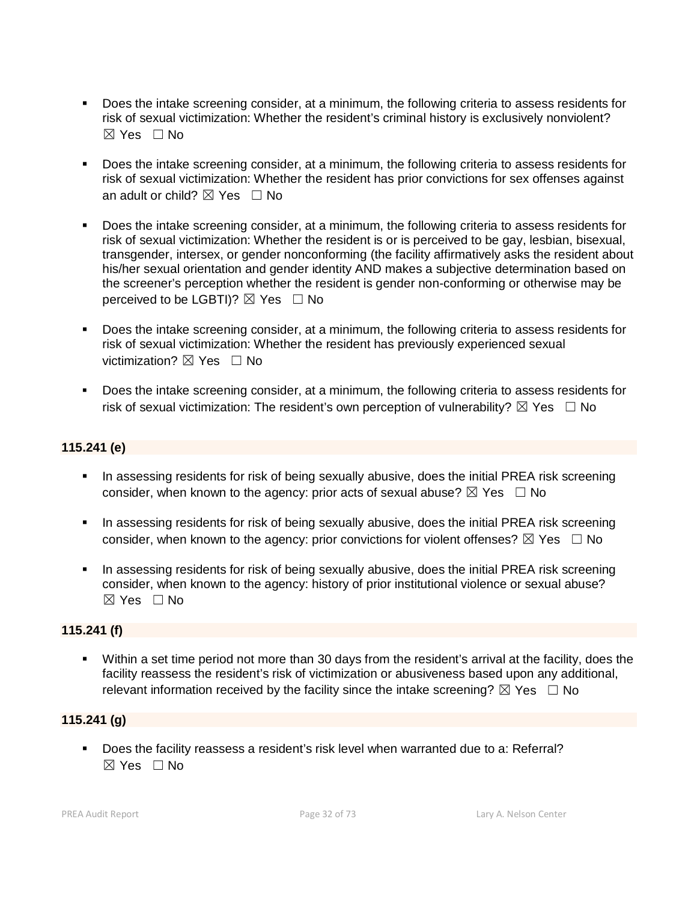- Does the intake screening consider, at a minimum, the following criteria to assess residents for risk of sexual victimization: Whether the resident's criminal history is exclusively nonviolent? ☒ Yes ☐ No

- Does the intake screening consider, at a minimum, the following criteria to assess residents for risk of sexual victimization: Whether the resident has prior convictions for sex offenses against an adult or child? ☒ Yes ☐ No

- Does the intake screening consider, at a minimum, the following criteria to assess residents for risk of sexual victimization: Whether the resident is or is perceived to be gay, lesbian, bisexual, transgender, intersex, or gender nonconforming (the facility affirmatively asks the resident about his/her sexual orientation and gender identity AND makes a subjective determination based on the screener's perception whether the resident is gender non-conforming or otherwise may be perceived to be LGBTI)? ☒ Yes ☐ No

- Does the intake screening consider, at a minimum, the following criteria to assess residents for risk of sexual victimization: Whether the resident has previously experienced sexual victimization? ☒ Yes ☐ No

- Does the intake screening consider, at a minimum, the following criteria to assess residents for risk of sexual victimization: The resident's own perception of vulnerability? ☒ Yes ☐ No

**115.241 (e)**

- In assessing residents for risk of being sexually abusive, does the initial PREA risk screening consider, when known to the agency: prior acts of sexual abuse? ☒ Yes ☐ No

- In assessing residents for risk of being sexually abusive, does the initial PREA risk screening consider, when known to the agency: prior convictions for violent offenses? ☒ Yes ☐ No

- In assessing residents for risk of being sexually abusive, does the initial PREA risk screening consider, when known to the agency: history of prior institutional violence or sexual abuse? ☒ Yes ☐ No

**115.241 (f)**

- Within a set time period not more than 30 days from the resident's arrival at the facility, does the facility reassess the resident's risk of victimization or abusiveness based upon any additional, relevant information received by the facility since the intake screening? ☒ Yes ☐ No

**115.241 (g)**

- Does the facility reassess a resident's risk level when warranted due to a: Referral? ☒ Yes ☐ No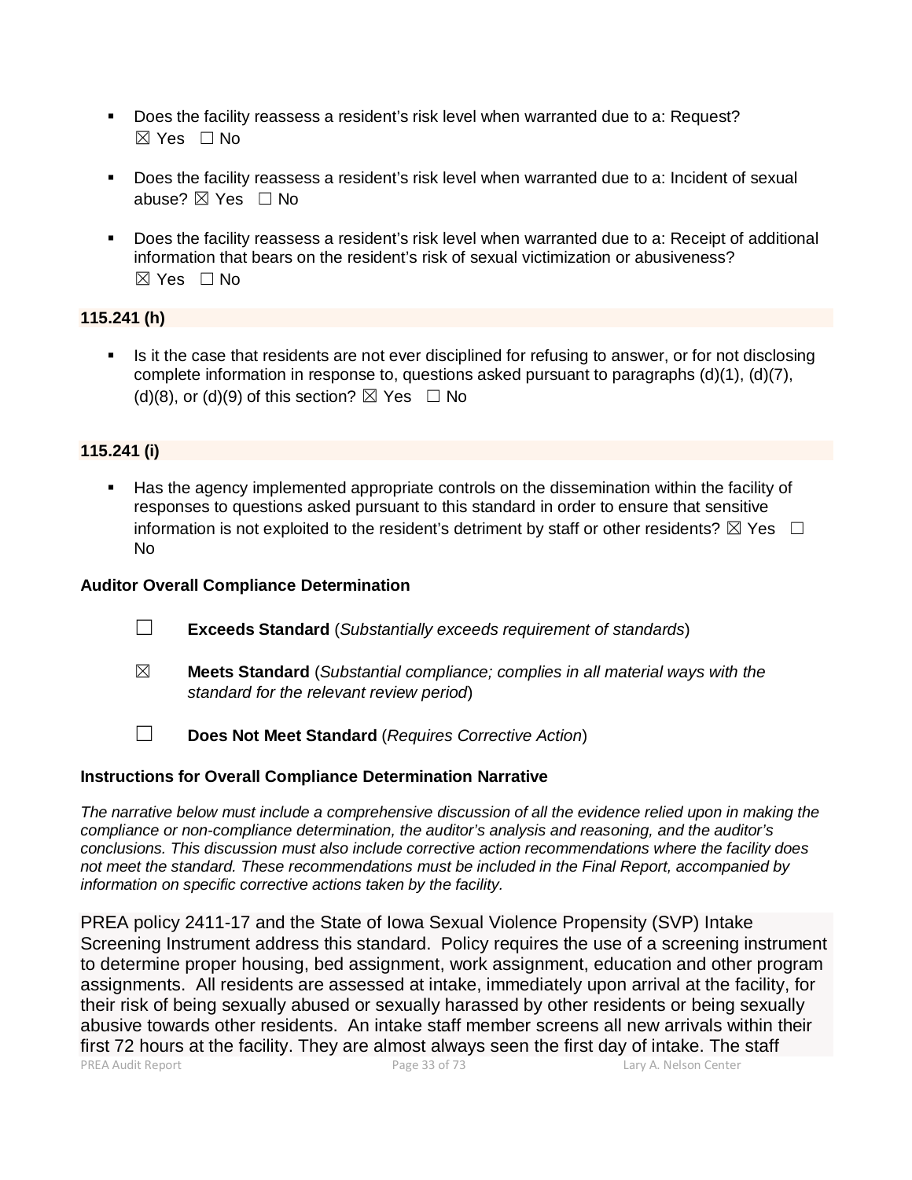- Does the facility reassess a resident's risk level when warranted due to a: Request? ☒ Yes ☐ No
- Does the facility reassess a resident's risk level when warranted due to a: Incident of sexual abuse? ☒ Yes ☐ No
- Does the facility reassess a resident's risk level when warranted due to a: Receipt of additional information that bears on the resident's risk of sexual victimization or abusiveness? ☒ Yes ☐ No

**115.241 (h)**

- Is it the case that residents are not ever disciplined for refusing to answer, or for not disclosing complete information in response to, questions asked pursuant to paragraphs (d)(1), (d)(7), (d)(8), or (d)(9) of this section? ☒ Yes ☐ No

**115.241 (i)**

- Has the agency implemented appropriate controls on the dissemination within the facility of responses to questions asked pursuant to this standard in order to ensure that sensitive information is not exploited to the resident's detriment by staff or other residents? ☒ Yes ☐ No

**Auditor Overall Compliance Determination**

☐ **Exceeds Standard** (*Substantially exceeds requirement of standards*)

☒ **Meets Standard** (*Substantial compliance; complies in all material ways with the standard for the relevant review period*)

☐ **Does Not Meet Standard** (*Requires Corrective Action*)

**Instructions for Overall Compliance Determination Narrative**

*The narrative below must include a comprehensive discussion of all the evidence relied upon in making the compliance or non-compliance determination, the auditor's analysis and reasoning, and the auditor's conclusions. This discussion must also include corrective action recommendations where the facility does not meet the standard. These recommendations must be included in the Final Report, accompanied by information on specific corrective actions taken by the facility.*

PREA policy 2411-17 and the State of Iowa Sexual Violence Propensity (SVP) Intake Screening Instrument address this standard. Policy requires the use of a screening instrument to determine proper housing, bed assignment, work assignment, education and other program assignments. All residents are assessed at intake, immediately upon arrival at the facility, for their risk of being sexually abused or sexually harassed by other residents or being sexually abusive towards other residents. An intake staff member screens all new arrivals within their first 72 hours at the facility. They are almost always seen the first day of intake. The staff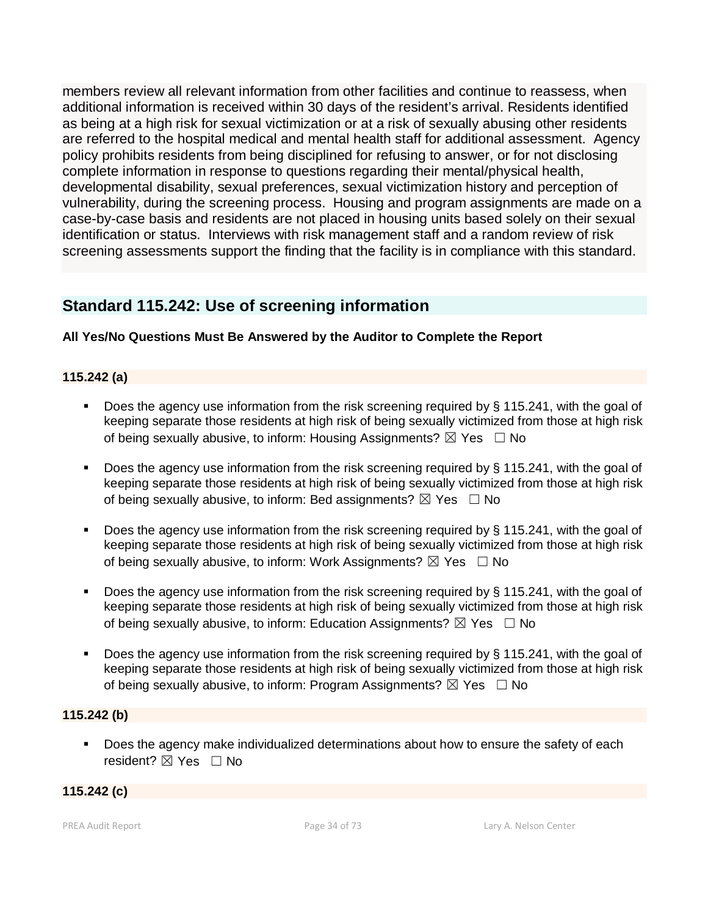members review all relevant information from other facilities and continue to reassess, when additional information is received within 30 days of the resident's arrival. Residents identified as being at a high risk for sexual victimization or at a risk of sexually abusing other residents are referred to the hospital medical and mental health staff for additional assessment. Agency policy prohibits residents from being disciplined for refusing to answer, or for not disclosing complete information in response to questions regarding their mental/physical health, developmental disability, sexual preferences, sexual victimization history and perception of vulnerability, during the screening process. Housing and program assignments are made on a case-by-case basis and residents are not placed in housing units based solely on their sexual identification or status. Interviews with risk management staff and a random review of risk screening assessments support the finding that the facility is in compliance with this standard.

## Standard 115.242: Use of screening information

**All Yes/No Questions Must Be Answered by the Auditor to Complete the Report**

### 115.242 (a)

- Does the agency use information from the risk screening required by § 115.241, with the goal of keeping separate those residents at high risk of being sexually victimized from those at high risk of being sexually abusive, to inform: Housing Assignments? ☒ Yes ☐ No
- Does the agency use information from the risk screening required by § 115.241, with the goal of keeping separate those residents at high risk of being sexually victimized from those at high risk of being sexually abusive, to inform: Bed assignments? ☒ Yes ☐ No
- Does the agency use information from the risk screening required by § 115.241, with the goal of keeping separate those residents at high risk of being sexually victimized from those at high risk of being sexually abusive, to inform: Work Assignments? ☒ Yes ☐ No
- Does the agency use information from the risk screening required by § 115.241, with the goal of keeping separate those residents at high risk of being sexually victimized from those at high risk of being sexually abusive, to inform: Education Assignments? ☒ Yes ☐ No
- Does the agency use information from the risk screening required by § 115.241, with the goal of keeping separate those residents at high risk of being sexually victimized from those at high risk of being sexually abusive, to inform: Program Assignments? ☒ Yes ☐ No

### 115.242 (b)

- Does the agency make individualized determinations about how to ensure the safety of each resident? ☒ Yes ☐ No

### 115.242 (c)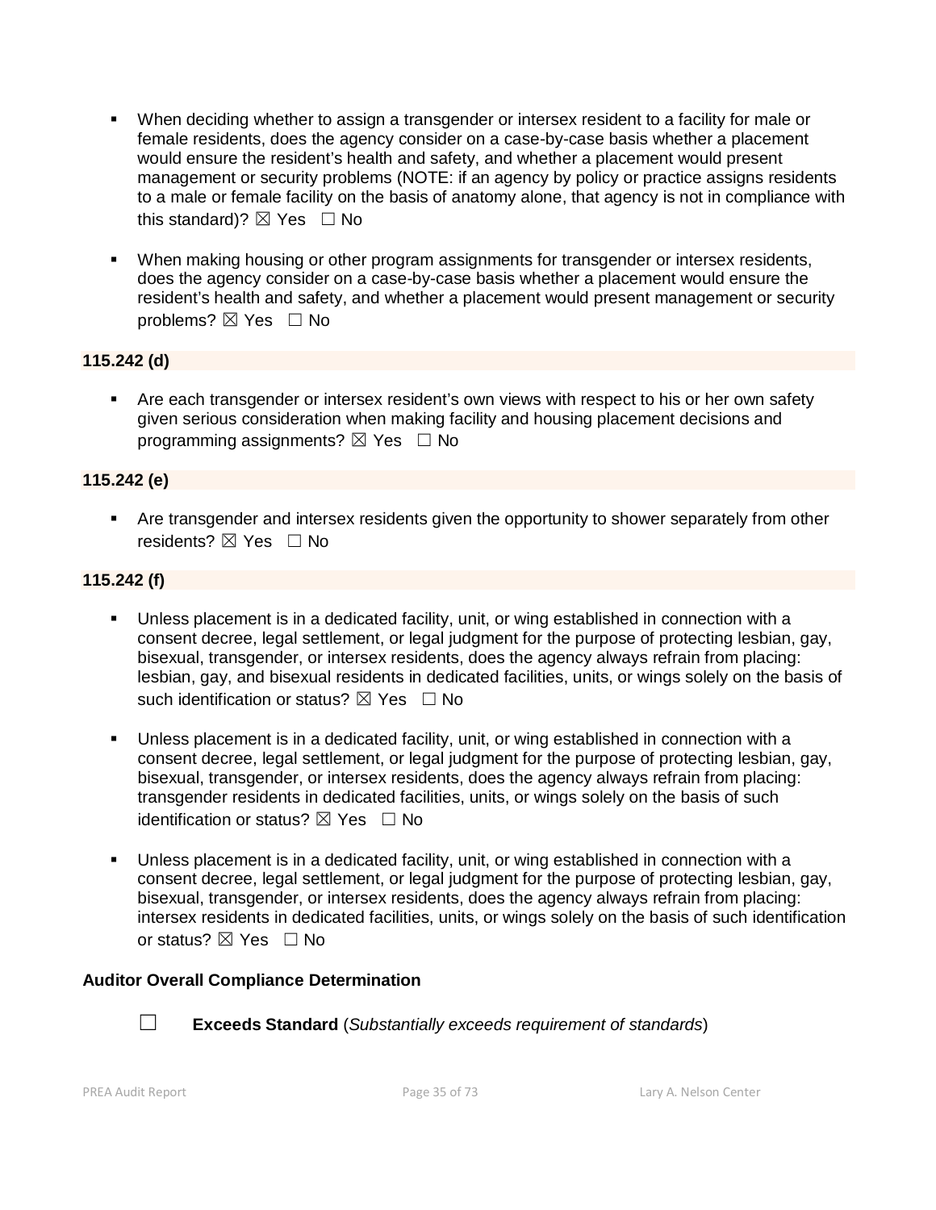- When deciding whether to assign a transgender or intersex resident to a facility for male or female residents, does the agency consider on a case-by-case basis whether a placement would ensure the resident's health and safety, and whether a placement would present management or security problems (NOTE: if an agency by policy or practice assigns residents to a male or female facility on the basis of anatomy alone, that agency is not in compliance with this standard)? ☒ Yes ☐ No

- When making housing or other program assignments for transgender or intersex residents, does the agency consider on a case-by-case basis whether a placement would ensure the resident's health and safety, and whether a placement would present management or security problems? ☒ Yes ☐ No

**115.242 (d)**

- Are each transgender or intersex resident's own views with respect to his or her own safety given serious consideration when making facility and housing placement decisions and programming assignments? ☒ Yes ☐ No

**115.242 (e)**

- Are transgender and intersex residents given the opportunity to shower separately from other residents? ☒ Yes ☐ No

**115.242 (f)**

- Unless placement is in a dedicated facility, unit, or wing established in connection with a consent decree, legal settlement, or legal judgment for the purpose of protecting lesbian, gay, bisexual, transgender, or intersex residents, does the agency always refrain from placing: lesbian, gay, and bisexual residents in dedicated facilities, units, or wings solely on the basis of such identification or status? ☒ Yes ☐ No

- Unless placement is in a dedicated facility, unit, or wing established in connection with a consent decree, legal settlement, or legal judgment for the purpose of protecting lesbian, gay, bisexual, transgender, or intersex residents, does the agency always refrain from placing: transgender residents in dedicated facilities, units, or wings solely on the basis of such identification or status? ☒ Yes ☐ No

- Unless placement is in a dedicated facility, unit, or wing established in connection with a consent decree, legal settlement, or legal judgment for the purpose of protecting lesbian, gay, bisexual, transgender, or intersex residents, does the agency always refrain from placing: intersex residents in dedicated facilities, units, or wings solely on the basis of such identification or status? ☒ Yes ☐ No

**Auditor Overall Compliance Determination**

☐ **Exceeds Standard** (*Substantially exceeds requirement of standards*)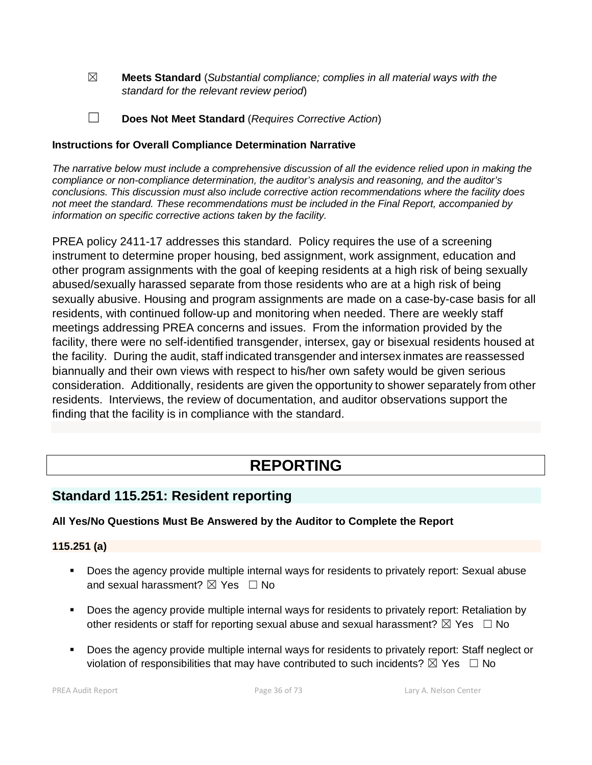☒ **Meets Standard** (*Substantial compliance; complies in all material ways with the standard for the relevant review period*)

☐ **Does Not Meet Standard** (*Requires Corrective Action*)

**Instructions for Overall Compliance Determination Narrative**

*The narrative below must include a comprehensive discussion of all the evidence relied upon in making the compliance or non-compliance determination, the auditor's analysis and reasoning, and the auditor's conclusions. This discussion must also include corrective action recommendations where the facility does not meet the standard. These recommendations must be included in the Final Report, accompanied by information on specific corrective actions taken by the facility.*

PREA policy 2411-17 addresses this standard. Policy requires the use of a screening instrument to determine proper housing, bed assignment, work assignment, education and other program assignments with the goal of keeping residents at a high risk of being sexually abused/sexually harassed separate from those residents who are at a high risk of being sexually abusive. Housing and program assignments are made on a case-by-case basis for all residents, with continued follow-up and monitoring when needed. There are weekly staff meetings addressing PREA concerns and issues. From the information provided by the facility, there were no self-identified transgender, intersex, gay or bisexual residents housed at the facility. During the audit, staff indicated transgender and intersex inmates are reassessed biannually and their own views with respect to his/her own safety would be given serious consideration. Additionally, residents are given the opportunity to shower separately from other residents. Interviews, the review of documentation, and auditor observations support the finding that the facility is in compliance with the standard.

# REPORTING

## Standard 115.251: Resident reporting

**All Yes/No Questions Must Be Answered by the Auditor to Complete the Report**

**115.251 (a)**

- Does the agency provide multiple internal ways for residents to privately report: Sexual abuse and sexual harassment? ☒ Yes ☐ No
- Does the agency provide multiple internal ways for residents to privately report: Retaliation by other residents or staff for reporting sexual abuse and sexual harassment? ☒ Yes ☐ No
- Does the agency provide multiple internal ways for residents to privately report: Staff neglect or violation of responsibilities that may have contributed to such incidents? ☒ Yes ☐ No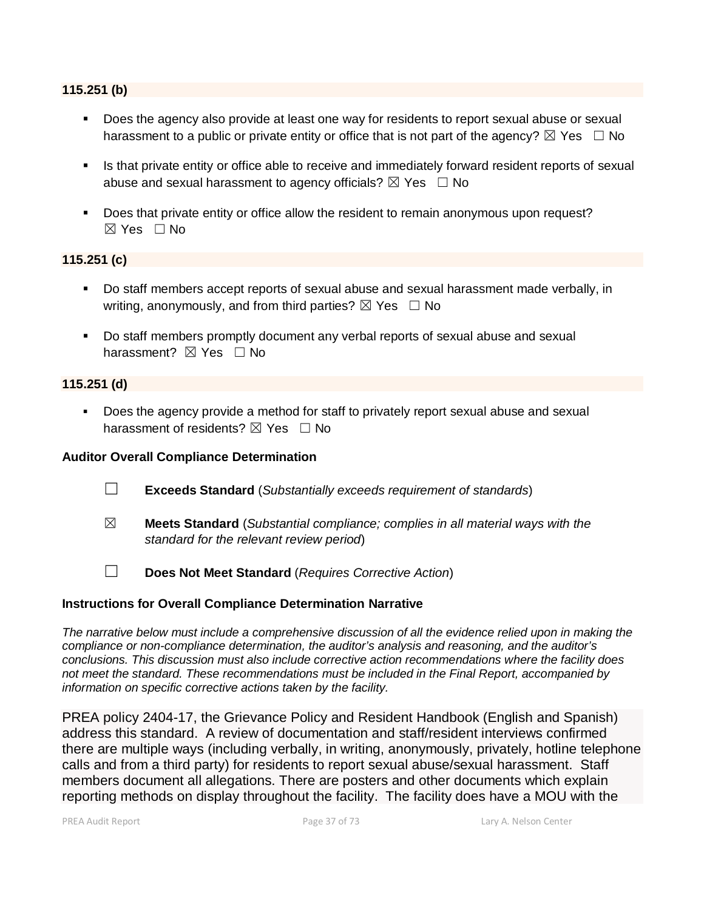**115.251 (b)**

- Does the agency also provide at least one way for residents to report sexual abuse or sexual harassment to a public or private entity or office that is not part of the agency? ☒ Yes ☐ No

- Is that private entity or office able to receive and immediately forward resident reports of sexual abuse and sexual harassment to agency officials? ☒ Yes ☐ No

- Does that private entity or office allow the resident to remain anonymous upon request? ☒ Yes ☐ No

**115.251 (c)**

- Do staff members accept reports of sexual abuse and sexual harassment made verbally, in writing, anonymously, and from third parties? ☒ Yes ☐ No

- Do staff members promptly document any verbal reports of sexual abuse and sexual harassment? ☒ Yes ☐ No

**115.251 (d)**

- Does the agency provide a method for staff to privately report sexual abuse and sexual harassment of residents? ☒ Yes ☐ No

**Auditor Overall Compliance Determination**

☐ **Exceeds Standard** (*Substantially exceeds requirement of standards*)

☒ **Meets Standard** (*Substantial compliance; complies in all material ways with the standard for the relevant review period*)

☐ **Does Not Meet Standard** (*Requires Corrective Action*)

**Instructions for Overall Compliance Determination Narrative**

*The narrative below must include a comprehensive discussion of all the evidence relied upon in making the compliance or non-compliance determination, the auditor's analysis and reasoning, and the auditor's conclusions. This discussion must also include corrective action recommendations where the facility does not meet the standard. These recommendations must be included in the Final Report, accompanied by information on specific corrective actions taken by the facility.*

PREA policy 2404-17, the Grievance Policy and Resident Handbook (English and Spanish) address this standard. A review of documentation and staff/resident interviews confirmed there are multiple ways (including verbally, in writing, anonymously, privately, hotline telephone calls and from a third party) for residents to report sexual abuse/sexual harassment. Staff members document all allegations. There are posters and other documents which explain reporting methods on display throughout the facility. The facility does have a MOU with the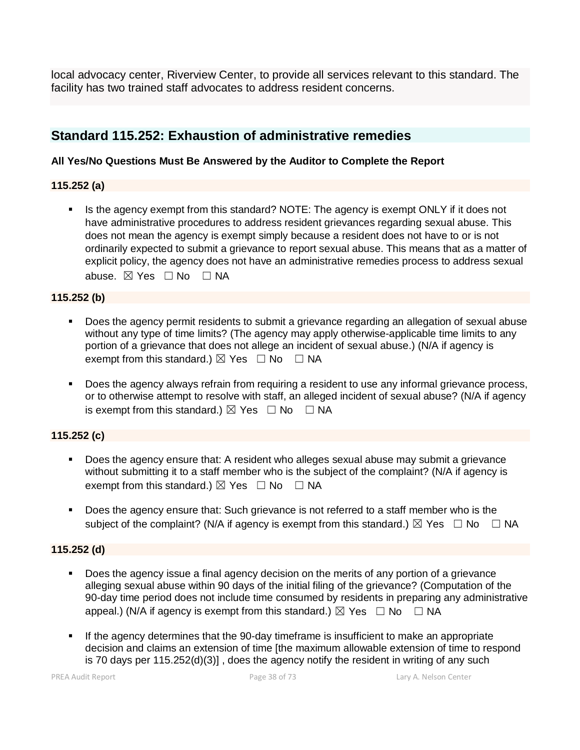local advocacy center, Riverview Center, to provide all services relevant to this standard. The facility has two trained staff advocates to address resident concerns.

## Standard 115.252: Exhaustion of administrative remedies

**All Yes/No Questions Must Be Answered by the Auditor to Complete the Report**

### 115.252 (a)

- Is the agency exempt from this standard? NOTE: The agency is exempt ONLY if it does not have administrative procedures to address resident grievances regarding sexual abuse. This does not mean the agency is exempt simply because a resident does not have to or is not ordinarily expected to submit a grievance to report sexual abuse. This means that as a matter of explicit policy, the agency does not have an administrative remedies process to address sexual abuse. ☒ Yes ☐ No ☐ NA

### 115.252 (b)

- Does the agency permit residents to submit a grievance regarding an allegation of sexual abuse without any type of time limits? (The agency may apply otherwise-applicable time limits to any portion of a grievance that does not allege an incident of sexual abuse.) (N/A if agency is exempt from this standard.) ☒ Yes ☐ No ☐ NA
- Does the agency always refrain from requiring a resident to use any informal grievance process, or to otherwise attempt to resolve with staff, an alleged incident of sexual abuse? (N/A if agency is exempt from this standard.) ☒ Yes ☐ No ☐ NA

### 115.252 (c)

- Does the agency ensure that: A resident who alleges sexual abuse may submit a grievance without submitting it to a staff member who is the subject of the complaint? (N/A if agency is exempt from this standard.) ☒ Yes ☐ No ☐ NA
- Does the agency ensure that: Such grievance is not referred to a staff member who is the subject of the complaint? (N/A if agency is exempt from this standard.) ☒ Yes ☐ No ☐ NA

### 115.252 (d)

- Does the agency issue a final agency decision on the merits of any portion of a grievance alleging sexual abuse within 90 days of the initial filing of the grievance? (Computation of the 90-day time period does not include time consumed by residents in preparing any administrative appeal.) (N/A if agency is exempt from this standard.) ☒ Yes ☐ No ☐ NA
- If the agency determines that the 90-day timeframe is insufficient to make an appropriate decision and claims an extension of time [the maximum allowable extension of time to respond is 70 days per 115.252(d)(3)] , does the agency notify the resident in writing of any such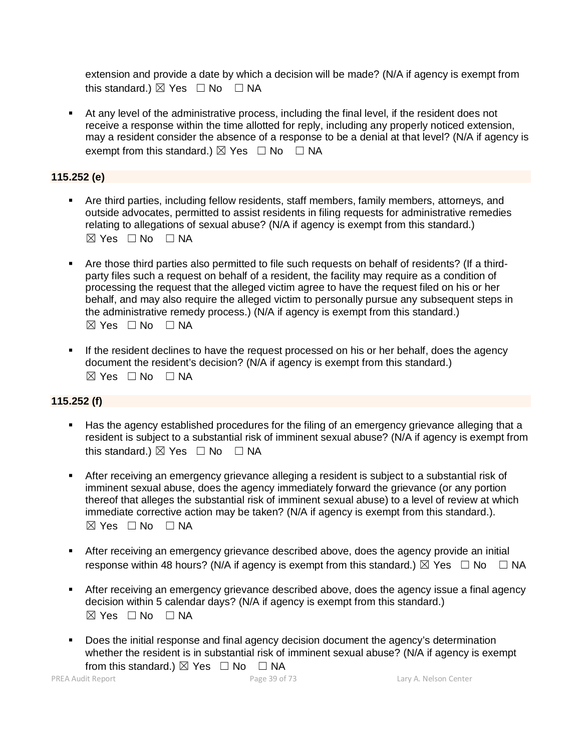extension and provide a date by which a decision will be made? (N/A if agency is exempt from this standard.) ☒ Yes ☐ No ☐ NA

- At any level of the administrative process, including the final level, if the resident does not receive a response within the time allotted for reply, including any properly noticed extension, may a resident consider the absence of a response to be a denial at that level? (N/A if agency is exempt from this standard.) ☒ Yes ☐ No ☐ NA

**115.252 (e)**

- Are third parties, including fellow residents, staff members, family members, attorneys, and outside advocates, permitted to assist residents in filing requests for administrative remedies relating to allegations of sexual abuse? (N/A if agency is exempt from this standard.) ☒ Yes ☐ No ☐ NA

- Are those third parties also permitted to file such requests on behalf of residents? (If a third-party files such a request on behalf of a resident, the facility may require as a condition of processing the request that the alleged victim agree to have the request filed on his or her behalf, and may also require the alleged victim to personally pursue any subsequent steps in the administrative remedy process.) (N/A if agency is exempt from this standard.) ☒ Yes ☐ No ☐ NA

- If the resident declines to have the request processed on his or her behalf, does the agency document the resident's decision? (N/A if agency is exempt from this standard.) ☒ Yes ☐ No ☐ NA

**115.252 (f)**

- Has the agency established procedures for the filing of an emergency grievance alleging that a resident is subject to a substantial risk of imminent sexual abuse? (N/A if agency is exempt from this standard.) ☒ Yes ☐ No ☐ NA

- After receiving an emergency grievance alleging a resident is subject to a substantial risk of imminent sexual abuse, does the agency immediately forward the grievance (or any portion thereof that alleges the substantial risk of imminent sexual abuse) to a level of review at which immediate corrective action may be taken? (N/A if agency is exempt from this standard.). ☒ Yes ☐ No ☐ NA

- After receiving an emergency grievance described above, does the agency provide an initial response within 48 hours? (N/A if agency is exempt from this standard.) ☒ Yes ☐ No ☐ NA

- After receiving an emergency grievance described above, does the agency issue a final agency decision within 5 calendar days? (N/A if agency is exempt from this standard.) ☒ Yes ☐ No ☐ NA

- Does the initial response and final agency decision document the agency's determination whether the resident is in substantial risk of imminent sexual abuse? (N/A if agency is exempt from this standard.) ☒ Yes ☐ No ☐ NA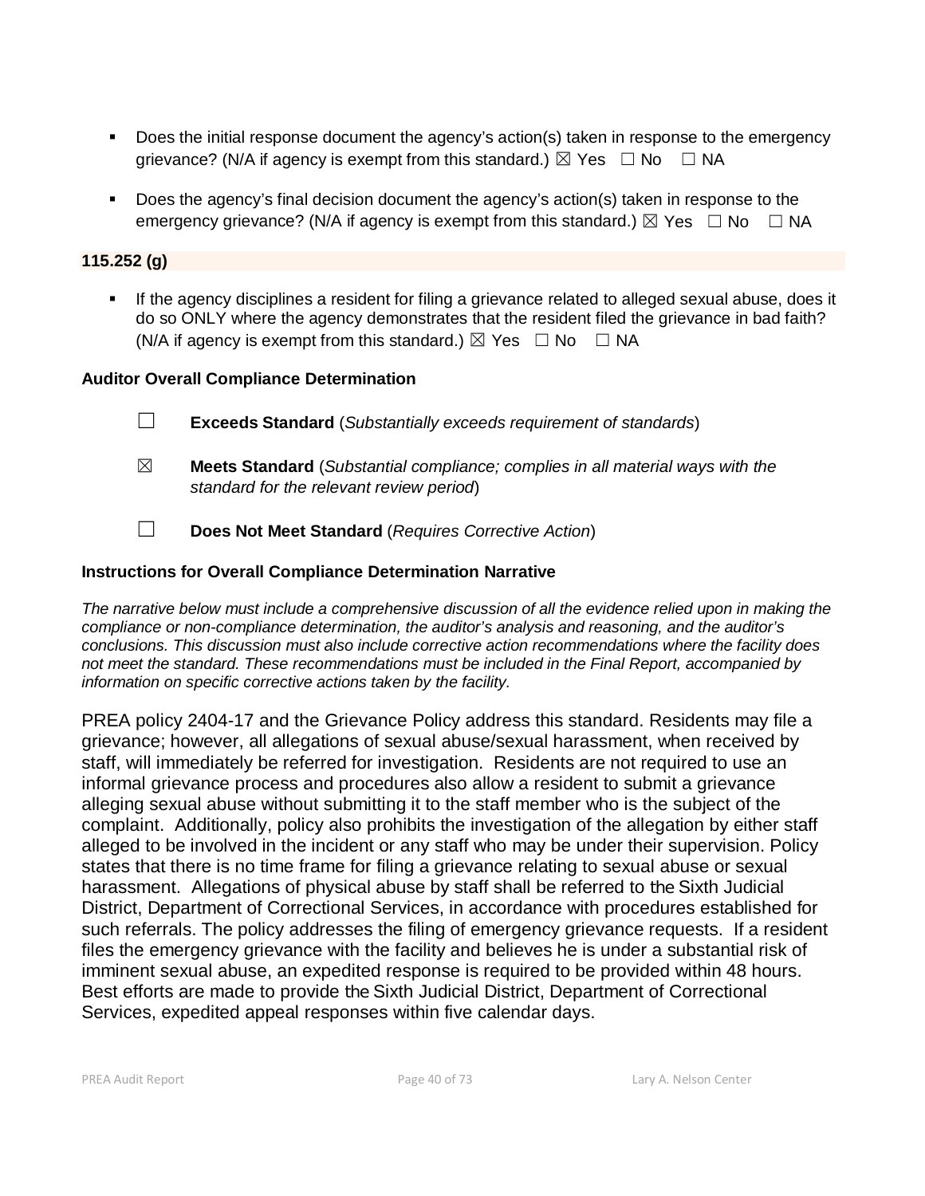- Does the initial response document the agency's action(s) taken in response to the emergency grievance? (N/A if agency is exempt from this standard.) ☒ Yes ☐ No ☐ NA

- Does the agency's final decision document the agency's action(s) taken in response to the emergency grievance? (N/A if agency is exempt from this standard.) ☒ Yes ☐ No ☐ NA

**115.252 (g)**

- If the agency disciplines a resident for filing a grievance related to alleged sexual abuse, does it do so ONLY where the agency demonstrates that the resident filed the grievance in bad faith? (N/A if agency is exempt from this standard.) ☒ Yes ☐ No ☐ NA

**Auditor Overall Compliance Determination**

☐ **Exceeds Standard** (*Substantially exceeds requirement of standards*)

☒ **Meets Standard** (*Substantial compliance; complies in all material ways with the standard for the relevant review period*)

☐ **Does Not Meet Standard** (*Requires Corrective Action*)

**Instructions for Overall Compliance Determination Narrative**

*The narrative below must include a comprehensive discussion of all the evidence relied upon in making the compliance or non-compliance determination, the auditor's analysis and reasoning, and the auditor's conclusions. This discussion must also include corrective action recommendations where the facility does not meet the standard. These recommendations must be included in the Final Report, accompanied by information on specific corrective actions taken by the facility.*

PREA policy 2404-17 and the Grievance Policy address this standard. Residents may file a grievance; however, all allegations of sexual abuse/sexual harassment, when received by staff, will immediately be referred for investigation. Residents are not required to use an informal grievance process and procedures also allow a resident to submit a grievance alleging sexual abuse without submitting it to the staff member who is the subject of the complaint. Additionally, policy also prohibits the investigation of the allegation by either staff alleged to be involved in the incident or any staff who may be under their supervision. Policy states that there is no time frame for filing a grievance relating to sexual abuse or sexual harassment. Allegations of physical abuse by staff shall be referred to the Sixth Judicial District, Department of Correctional Services, in accordance with procedures established for such referrals. The policy addresses the filing of emergency grievance requests. If a resident files the emergency grievance with the facility and believes he is under a substantial risk of imminent sexual abuse, an expedited response is required to be provided within 48 hours. Best efforts are made to provide the Sixth Judicial District, Department of Correctional Services, expedited appeal responses within five calendar days.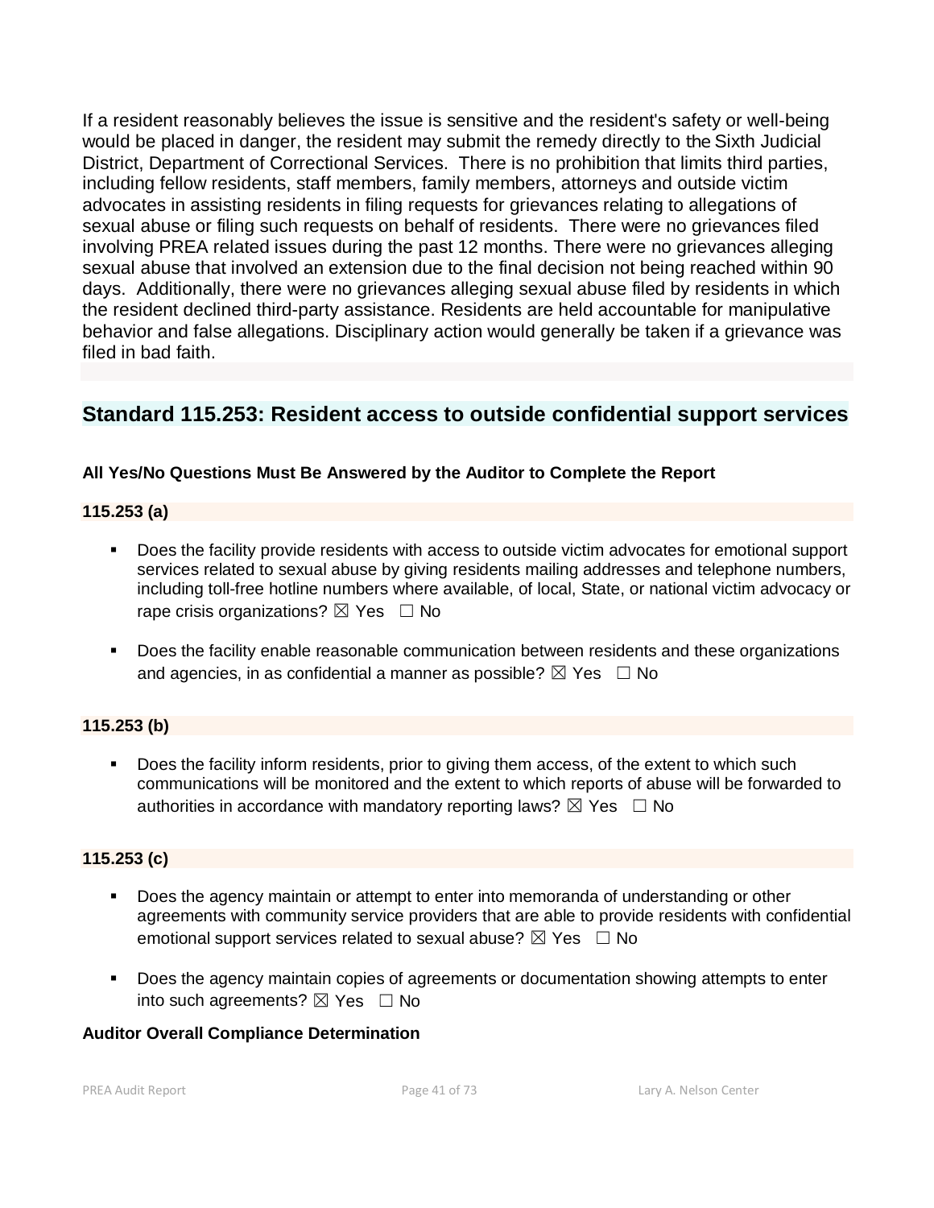If a resident reasonably believes the issue is sensitive and the resident's safety or well-being would be placed in danger, the resident may submit the remedy directly to the Sixth Judicial District, Department of Correctional Services. There is no prohibition that limits third parties, including fellow residents, staff members, family members, attorneys and outside victim advocates in assisting residents in filing requests for grievances relating to allegations of sexual abuse or filing such requests on behalf of residents. There were no grievances filed involving PREA related issues during the past 12 months. There were no grievances alleging sexual abuse that involved an extension due to the final decision not being reached within 90 days. Additionally, there were no grievances alleging sexual abuse filed by residents in which the resident declined third-party assistance. Residents are held accountable for manipulative behavior and false allegations. Disciplinary action would generally be taken if a grievance was filed in bad faith.

## Standard 115.253: Resident access to outside confidential support services

**All Yes/No Questions Must Be Answered by the Auditor to Complete the Report**

**115.253 (a)**

- Does the facility provide residents with access to outside victim advocates for emotional support services related to sexual abuse by giving residents mailing addresses and telephone numbers, including toll-free hotline numbers where available, of local, State, or national victim advocacy or rape crisis organizations? ☒ Yes ☐ No
- Does the facility enable reasonable communication between residents and these organizations and agencies, in as confidential a manner as possible? ☒ Yes ☐ No

**115.253 (b)**

- Does the facility inform residents, prior to giving them access, of the extent to which such communications will be monitored and the extent to which reports of abuse will be forwarded to authorities in accordance with mandatory reporting laws? ☒ Yes ☐ No

**115.253 (c)**

- Does the agency maintain or attempt to enter into memoranda of understanding or other agreements with community service providers that are able to provide residents with confidential emotional support services related to sexual abuse? ☒ Yes ☐ No
- Does the agency maintain copies of agreements or documentation showing attempts to enter into such agreements? ☒ Yes ☐ No

**Auditor Overall Compliance Determination**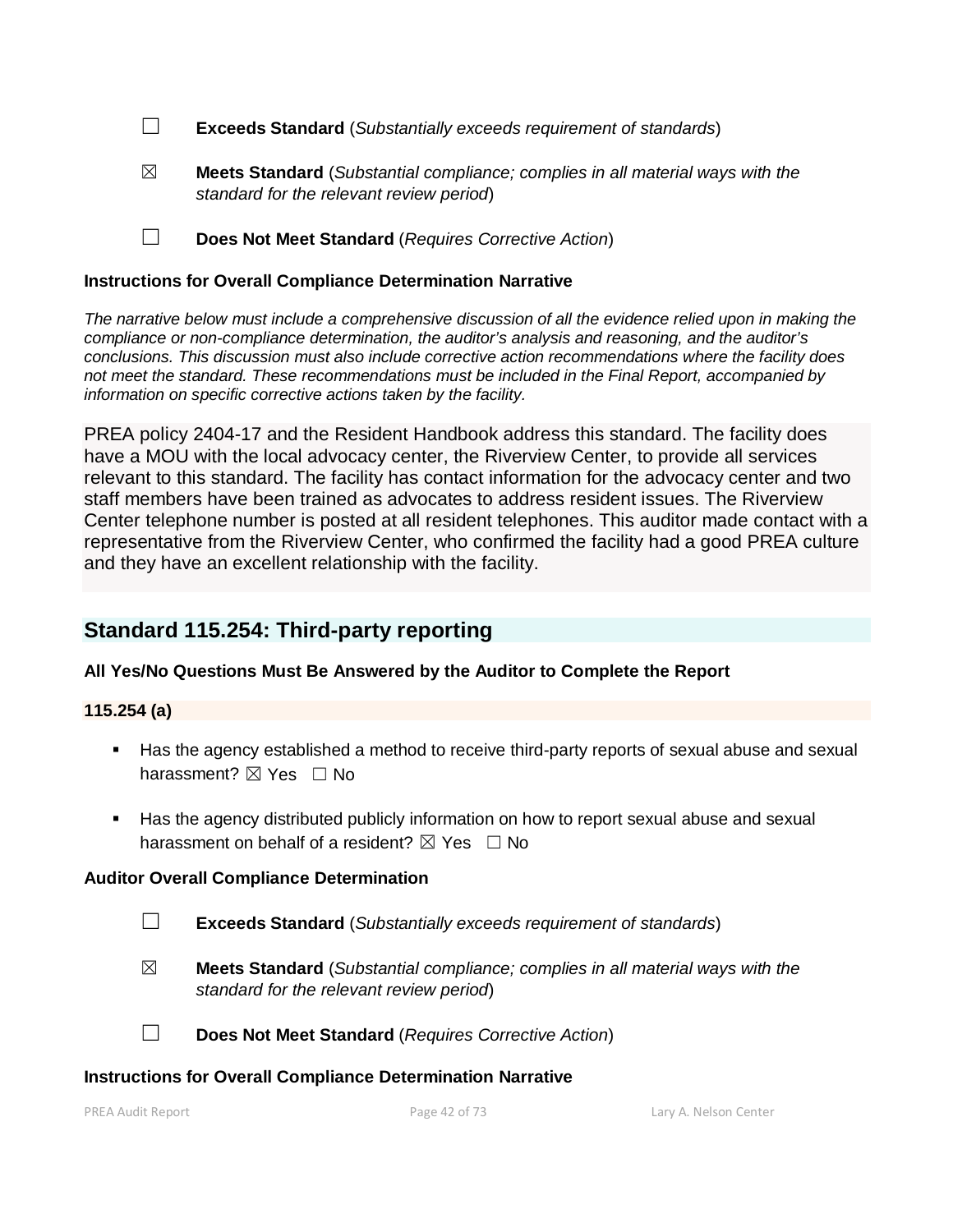☐ **Exceeds Standard** (*Substantially exceeds requirement of standards*)

☒ **Meets Standard** (*Substantial compliance; complies in all material ways with the standard for the relevant review period*)

☐ **Does Not Meet Standard** (*Requires Corrective Action*)

**Instructions for Overall Compliance Determination Narrative**

*The narrative below must include a comprehensive discussion of all the evidence relied upon in making the compliance or non-compliance determination, the auditor's analysis and reasoning, and the auditor's conclusions. This discussion must also include corrective action recommendations where the facility does not meet the standard. These recommendations must be included in the Final Report, accompanied by information on specific corrective actions taken by the facility.*

PREA policy 2404-17 and the Resident Handbook address this standard. The facility does have a MOU with the local advocacy center, the Riverview Center, to provide all services relevant to this standard. The facility has contact information for the advocacy center and two staff members have been trained as advocates to address resident issues. The Riverview Center telephone number is posted at all resident telephones. This auditor made contact with a representative from the Riverview Center, who confirmed the facility had a good PREA culture and they have an excellent relationship with the facility.

## Standard 115.254: Third-party reporting

**All Yes/No Questions Must Be Answered by the Auditor to Complete the Report**

**115.254 (a)**

- Has the agency established a method to receive third-party reports of sexual abuse and sexual harassment? ☒ Yes ☐ No
- Has the agency distributed publicly information on how to report sexual abuse and sexual harassment on behalf of a resident? ☒ Yes ☐ No

**Auditor Overall Compliance Determination**

☐ **Exceeds Standard** (*Substantially exceeds requirement of standards*)

☒ **Meets Standard** (*Substantial compliance; complies in all material ways with the standard for the relevant review period*)

☐ **Does Not Meet Standard** (*Requires Corrective Action*)

**Instructions for Overall Compliance Determination Narrative**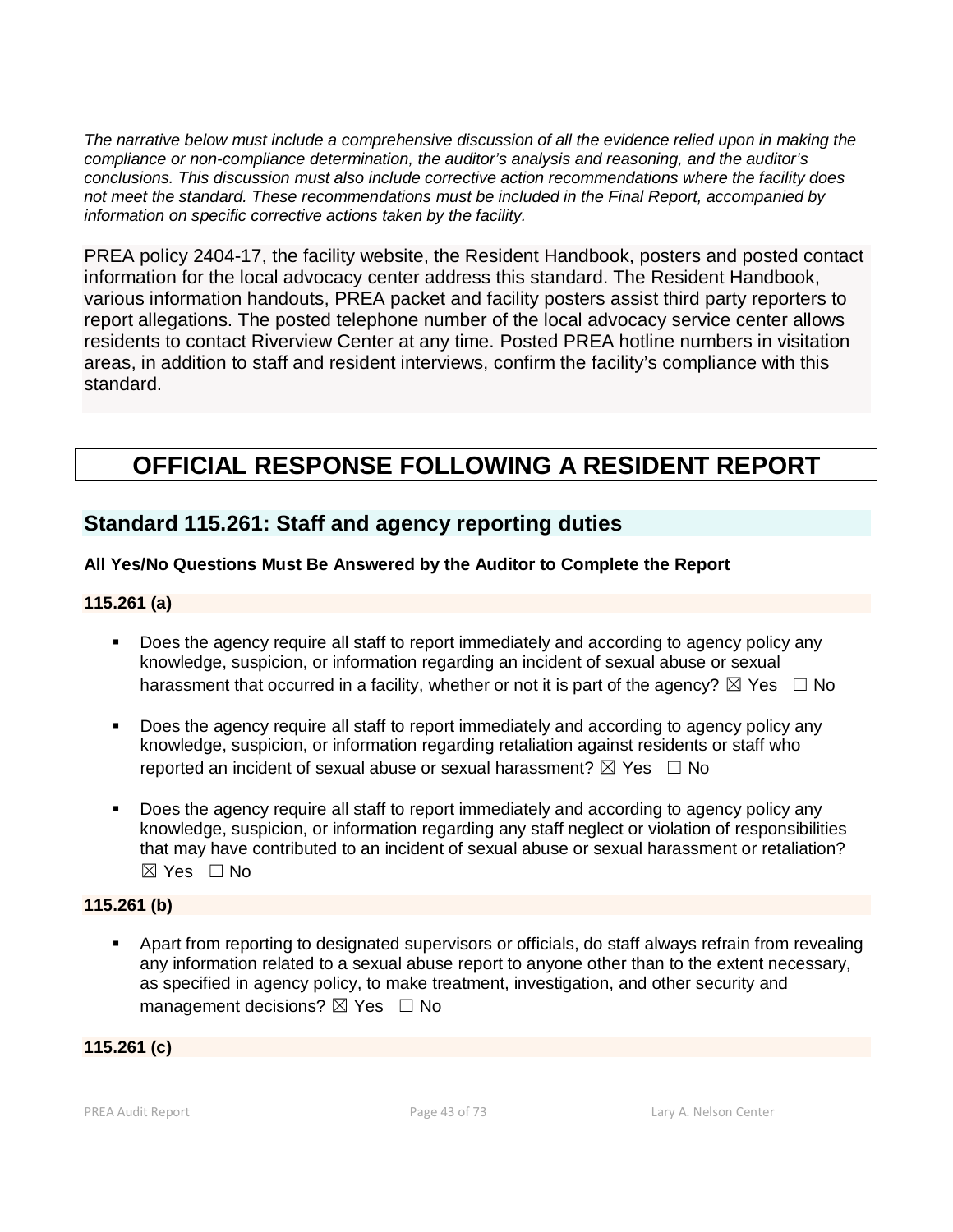*The narrative below must include a comprehensive discussion of all the evidence relied upon in making the compliance or non-compliance determination, the auditor's analysis and reasoning, and the auditor's conclusions. This discussion must also include corrective action recommendations where the facility does not meet the standard. These recommendations must be included in the Final Report, accompanied by information on specific corrective actions taken by the facility.*

PREA policy 2404-17, the facility website, the Resident Handbook, posters and posted contact information for the local advocacy center address this standard. The Resident Handbook, various information handouts, PREA packet and facility posters assist third party reporters to report allegations. The posted telephone number of the local advocacy service center allows residents to contact Riverview Center at any time. Posted PREA hotline numbers in visitation areas, in addition to staff and resident interviews, confirm the facility's compliance with this standard.

# OFFICIAL RESPONSE FOLLOWING A RESIDENT REPORT

## Standard 115.261: Staff and agency reporting duties

**All Yes/No Questions Must Be Answered by the Auditor to Complete the Report**

**115.261 (a)**

- Does the agency require all staff to report immediately and according to agency policy any knowledge, suspicion, or information regarding an incident of sexual abuse or sexual harassment that occurred in a facility, whether or not it is part of the agency? ☒ Yes ☐ No
- Does the agency require all staff to report immediately and according to agency policy any knowledge, suspicion, or information regarding retaliation against residents or staff who reported an incident of sexual abuse or sexual harassment? ☒ Yes ☐ No
- Does the agency require all staff to report immediately and according to agency policy any knowledge, suspicion, or information regarding any staff neglect or violation of responsibilities that may have contributed to an incident of sexual abuse or sexual harassment or retaliation? ☒ Yes ☐ No

**115.261 (b)**

- Apart from reporting to designated supervisors or officials, do staff always refrain from revealing any information related to a sexual abuse report to anyone other than to the extent necessary, as specified in agency policy, to make treatment, investigation, and other security and management decisions? ☒ Yes ☐ No

**115.261 (c)**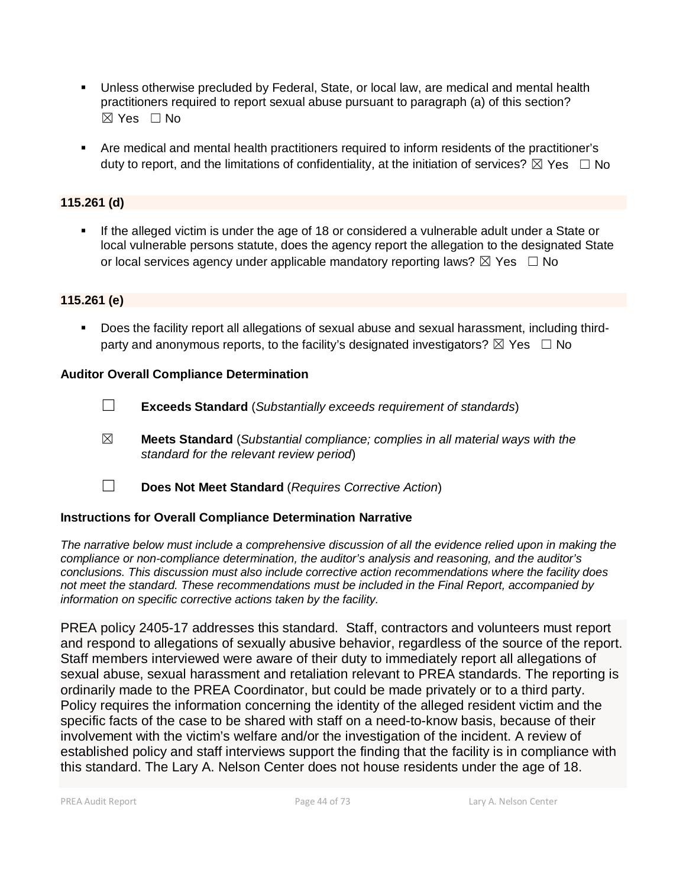- Unless otherwise precluded by Federal, State, or local law, are medical and mental health practitioners required to report sexual abuse pursuant to paragraph (a) of this section? ☒ Yes ☐ No

- Are medical and mental health practitioners required to inform residents of the practitioner's duty to report, and the limitations of confidentiality, at the initiation of services? ☒ Yes ☐ No

**115.261 (d)**

- If the alleged victim is under the age of 18 or considered a vulnerable adult under a State or local vulnerable persons statute, does the agency report the allegation to the designated State or local services agency under applicable mandatory reporting laws? ☒ Yes ☐ No

**115.261 (e)**

- Does the facility report all allegations of sexual abuse and sexual harassment, including third-party and anonymous reports, to the facility's designated investigators? ☒ Yes ☐ No

**Auditor Overall Compliance Determination**

☐ **Exceeds Standard** (*Substantially exceeds requirement of standards*)

☒ **Meets Standard** (*Substantial compliance; complies in all material ways with the standard for the relevant review period*)

☐ **Does Not Meet Standard** (*Requires Corrective Action*)

**Instructions for Overall Compliance Determination Narrative**

*The narrative below must include a comprehensive discussion of all the evidence relied upon in making the compliance or non-compliance determination, the auditor's analysis and reasoning, and the auditor's conclusions. This discussion must also include corrective action recommendations where the facility does not meet the standard. These recommendations must be included in the Final Report, accompanied by information on specific corrective actions taken by the facility.*

PREA policy 2405-17 addresses this standard. Staff, contractors and volunteers must report and respond to allegations of sexually abusive behavior, regardless of the source of the report. Staff members interviewed were aware of their duty to immediately report all allegations of sexual abuse, sexual harassment and retaliation relevant to PREA standards. The reporting is ordinarily made to the PREA Coordinator, but could be made privately or to a third party. Policy requires the information concerning the identity of the alleged resident victim and the specific facts of the case to be shared with staff on a need-to-know basis, because of their involvement with the victim's welfare and/or the investigation of the incident. A review of established policy and staff interviews support the finding that the facility is in compliance with this standard. The Lary A. Nelson Center does not house residents under the age of 18.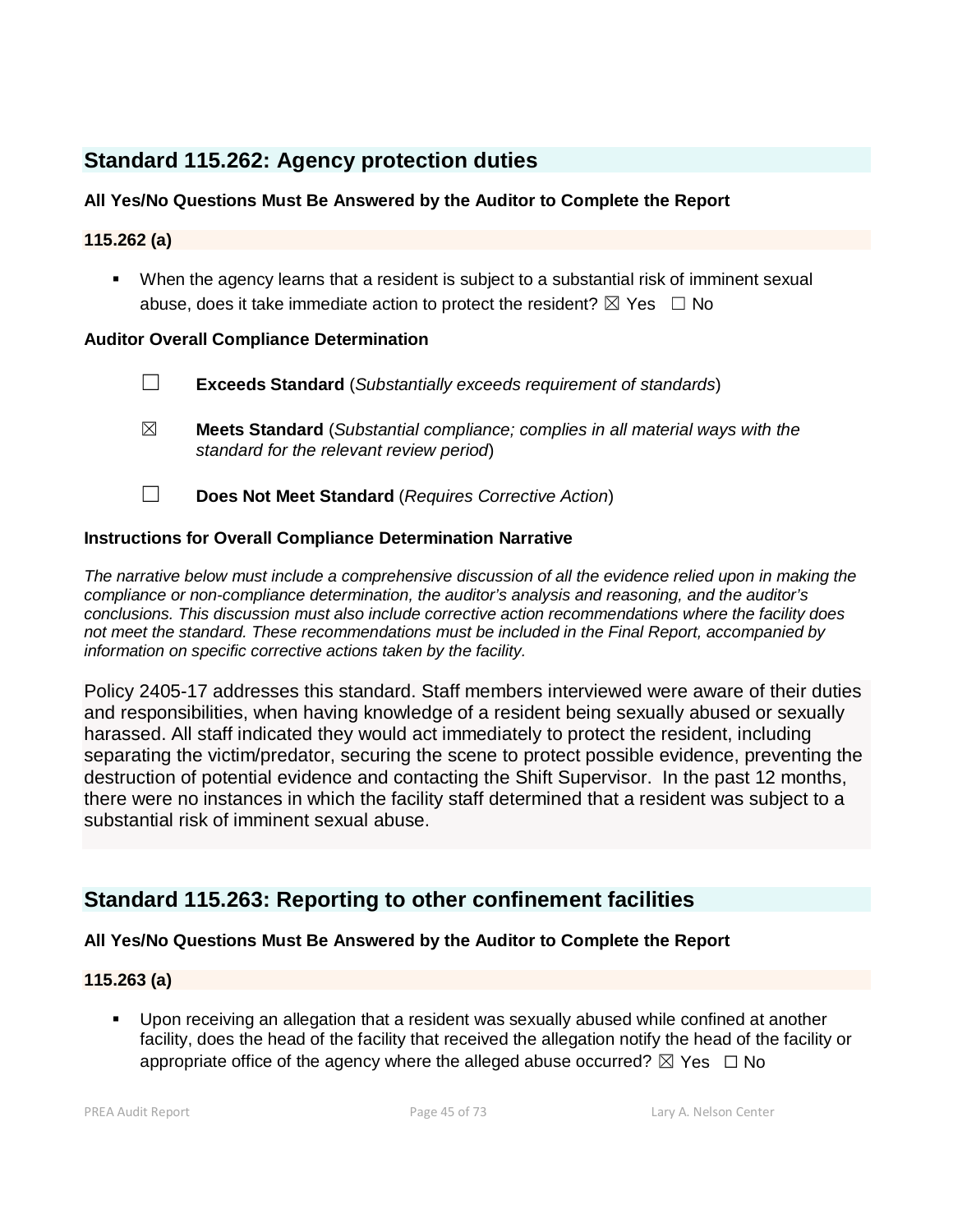## Standard 115.262: Agency protection duties

**All Yes/No Questions Must Be Answered by the Auditor to Complete the Report**

**115.262 (a)**

- When the agency learns that a resident is subject to a substantial risk of imminent sexual abuse, does it take immediate action to protect the resident? ☒ Yes ☐ No

**Auditor Overall Compliance Determination**

☐ **Exceeds Standard** (*Substantially exceeds requirement of standards*)

☒ **Meets Standard** (*Substantial compliance; complies in all material ways with the standard for the relevant review period*)

☐ **Does Not Meet Standard** (*Requires Corrective Action*)

**Instructions for Overall Compliance Determination Narrative**

*The narrative below must include a comprehensive discussion of all the evidence relied upon in making the compliance or non-compliance determination, the auditor's analysis and reasoning, and the auditor's conclusions. This discussion must also include corrective action recommendations where the facility does not meet the standard. These recommendations must be included in the Final Report, accompanied by information on specific corrective actions taken by the facility.*

Policy 2405-17 addresses this standard. Staff members interviewed were aware of their duties and responsibilities, when having knowledge of a resident being sexually abused or sexually harassed. All staff indicated they would act immediately to protect the resident, including separating the victim/predator, securing the scene to protect possible evidence, preventing the destruction of potential evidence and contacting the Shift Supervisor. In the past 12 months, there were no instances in which the facility staff determined that a resident was subject to a substantial risk of imminent sexual abuse.

## Standard 115.263: Reporting to other confinement facilities

**All Yes/No Questions Must Be Answered by the Auditor to Complete the Report**

**115.263 (a)**

- Upon receiving an allegation that a resident was sexually abused while confined at another facility, does the head of the facility that received the allegation notify the head of the facility or appropriate office of the agency where the alleged abuse occurred? ☒ Yes ☐ No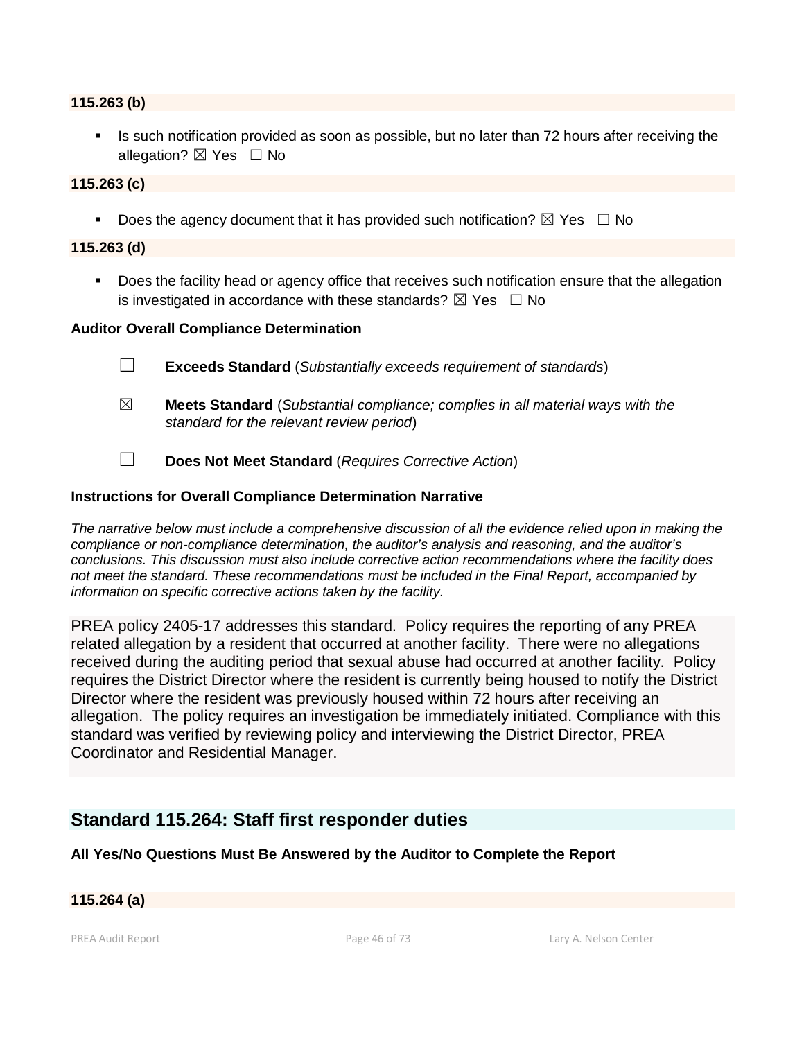**115.263 (b)**

- Is such notification provided as soon as possible, but no later than 72 hours after receiving the allegation? ☒ Yes ☐ No

**115.263 (c)**

- Does the agency document that it has provided such notification? ☒ Yes ☐ No

**115.263 (d)**

- Does the facility head or agency office that receives such notification ensure that the allegation is investigated in accordance with these standards? ☒ Yes ☐ No

**Auditor Overall Compliance Determination**

☐ **Exceeds Standard** (*Substantially exceeds requirement of standards*)

☒ **Meets Standard** (*Substantial compliance; complies in all material ways with the standard for the relevant review period*)

☐ **Does Not Meet Standard** (*Requires Corrective Action*)

**Instructions for Overall Compliance Determination Narrative**

*The narrative below must include a comprehensive discussion of all the evidence relied upon in making the compliance or non-compliance determination, the auditor's analysis and reasoning, and the auditor's conclusions. This discussion must also include corrective action recommendations where the facility does not meet the standard. These recommendations must be included in the Final Report, accompanied by information on specific corrective actions taken by the facility.*

PREA policy 2405-17 addresses this standard. Policy requires the reporting of any PREA related allegation by a resident that occurred at another facility. There were no allegations received during the auditing period that sexual abuse had occurred at another facility. Policy requires the District Director where the resident is currently being housed to notify the District Director where the resident was previously housed within 72 hours after receiving an allegation. The policy requires an investigation be immediately initiated. Compliance with this standard was verified by reviewing policy and interviewing the District Director, PREA Coordinator and Residential Manager.

## Standard 115.264: Staff first responder duties

**All Yes/No Questions Must Be Answered by the Auditor to Complete the Report**

**115.264 (a)**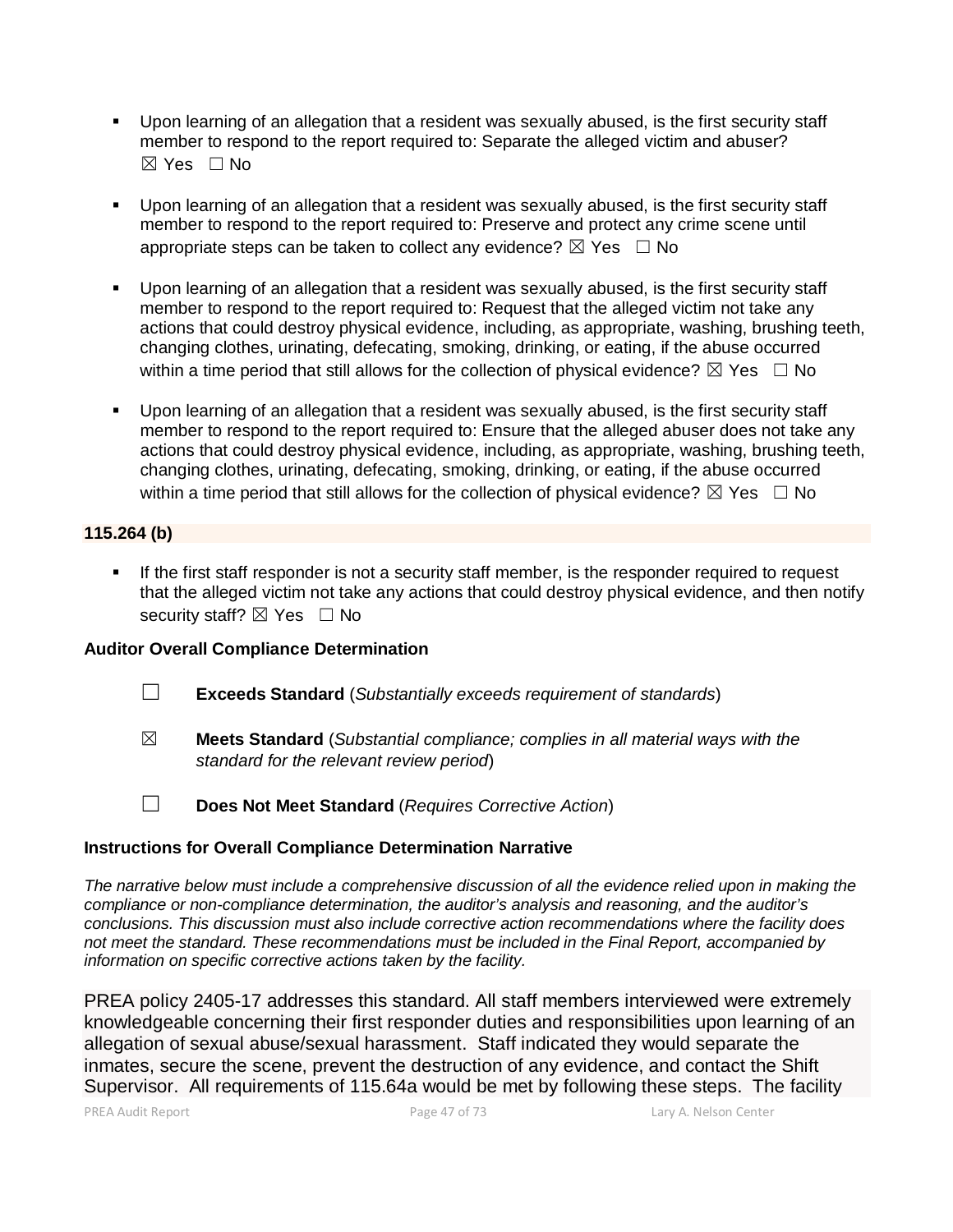- Upon learning of an allegation that a resident was sexually abused, is the first security staff member to respond to the report required to: Separate the alleged victim and abuser? ☒ Yes ☐ No

- Upon learning of an allegation that a resident was sexually abused, is the first security staff member to respond to the report required to: Preserve and protect any crime scene until appropriate steps can be taken to collect any evidence? ☒ Yes ☐ No

- Upon learning of an allegation that a resident was sexually abused, is the first security staff member to respond to the report required to: Request that the alleged victim not take any actions that could destroy physical evidence, including, as appropriate, washing, brushing teeth, changing clothes, urinating, defecating, smoking, drinking, or eating, if the abuse occurred within a time period that still allows for the collection of physical evidence? ☒ Yes ☐ No

- Upon learning of an allegation that a resident was sexually abused, is the first security staff member to respond to the report required to: Ensure that the alleged abuser does not take any actions that could destroy physical evidence, including, as appropriate, washing, brushing teeth, changing clothes, urinating, defecating, smoking, drinking, or eating, if the abuse occurred within a time period that still allows for the collection of physical evidence? ☒ Yes ☐ No

**115.264 (b)**

- If the first staff responder is not a security staff member, is the responder required to request that the alleged victim not take any actions that could destroy physical evidence, and then notify security staff? ☒ Yes ☐ No

**Auditor Overall Compliance Determination**

☐ **Exceeds Standard** (*Substantially exceeds requirement of standards*)

☒ **Meets Standard** (*Substantial compliance; complies in all material ways with the standard for the relevant review period*)

☐ **Does Not Meet Standard** (*Requires Corrective Action*)

**Instructions for Overall Compliance Determination Narrative**

*The narrative below must include a comprehensive discussion of all the evidence relied upon in making the compliance or non-compliance determination, the auditor's analysis and reasoning, and the auditor's conclusions. This discussion must also include corrective action recommendations where the facility does not meet the standard. These recommendations must be included in the Final Report, accompanied by information on specific corrective actions taken by the facility.*

PREA policy 2405-17 addresses this standard. All staff members interviewed were extremely knowledgeable concerning their first responder duties and responsibilities upon learning of an allegation of sexual abuse/sexual harassment. Staff indicated they would separate the inmates, secure the scene, prevent the destruction of any evidence, and contact the Shift Supervisor. All requirements of 115.64a would be met by following these steps. The facility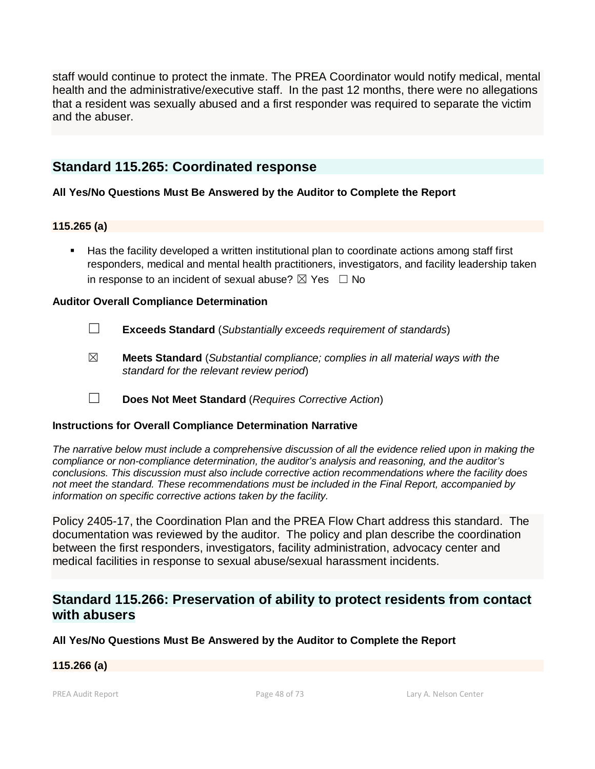staff would continue to protect the inmate. The PREA Coordinator would notify medical, mental health and the administrative/executive staff. In the past 12 months, there were no allegations that a resident was sexually abused and a first responder was required to separate the victim and the abuser.

## Standard 115.265: Coordinated response

**All Yes/No Questions Must Be Answered by the Auditor to Complete the Report**

**115.265 (a)**

- Has the facility developed a written institutional plan to coordinate actions among staff first responders, medical and mental health practitioners, investigators, and facility leadership taken in response to an incident of sexual abuse? ☒ Yes ☐ No

**Auditor Overall Compliance Determination**

☐ **Exceeds Standard** (*Substantially exceeds requirement of standards*)

☒ **Meets Standard** (*Substantial compliance; complies in all material ways with the standard for the relevant review period*)

☐ **Does Not Meet Standard** (*Requires Corrective Action*)

**Instructions for Overall Compliance Determination Narrative**

*The narrative below must include a comprehensive discussion of all the evidence relied upon in making the compliance or non-compliance determination, the auditor's analysis and reasoning, and the auditor's conclusions. This discussion must also include corrective action recommendations where the facility does not meet the standard. These recommendations must be included in the Final Report, accompanied by information on specific corrective actions taken by the facility.*

Policy 2405-17, the Coordination Plan and the PREA Flow Chart address this standard. The documentation was reviewed by the auditor. The policy and plan describe the coordination between the first responders, investigators, facility administration, advocacy center and medical facilities in response to sexual abuse/sexual harassment incidents.

## Standard 115.266: Preservation of ability to protect residents from contact with abusers

**All Yes/No Questions Must Be Answered by the Auditor to Complete the Report**

**115.266 (a)**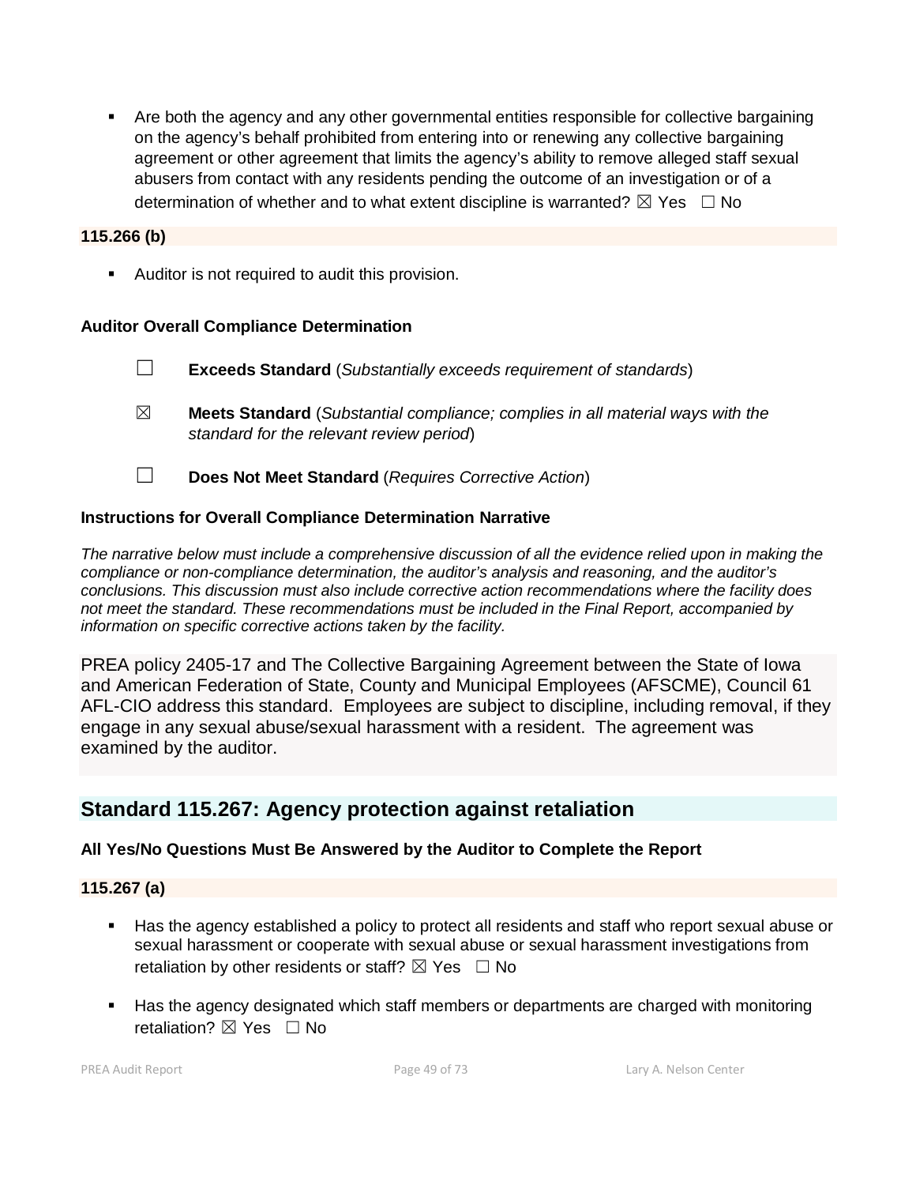- Are both the agency and any other governmental entities responsible for collective bargaining on the agency's behalf prohibited from entering into or renewing any collective bargaining agreement or other agreement that limits the agency's ability to remove alleged staff sexual abusers from contact with any residents pending the outcome of an investigation or of a determination of whether and to what extent discipline is warranted? ☒ Yes ☐ No

**115.266 (b)**

- Auditor is not required to audit this provision.

**Auditor Overall Compliance Determination**

☐ **Exceeds Standard** (*Substantially exceeds requirement of standards*)

☒ **Meets Standard** (*Substantial compliance; complies in all material ways with the standard for the relevant review period*)

☐ **Does Not Meet Standard** (*Requires Corrective Action*)

**Instructions for Overall Compliance Determination Narrative**

*The narrative below must include a comprehensive discussion of all the evidence relied upon in making the compliance or non-compliance determination, the auditor's analysis and reasoning, and the auditor's conclusions. This discussion must also include corrective action recommendations where the facility does not meet the standard. These recommendations must be included in the Final Report, accompanied by information on specific corrective actions taken by the facility.*

PREA policy 2405-17 and The Collective Bargaining Agreement between the State of Iowa and American Federation of State, County and Municipal Employees (AFSCME), Council 61 AFL-CIO address this standard. Employees are subject to discipline, including removal, if they engage in any sexual abuse/sexual harassment with a resident. The agreement was examined by the auditor.

## Standard 115.267: Agency protection against retaliation

**All Yes/No Questions Must Be Answered by the Auditor to Complete the Report**

**115.267 (a)**

- Has the agency established a policy to protect all residents and staff who report sexual abuse or sexual harassment or cooperate with sexual abuse or sexual harassment investigations from retaliation by other residents or staff? ☒ Yes ☐ No
- Has the agency designated which staff members or departments are charged with monitoring retaliation? ☒ Yes ☐ No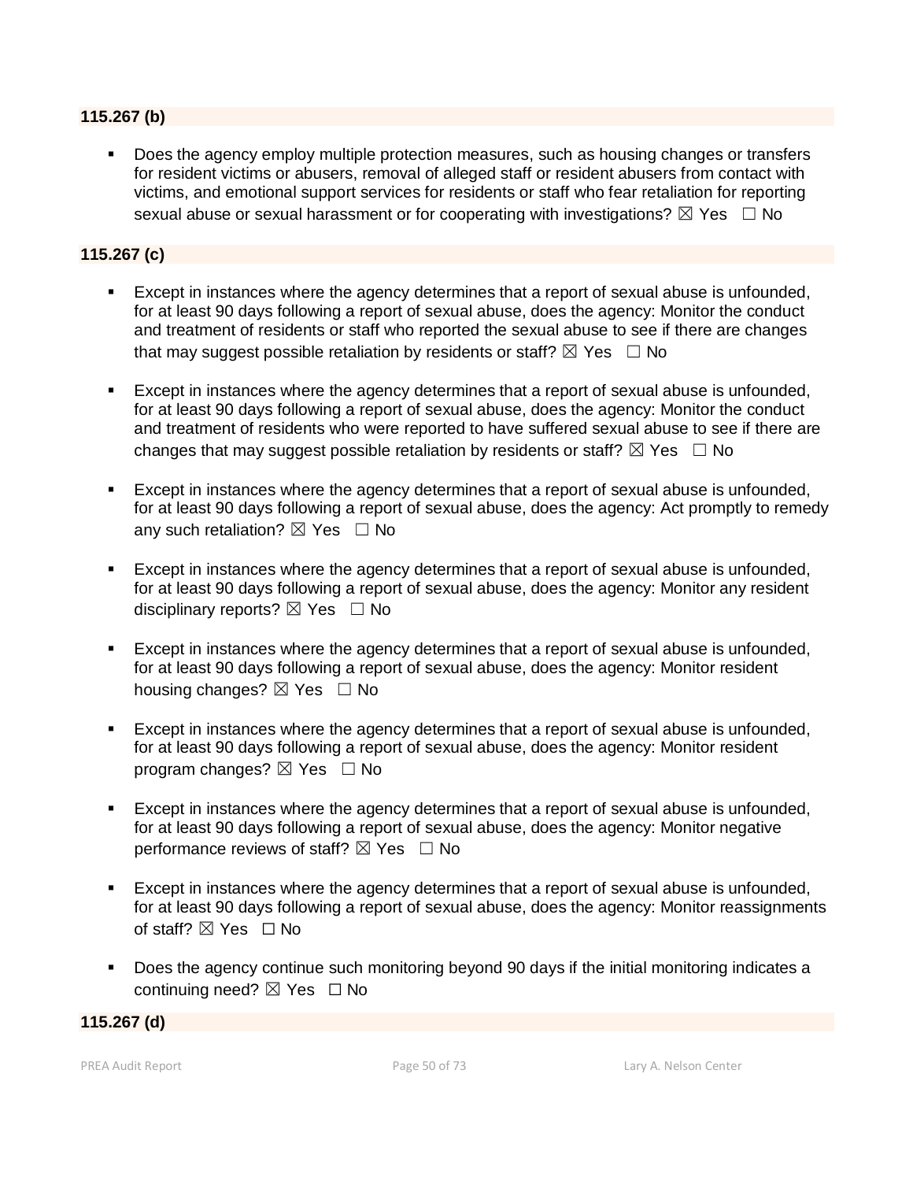**115.267 (b)**

- Does the agency employ multiple protection measures, such as housing changes or transfers for resident victims or abusers, removal of alleged staff or resident abusers from contact with victims, and emotional support services for residents or staff who fear retaliation for reporting sexual abuse or sexual harassment or for cooperating with investigations? ☒ Yes ☐ No

**115.267 (c)**

- Except in instances where the agency determines that a report of sexual abuse is unfounded, for at least 90 days following a report of sexual abuse, does the agency: Monitor the conduct and treatment of residents or staff who reported the sexual abuse to see if there are changes that may suggest possible retaliation by residents or staff? ☒ Yes ☐ No

- Except in instances where the agency determines that a report of sexual abuse is unfounded, for at least 90 days following a report of sexual abuse, does the agency: Monitor the conduct and treatment of residents who were reported to have suffered sexual abuse to see if there are changes that may suggest possible retaliation by residents or staff? ☒ Yes ☐ No

- Except in instances where the agency determines that a report of sexual abuse is unfounded, for at least 90 days following a report of sexual abuse, does the agency: Act promptly to remedy any such retaliation? ☒ Yes ☐ No

- Except in instances where the agency determines that a report of sexual abuse is unfounded, for at least 90 days following a report of sexual abuse, does the agency: Monitor any resident disciplinary reports? ☒ Yes ☐ No

- Except in instances where the agency determines that a report of sexual abuse is unfounded, for at least 90 days following a report of sexual abuse, does the agency: Monitor resident housing changes? ☒ Yes ☐ No

- Except in instances where the agency determines that a report of sexual abuse is unfounded, for at least 90 days following a report of sexual abuse, does the agency: Monitor resident program changes? ☒ Yes ☐ No

- Except in instances where the agency determines that a report of sexual abuse is unfounded, for at least 90 days following a report of sexual abuse, does the agency: Monitor negative performance reviews of staff? ☒ Yes ☐ No

- Except in instances where the agency determines that a report of sexual abuse is unfounded, for at least 90 days following a report of sexual abuse, does the agency: Monitor reassignments of staff? ☒ Yes ☐ No

- Does the agency continue such monitoring beyond 90 days if the initial monitoring indicates a continuing need? ☒ Yes ☐ No

**115.267 (d)**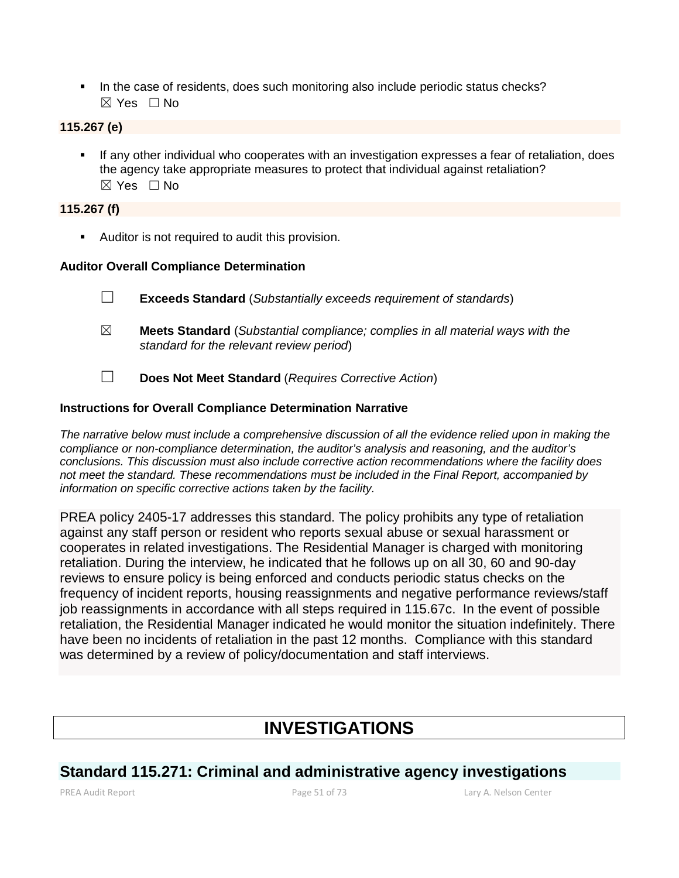- In the case of residents, does such monitoring also include periodic status checks?
  ☒ Yes ☐ No

**115.267 (e)**

- If any other individual who cooperates with an investigation expresses a fear of retaliation, does the agency take appropriate measures to protect that individual against retaliation?
  ☒ Yes ☐ No

**115.267 (f)**

- Auditor is not required to audit this provision.

**Auditor Overall Compliance Determination**

☐ **Exceeds Standard** (*Substantially exceeds requirement of standards*)

☒ **Meets Standard** (*Substantial compliance; complies in all material ways with the standard for the relevant review period*)

☐ **Does Not Meet Standard** (*Requires Corrective Action*)

**Instructions for Overall Compliance Determination Narrative**

*The narrative below must include a comprehensive discussion of all the evidence relied upon in making the compliance or non-compliance determination, the auditor's analysis and reasoning, and the auditor's conclusions. This discussion must also include corrective action recommendations where the facility does not meet the standard. These recommendations must be included in the Final Report, accompanied by information on specific corrective actions taken by the facility.*

PREA policy 2405-17 addresses this standard. The policy prohibits any type of retaliation against any staff person or resident who reports sexual abuse or sexual harassment or cooperates in related investigations. The Residential Manager is charged with monitoring retaliation. During the interview, he indicated that he follows up on all 30, 60 and 90-day reviews to ensure policy is being enforced and conducts periodic status checks on the frequency of incident reports, housing reassignments and negative performance reviews/staff job reassignments in accordance with all steps required in 115.67c. In the event of possible retaliation, the Residential Manager indicated he would monitor the situation indefinitely. There have been no incidents of retaliation in the past 12 months. Compliance with this standard was determined by a review of policy/documentation and staff interviews.

# INVESTIGATIONS

## Standard 115.271: Criminal and administrative agency investigations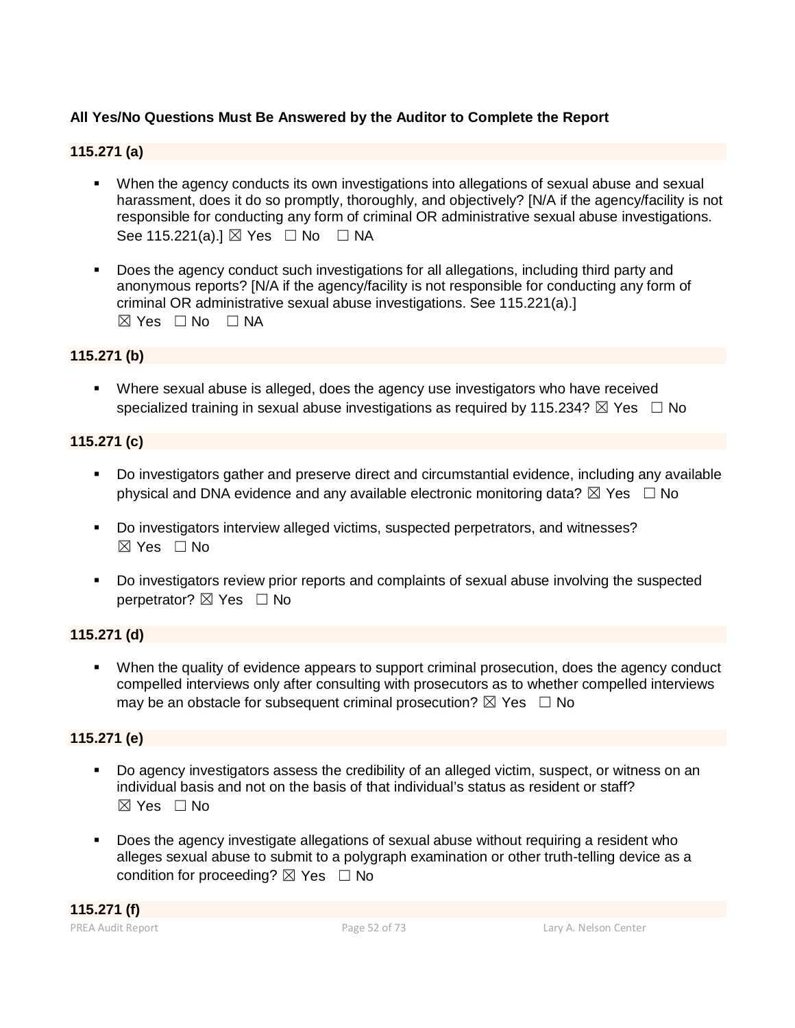**All Yes/No Questions Must Be Answered by the Auditor to Complete the Report**

**115.271 (a)**

- When the agency conducts its own investigations into allegations of sexual abuse and sexual harassment, does it do so promptly, thoroughly, and objectively? [N/A if the agency/facility is not responsible for conducting any form of criminal OR administrative sexual abuse investigations. See 115.221(a).] ☒ Yes ☐ No ☐ NA

- Does the agency conduct such investigations for all allegations, including third party and anonymous reports? [N/A if the agency/facility is not responsible for conducting any form of criminal OR administrative sexual abuse investigations. See 115.221(a).]
☒ Yes ☐ No ☐ NA

**115.271 (b)**

- Where sexual abuse is alleged, does the agency use investigators who have received specialized training in sexual abuse investigations as required by 115.234? ☒ Yes ☐ No

**115.271 (c)**

- Do investigators gather and preserve direct and circumstantial evidence, including any available physical and DNA evidence and any available electronic monitoring data? ☒ Yes ☐ No

- Do investigators interview alleged victims, suspected perpetrators, and witnesses?
☒ Yes ☐ No

- Do investigators review prior reports and complaints of sexual abuse involving the suspected perpetrator? ☒ Yes ☐ No

**115.271 (d)**

- When the quality of evidence appears to support criminal prosecution, does the agency conduct compelled interviews only after consulting with prosecutors as to whether compelled interviews may be an obstacle for subsequent criminal prosecution? ☒ Yes ☐ No

**115.271 (e)**

- Do agency investigators assess the credibility of an alleged victim, suspect, or witness on an individual basis and not on the basis of that individual's status as resident or staff?
☒ Yes ☐ No

- Does the agency investigate allegations of sexual abuse without requiring a resident who alleges sexual abuse to submit to a polygraph examination or other truth-telling device as a condition for proceeding? ☒ Yes ☐ No

**115.271 (f)**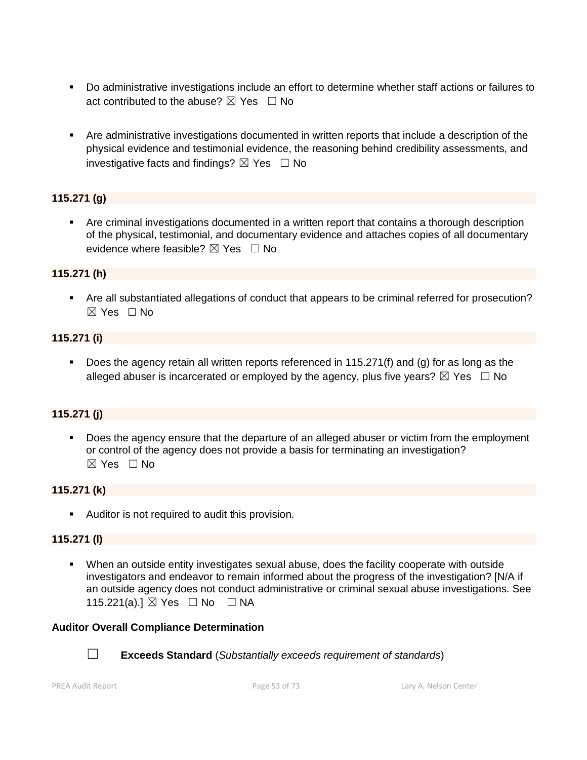- Do administrative investigations include an effort to determine whether staff actions or failures to act contributed to the abuse? ☒ Yes ☐ No

- Are administrative investigations documented in written reports that include a description of the physical evidence and testimonial evidence, the reasoning behind credibility assessments, and investigative facts and findings? ☒ Yes ☐ No

**115.271 (g)**

- Are criminal investigations documented in a written report that contains a thorough description of the physical, testimonial, and documentary evidence and attaches copies of all documentary evidence where feasible? ☒ Yes ☐ No

**115.271 (h)**

- Are all substantiated allegations of conduct that appears to be criminal referred for prosecution? ☒ Yes ☐ No

**115.271 (i)**

- Does the agency retain all written reports referenced in 115.271(f) and (g) for as long as the alleged abuser is incarcerated or employed by the agency, plus five years? ☒ Yes ☐ No

**115.271 (j)**

- Does the agency ensure that the departure of an alleged abuser or victim from the employment or control of the agency does not provide a basis for terminating an investigation? ☒ Yes ☐ No

**115.271 (k)**

- Auditor is not required to audit this provision.

**115.271 (l)**

- When an outside entity investigates sexual abuse, does the facility cooperate with outside investigators and endeavor to remain informed about the progress of the investigation? [N/A if an outside agency does not conduct administrative or criminal sexual abuse investigations. See 115.221(a).] ☒ Yes ☐ No ☐ NA

**Auditor Overall Compliance Determination**

☐ **Exceeds Standard** (*Substantially exceeds requirement of standards*)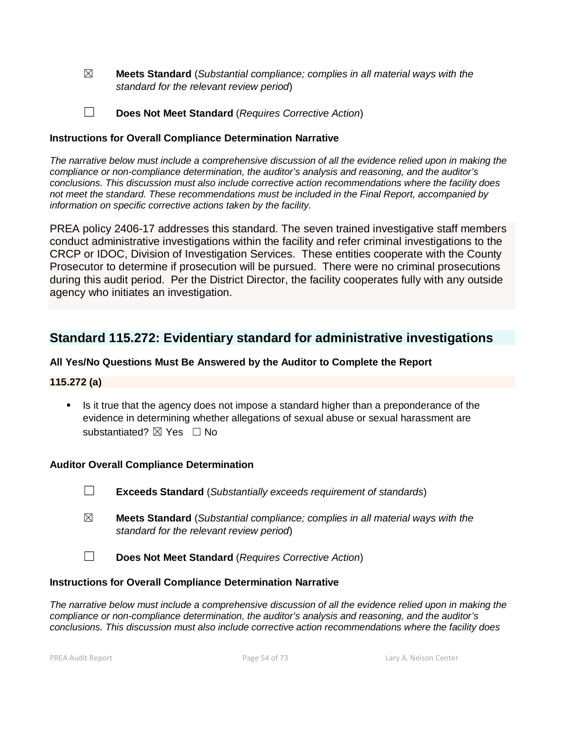☒ **Meets Standard** (*Substantial compliance; complies in all material ways with the standard for the relevant review period*)

☐ **Does Not Meet Standard** (*Requires Corrective Action*)

**Instructions for Overall Compliance Determination Narrative**

*The narrative below must include a comprehensive discussion of all the evidence relied upon in making the compliance or non-compliance determination, the auditor's analysis and reasoning, and the auditor's conclusions. This discussion must also include corrective action recommendations where the facility does not meet the standard. These recommendations must be included in the Final Report, accompanied by information on specific corrective actions taken by the facility.*

PREA policy 2406-17 addresses this standard. The seven trained investigative staff members conduct administrative investigations within the facility and refer criminal investigations to the CRCP or IDOC, Division of Investigation Services. These entities cooperate with the County Prosecutor to determine if prosecution will be pursued. There were no criminal prosecutions during this audit period. Per the District Director, the facility cooperates fully with any outside agency who initiates an investigation.

## Standard 115.272: Evidentiary standard for administrative investigations

**All Yes/No Questions Must Be Answered by the Auditor to Complete the Report**

**115.272 (a)**

- Is it true that the agency does not impose a standard higher than a preponderance of the evidence in determining whether allegations of sexual abuse or sexual harassment are substantiated? ☒ Yes ☐ No

**Auditor Overall Compliance Determination**

☐ **Exceeds Standard** (*Substantially exceeds requirement of standards*)

☒ **Meets Standard** (*Substantial compliance; complies in all material ways with the standard for the relevant review period*)

☐ **Does Not Meet Standard** (*Requires Corrective Action*)

**Instructions for Overall Compliance Determination Narrative**

*The narrative below must include a comprehensive discussion of all the evidence relied upon in making the compliance or non-compliance determination, the auditor's analysis and reasoning, and the auditor's conclusions. This discussion must also include corrective action recommendations where the facility does*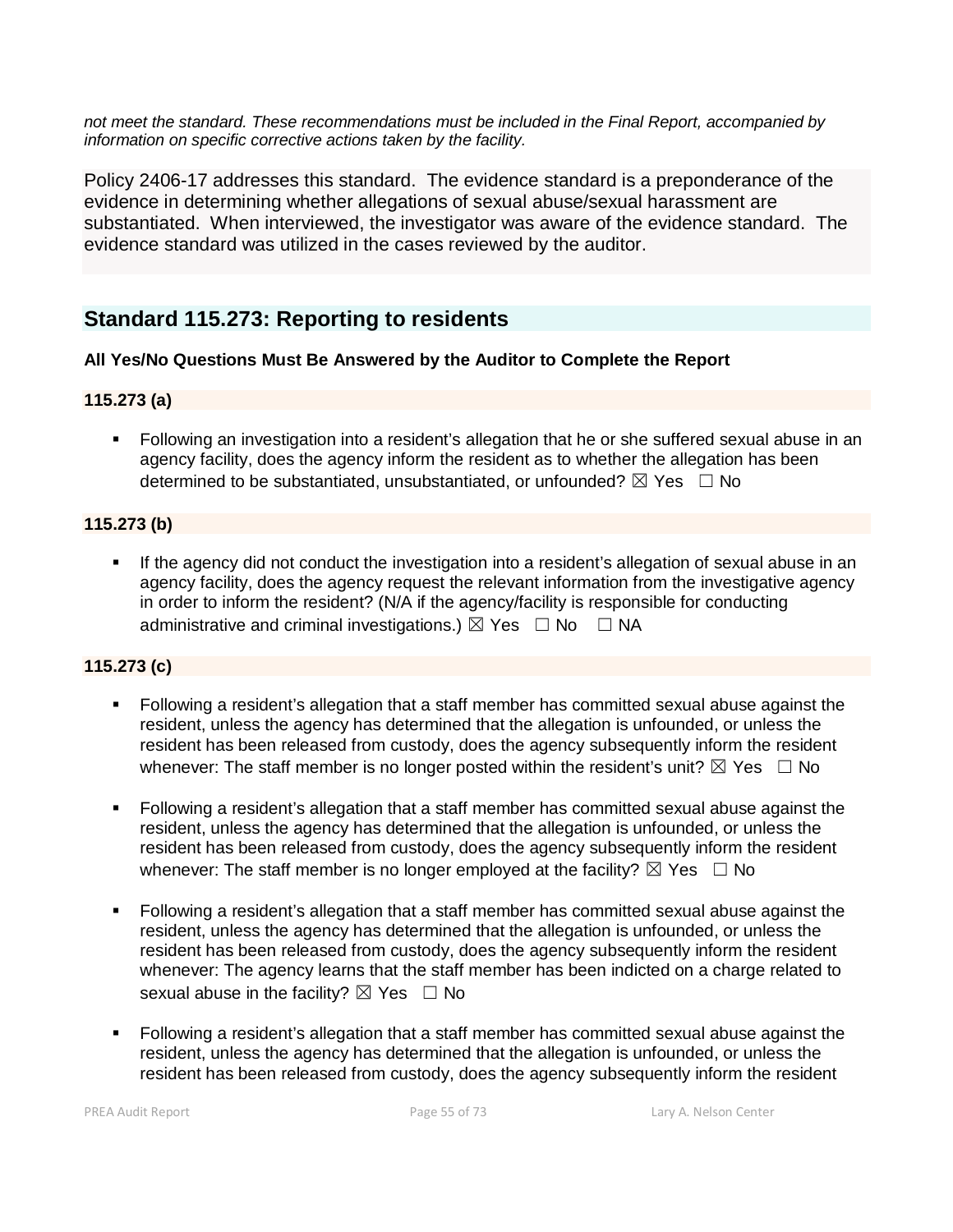*not meet the standard. These recommendations must be included in the Final Report, accompanied by information on specific corrective actions taken by the facility.*

Policy 2406-17 addresses this standard. The evidence standard is a preponderance of the evidence in determining whether allegations of sexual abuse/sexual harassment are substantiated. When interviewed, the investigator was aware of the evidence standard. The evidence standard was utilized in the cases reviewed by the auditor.

## Standard 115.273: Reporting to residents

**All Yes/No Questions Must Be Answered by the Auditor to Complete the Report**

### 115.273 (a)

- Following an investigation into a resident's allegation that he or she suffered sexual abuse in an agency facility, does the agency inform the resident as to whether the allegation has been determined to be substantiated, unsubstantiated, or unfounded? ☒ Yes ☐ No

### 115.273 (b)

- If the agency did not conduct the investigation into a resident's allegation of sexual abuse in an agency facility, does the agency request the relevant information from the investigative agency in order to inform the resident? (N/A if the agency/facility is responsible for conducting administrative and criminal investigations.) ☒ Yes ☐ No ☐ NA

### 115.273 (c)

- Following a resident's allegation that a staff member has committed sexual abuse against the resident, unless the agency has determined that the allegation is unfounded, or unless the resident has been released from custody, does the agency subsequently inform the resident whenever: The staff member is no longer posted within the resident's unit? ☒ Yes ☐ No
- Following a resident's allegation that a staff member has committed sexual abuse against the resident, unless the agency has determined that the allegation is unfounded, or unless the resident has been released from custody, does the agency subsequently inform the resident whenever: The staff member is no longer employed at the facility? ☒ Yes ☐ No
- Following a resident's allegation that a staff member has committed sexual abuse against the resident, unless the agency has determined that the allegation is unfounded, or unless the resident has been released from custody, does the agency subsequently inform the resident whenever: The agency learns that the staff member has been indicted on a charge related to sexual abuse in the facility? ☒ Yes ☐ No
- Following a resident's allegation that a staff member has committed sexual abuse against the resident, unless the agency has determined that the allegation is unfounded, or unless the resident has been released from custody, does the agency subsequently inform the resident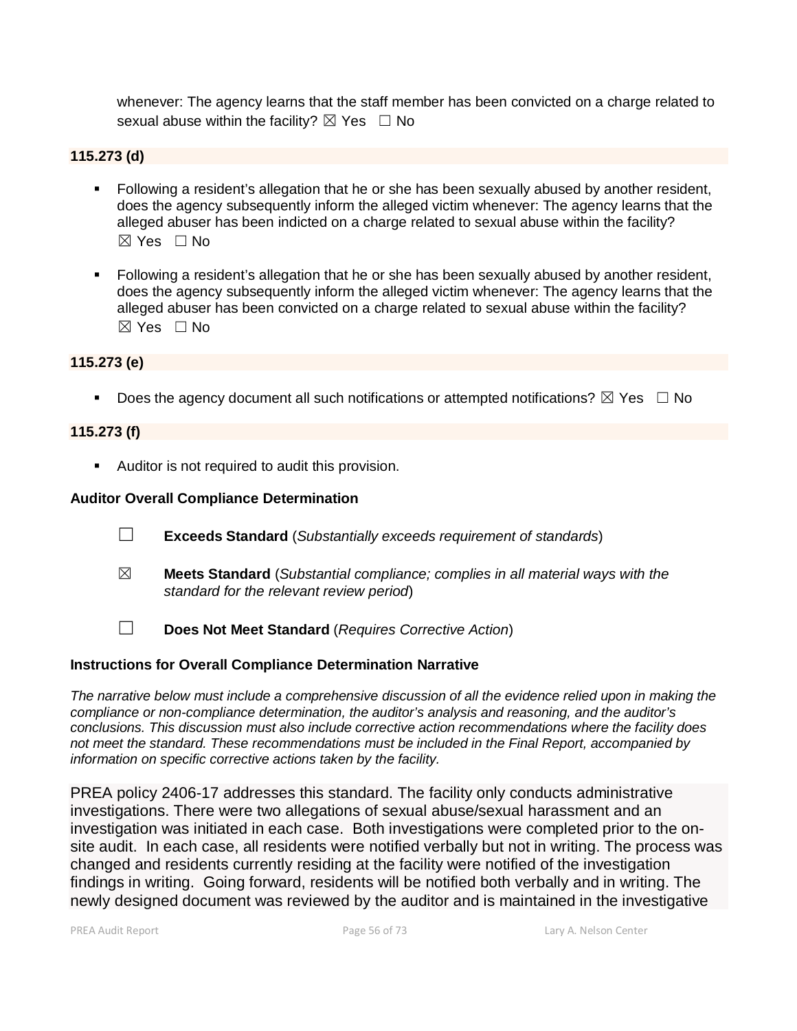whenever: The agency learns that the staff member has been convicted on a charge related to sexual abuse within the facility? ☒ Yes ☐ No

**115.273 (d)**

- Following a resident's allegation that he or she has been sexually abused by another resident, does the agency subsequently inform the alleged victim whenever: The agency learns that the alleged abuser has been indicted on a charge related to sexual abuse within the facility? ☒ Yes ☐ No
- Following a resident's allegation that he or she has been sexually abused by another resident, does the agency subsequently inform the alleged victim whenever: The agency learns that the alleged abuser has been convicted on a charge related to sexual abuse within the facility? ☒ Yes ☐ No

**115.273 (e)**

- Does the agency document all such notifications or attempted notifications? ☒ Yes ☐ No

**115.273 (f)**

- Auditor is not required to audit this provision.

**Auditor Overall Compliance Determination**

☐ **Exceeds Standard** (*Substantially exceeds requirement of standards*)

☒ **Meets Standard** (*Substantial compliance; complies in all material ways with the standard for the relevant review period*)

☐ **Does Not Meet Standard** (*Requires Corrective Action*)

**Instructions for Overall Compliance Determination Narrative**

*The narrative below must include a comprehensive discussion of all the evidence relied upon in making the compliance or non-compliance determination, the auditor's analysis and reasoning, and the auditor's conclusions. This discussion must also include corrective action recommendations where the facility does not meet the standard. These recommendations must be included in the Final Report, accompanied by information on specific corrective actions taken by the facility.*

PREA policy 2406-17 addresses this standard. The facility only conducts administrative investigations. There were two allegations of sexual abuse/sexual harassment and an investigation was initiated in each case. Both investigations were completed prior to the on-site audit. In each case, all residents were notified verbally but not in writing. The process was changed and residents currently residing at the facility were notified of the investigation findings in writing. Going forward, residents will be notified both verbally and in writing. The newly designed document was reviewed by the auditor and is maintained in the investigative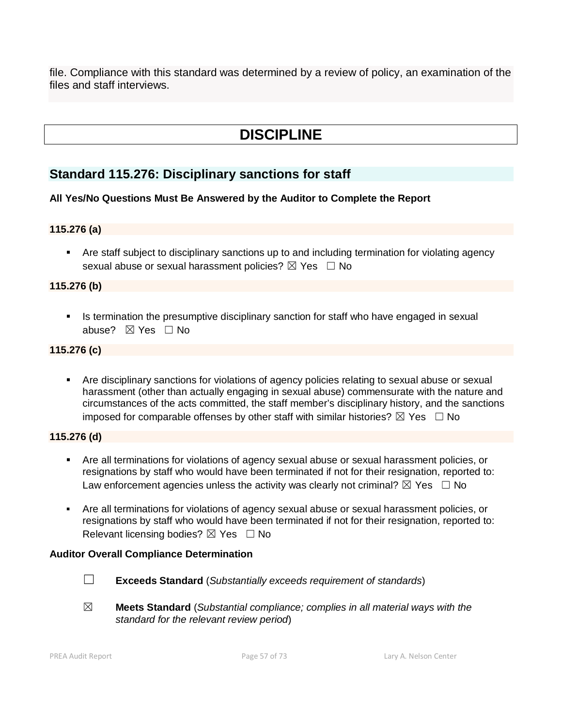file. Compliance with this standard was determined by a review of policy, an examination of the files and staff interviews.

# DISCIPLINE

## Standard 115.276: Disciplinary sanctions for staff

**All Yes/No Questions Must Be Answered by the Auditor to Complete the Report**

**115.276 (a)**

- Are staff subject to disciplinary sanctions up to and including termination for violating agency sexual abuse or sexual harassment policies? ☒ Yes ☐ No

**115.276 (b)**

- Is termination the presumptive disciplinary sanction for staff who have engaged in sexual abuse? ☒ Yes ☐ No

**115.276 (c)**

- Are disciplinary sanctions for violations of agency policies relating to sexual abuse or sexual harassment (other than actually engaging in sexual abuse) commensurate with the nature and circumstances of the acts committed, the staff member's disciplinary history, and the sanctions imposed for comparable offenses by other staff with similar histories? ☒ Yes ☐ No

**115.276 (d)**

- Are all terminations for violations of agency sexual abuse or sexual harassment policies, or resignations by staff who would have been terminated if not for their resignation, reported to: Law enforcement agencies unless the activity was clearly not criminal? ☒ Yes ☐ No

- Are all terminations for violations of agency sexual abuse or sexual harassment policies, or resignations by staff who would have been terminated if not for their resignation, reported to: Relevant licensing bodies? ☒ Yes ☐ No

**Auditor Overall Compliance Determination**

☐ **Exceeds Standard** (*Substantially exceeds requirement of standards*)

☒ **Meets Standard** (*Substantial compliance; complies in all material ways with the standard for the relevant review period*)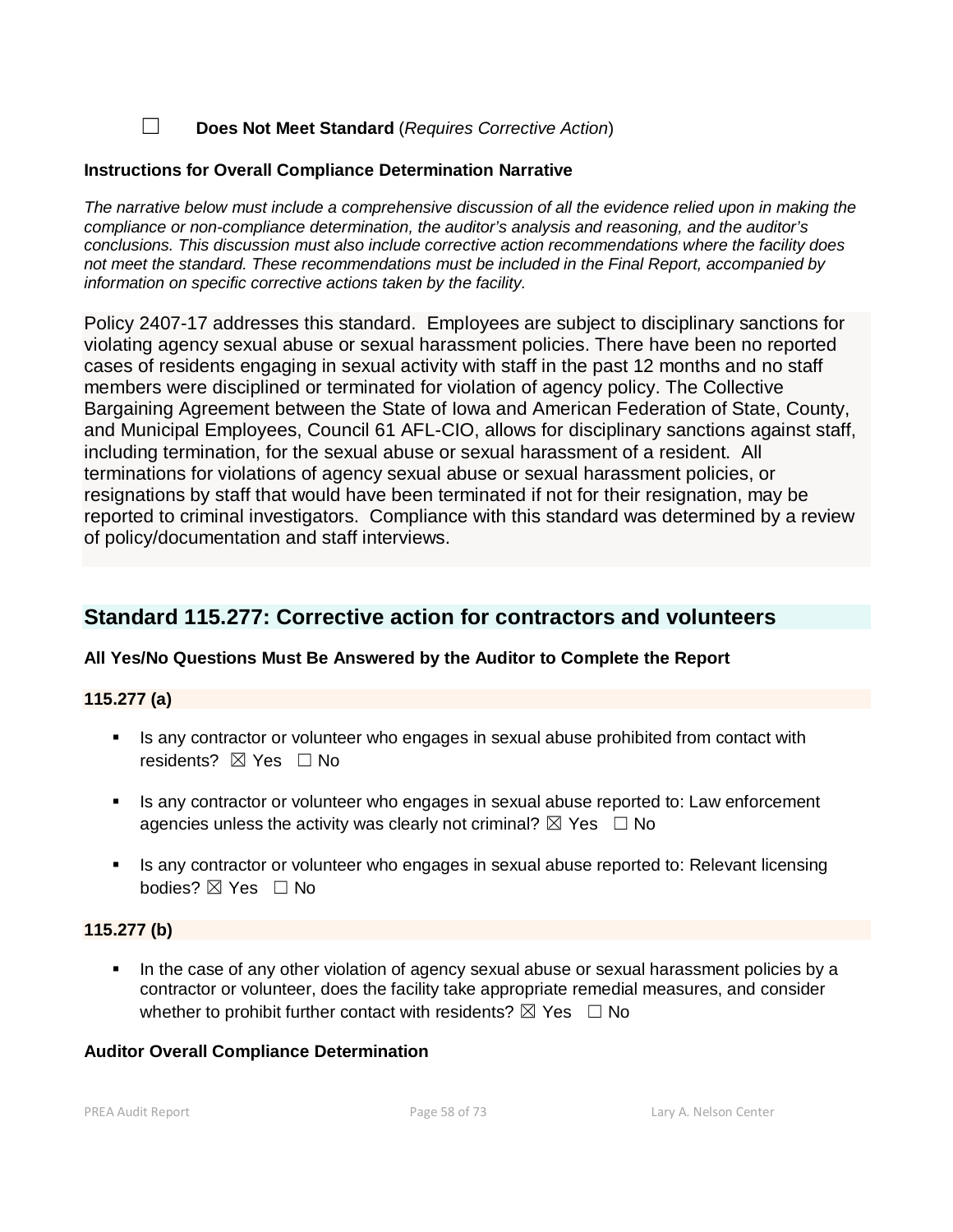☐ **Does Not Meet Standard** (*Requires Corrective Action*)

**Instructions for Overall Compliance Determination Narrative**

*The narrative below must include a comprehensive discussion of all the evidence relied upon in making the compliance or non-compliance determination, the auditor's analysis and reasoning, and the auditor's conclusions. This discussion must also include corrective action recommendations where the facility does not meet the standard. These recommendations must be included in the Final Report, accompanied by information on specific corrective actions taken by the facility.*

Policy 2407-17 addresses this standard. Employees are subject to disciplinary sanctions for violating agency sexual abuse or sexual harassment policies. There have been no reported cases of residents engaging in sexual activity with staff in the past 12 months and no staff members were disciplined or terminated for violation of agency policy. The Collective Bargaining Agreement between the State of Iowa and American Federation of State, County, and Municipal Employees, Council 61 AFL-CIO, allows for disciplinary sanctions against staff, including termination, for the sexual abuse or sexual harassment of a resident. All terminations for violations of agency sexual abuse or sexual harassment policies, or resignations by staff that would have been terminated if not for their resignation, may be reported to criminal investigators. Compliance with this standard was determined by a review of policy/documentation and staff interviews.

## Standard 115.277: Corrective action for contractors and volunteers

**All Yes/No Questions Must Be Answered by the Auditor to Complete the Report**

**115.277 (a)**

- Is any contractor or volunteer who engages in sexual abuse prohibited from contact with residents? ☒ Yes ☐ No
- Is any contractor or volunteer who engages in sexual abuse reported to: Law enforcement agencies unless the activity was clearly not criminal? ☒ Yes ☐ No
- Is any contractor or volunteer who engages in sexual abuse reported to: Relevant licensing bodies? ☒ Yes ☐ No

**115.277 (b)**

- In the case of any other violation of agency sexual abuse or sexual harassment policies by a contractor or volunteer, does the facility take appropriate remedial measures, and consider whether to prohibit further contact with residents? ☒ Yes ☐ No

**Auditor Overall Compliance Determination**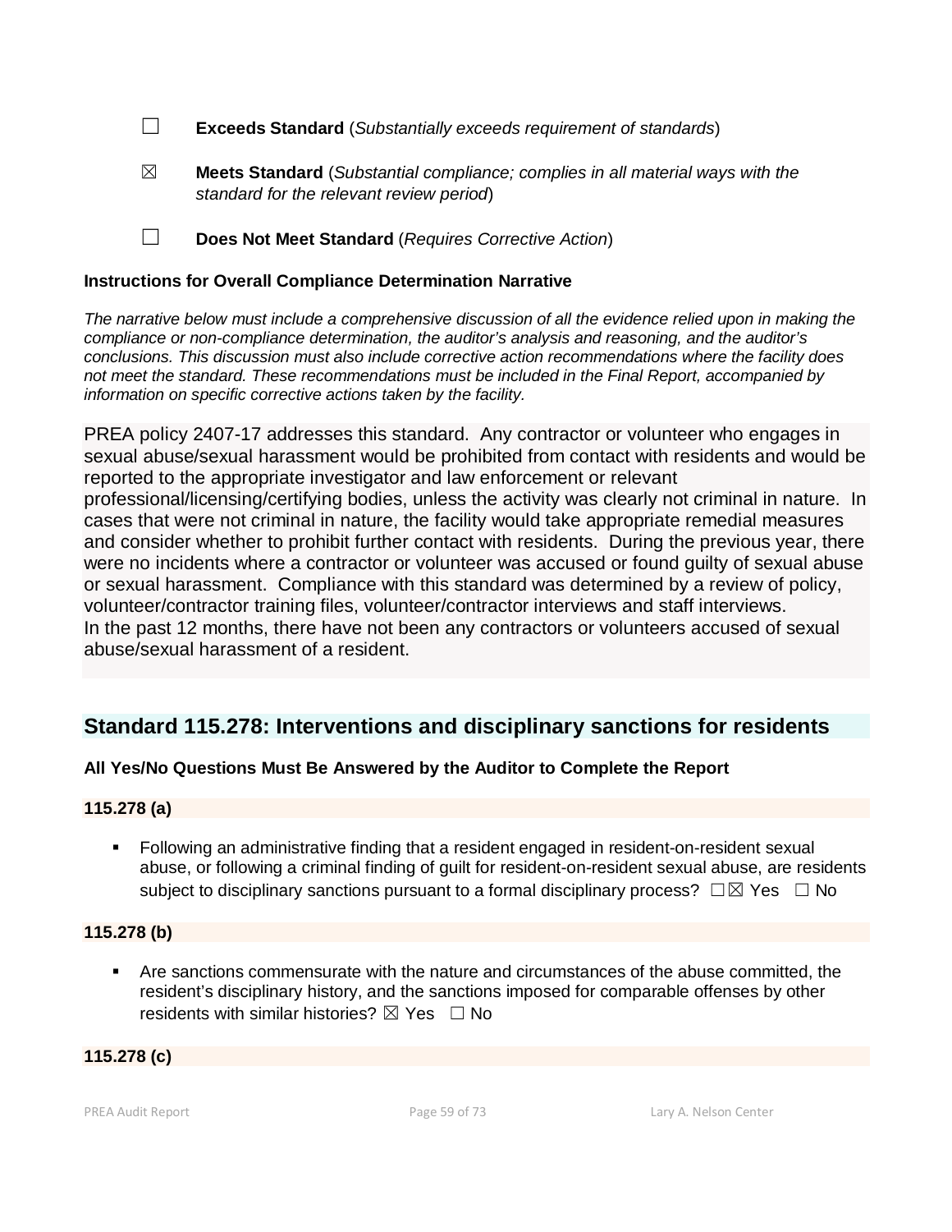☐ **Exceeds Standard** (*Substantially exceeds requirement of standards*)

☒ **Meets Standard** (*Substantial compliance; complies in all material ways with the standard for the relevant review period*)

☐ **Does Not Meet Standard** (*Requires Corrective Action*)

**Instructions for Overall Compliance Determination Narrative**

*The narrative below must include a comprehensive discussion of all the evidence relied upon in making the compliance or non-compliance determination, the auditor's analysis and reasoning, and the auditor's conclusions. This discussion must also include corrective action recommendations where the facility does not meet the standard. These recommendations must be included in the Final Report, accompanied by information on specific corrective actions taken by the facility.*

PREA policy 2407-17 addresses this standard. Any contractor or volunteer who engages in sexual abuse/sexual harassment would be prohibited from contact with residents and would be reported to the appropriate investigator and law enforcement or relevant professional/licensing/certifying bodies, unless the activity was clearly not criminal in nature. In cases that were not criminal in nature, the facility would take appropriate remedial measures and consider whether to prohibit further contact with residents. During the previous year, there were no incidents where a contractor or volunteer was accused or found guilty of sexual abuse or sexual harassment. Compliance with this standard was determined by a review of policy, volunteer/contractor training files, volunteer/contractor interviews and staff interviews.
In the past 12 months, there have not been any contractors or volunteers accused of sexual abuse/sexual harassment of a resident.

## Standard 115.278: Interventions and disciplinary sanctions for residents

**All Yes/No Questions Must Be Answered by the Auditor to Complete the Report**

**115.278 (a)**

- Following an administrative finding that a resident engaged in resident-on-resident sexual abuse, or following a criminal finding of guilt for resident-on-resident sexual abuse, are residents subject to disciplinary sanctions pursuant to a formal disciplinary process? ☐☒ Yes ☐ No

**115.278 (b)**

- Are sanctions commensurate with the nature and circumstances of the abuse committed, the resident's disciplinary history, and the sanctions imposed for comparable offenses by other residents with similar histories? ☒ Yes ☐ No

**115.278 (c)**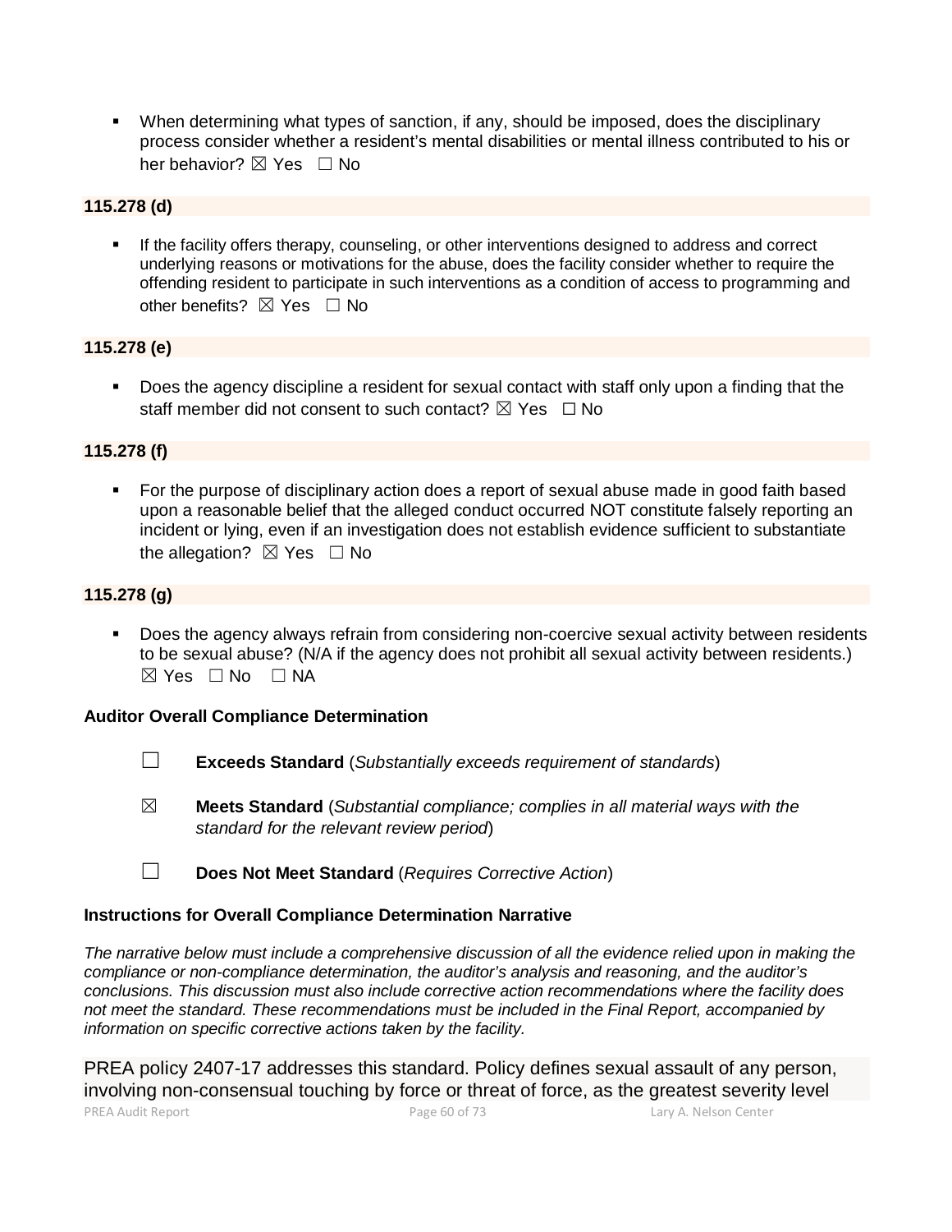- When determining what types of sanction, if any, should be imposed, does the disciplinary process consider whether a resident's mental disabilities or mental illness contributed to his or her behavior? ☒ Yes ☐ No

**115.278 (d)**

- If the facility offers therapy, counseling, or other interventions designed to address and correct underlying reasons or motivations for the abuse, does the facility consider whether to require the offending resident to participate in such interventions as a condition of access to programming and other benefits? ☒ Yes ☐ No

**115.278 (e)**

- Does the agency discipline a resident for sexual contact with staff only upon a finding that the staff member did not consent to such contact? ☒ Yes ☐ No

**115.278 (f)**

- For the purpose of disciplinary action does a report of sexual abuse made in good faith based upon a reasonable belief that the alleged conduct occurred NOT constitute falsely reporting an incident or lying, even if an investigation does not establish evidence sufficient to substantiate the allegation? ☒ Yes ☐ No

**115.278 (g)**

- Does the agency always refrain from considering non-coercive sexual activity between residents to be sexual abuse? (N/A if the agency does not prohibit all sexual activity between residents.) ☒ Yes ☐ No ☐ NA

**Auditor Overall Compliance Determination**

☐ **Exceeds Standard** (*Substantially exceeds requirement of standards*)

☒ **Meets Standard** (*Substantial compliance; complies in all material ways with the standard for the relevant review period*)

☐ **Does Not Meet Standard** (*Requires Corrective Action*)

**Instructions for Overall Compliance Determination Narrative**

*The narrative below must include a comprehensive discussion of all the evidence relied upon in making the compliance or non-compliance determination, the auditor's analysis and reasoning, and the auditor's conclusions. This discussion must also include corrective action recommendations where the facility does not meet the standard. These recommendations must be included in the Final Report, accompanied by information on specific corrective actions taken by the facility.*

PREA policy 2407-17 addresses this standard. Policy defines sexual assault of any person, involving non-consensual touching by force or threat of force, as the greatest severity level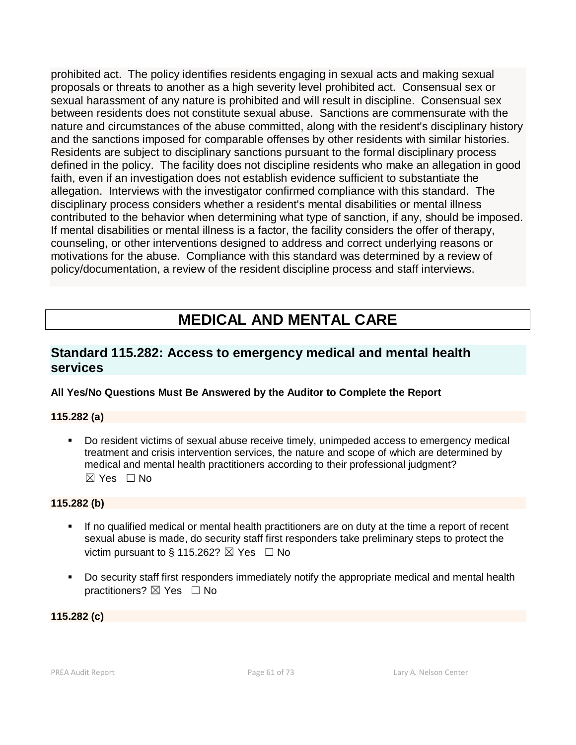prohibited act. The policy identifies residents engaging in sexual acts and making sexual proposals or threats to another as a high severity level prohibited act. Consensual sex or sexual harassment of any nature is prohibited and will result in discipline. Consensual sex between residents does not constitute sexual abuse. Sanctions are commensurate with the nature and circumstances of the abuse committed, along with the resident's disciplinary history and the sanctions imposed for comparable offenses by other residents with similar histories. Residents are subject to disciplinary sanctions pursuant to the formal disciplinary process defined in the policy. The facility does not discipline residents who make an allegation in good faith, even if an investigation does not establish evidence sufficient to substantiate the allegation. Interviews with the investigator confirmed compliance with this standard. The disciplinary process considers whether a resident's mental disabilities or mental illness contributed to the behavior when determining what type of sanction, if any, should be imposed. If mental disabilities or mental illness is a factor, the facility considers the offer of therapy, counseling, or other interventions designed to address and correct underlying reasons or motivations for the abuse. Compliance with this standard was determined by a review of policy/documentation, a review of the resident discipline process and staff interviews.

# MEDICAL AND MENTAL CARE

## Standard 115.282: Access to emergency medical and mental health services

**All Yes/No Questions Must Be Answered by the Auditor to Complete the Report**

**115.282 (a)**

- Do resident victims of sexual abuse receive timely, unimpeded access to emergency medical treatment and crisis intervention services, the nature and scope of which are determined by medical and mental health practitioners according to their professional judgment?
  ☒ Yes ☐ No

**115.282 (b)**

- If no qualified medical or mental health practitioners are on duty at the time a report of recent sexual abuse is made, do security staff first responders take preliminary steps to protect the victim pursuant to § 115.262? ☒ Yes ☐ No

- Do security staff first responders immediately notify the appropriate medical and mental health practitioners? ☒ Yes ☐ No

**115.282 (c)**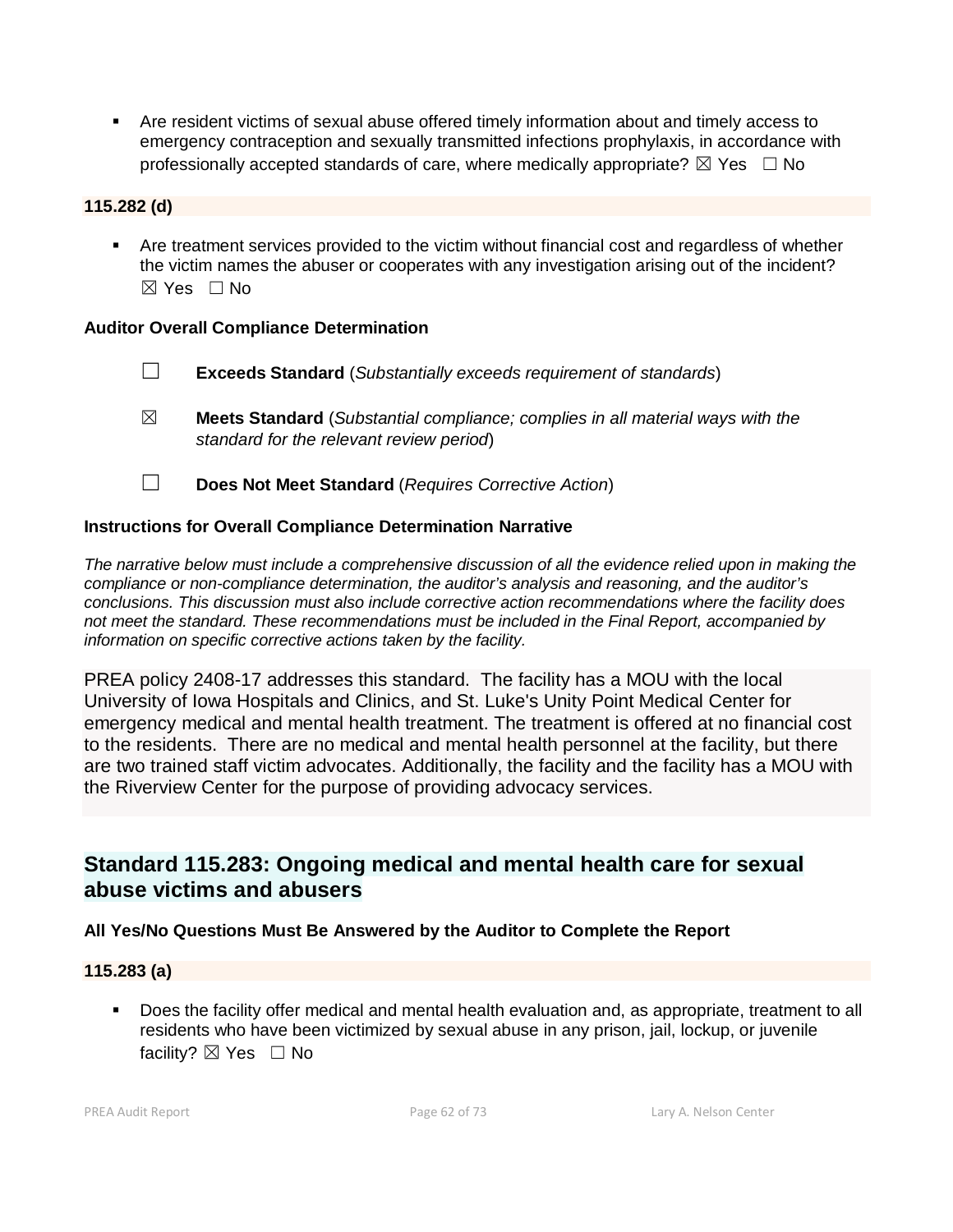- Are resident victims of sexual abuse offered timely information about and timely access to emergency contraception and sexually transmitted infections prophylaxis, in accordance with professionally accepted standards of care, where medically appropriate? ☒ Yes ☐ No

**115.282 (d)**

- Are treatment services provided to the victim without financial cost and regardless of whether the victim names the abuser or cooperates with any investigation arising out of the incident? ☒ Yes ☐ No

**Auditor Overall Compliance Determination**

☐ **Exceeds Standard** (*Substantially exceeds requirement of standards*)

☒ **Meets Standard** (*Substantial compliance; complies in all material ways with the standard for the relevant review period*)

☐ **Does Not Meet Standard** (*Requires Corrective Action*)

**Instructions for Overall Compliance Determination Narrative**

*The narrative below must include a comprehensive discussion of all the evidence relied upon in making the compliance or non-compliance determination, the auditor's analysis and reasoning, and the auditor's conclusions. This discussion must also include corrective action recommendations where the facility does not meet the standard. These recommendations must be included in the Final Report, accompanied by information on specific corrective actions taken by the facility.*

PREA policy 2408-17 addresses this standard. The facility has a MOU with the local University of Iowa Hospitals and Clinics, and St. Luke's Unity Point Medical Center for emergency medical and mental health treatment. The treatment is offered at no financial cost to the residents. There are no medical and mental health personnel at the facility, but there are two trained staff victim advocates. Additionally, the facility and the facility has a MOU with the Riverview Center for the purpose of providing advocacy services.

## Standard 115.283: Ongoing medical and mental health care for sexual abuse victims and abusers

**All Yes/No Questions Must Be Answered by the Auditor to Complete the Report**

**115.283 (a)**

- Does the facility offer medical and mental health evaluation and, as appropriate, treatment to all residents who have been victimized by sexual abuse in any prison, jail, lockup, or juvenile facility? ☒ Yes ☐ No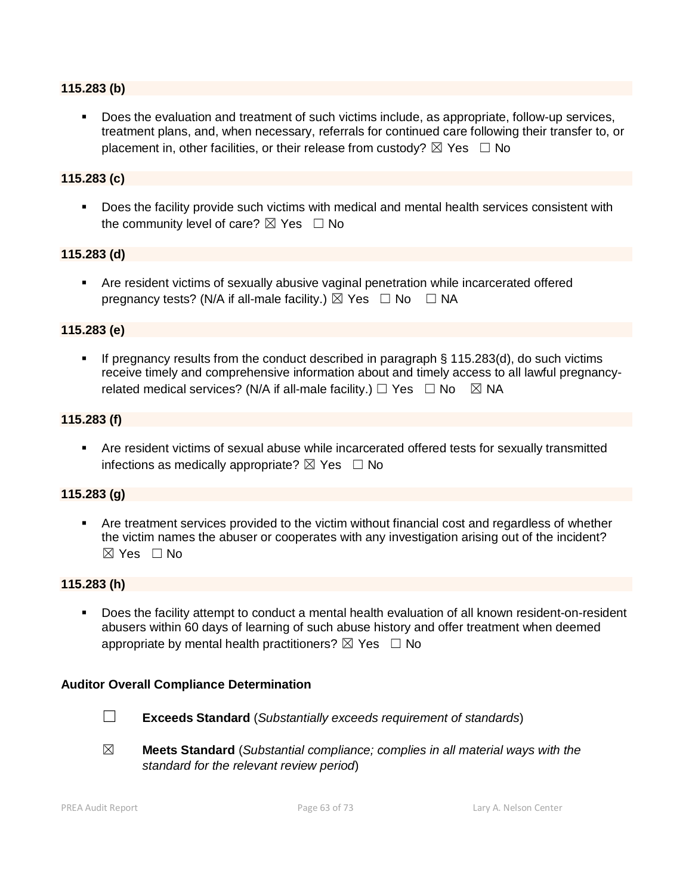### 115.283 (b)

- Does the evaluation and treatment of such victims include, as appropriate, follow-up services, treatment plans, and, when necessary, referrals for continued care following their transfer to, or placement in, other facilities, or their release from custody? ☒ Yes ☐ No

### 115.283 (c)

- Does the facility provide such victims with medical and mental health services consistent with the community level of care? ☒ Yes ☐ No

### 115.283 (d)

- Are resident victims of sexually abusive vaginal penetration while incarcerated offered pregnancy tests? (N/A if all-male facility.) ☒ Yes ☐ No ☐ NA

### 115.283 (e)

- If pregnancy results from the conduct described in paragraph § 115.283(d), do such victims receive timely and comprehensive information about and timely access to all lawful pregnancy-related medical services? (N/A if all-male facility.) ☐ Yes ☐ No ☒ NA

### 115.283 (f)

- Are resident victims of sexual abuse while incarcerated offered tests for sexually transmitted infections as medically appropriate? ☒ Yes ☐ No

### 115.283 (g)

- Are treatment services provided to the victim without financial cost and regardless of whether the victim names the abuser or cooperates with any investigation arising out of the incident? ☒ Yes ☐ No

### 115.283 (h)

- Does the facility attempt to conduct a mental health evaluation of all known resident-on-resident abusers within 60 days of learning of such abuse history and offer treatment when deemed appropriate by mental health practitioners? ☒ Yes ☐ No

### Auditor Overall Compliance Determination

☐ **Exceeds Standard** (*Substantially exceeds requirement of standards*)

☒ **Meets Standard** (*Substantial compliance; complies in all material ways with the standard for the relevant review period*)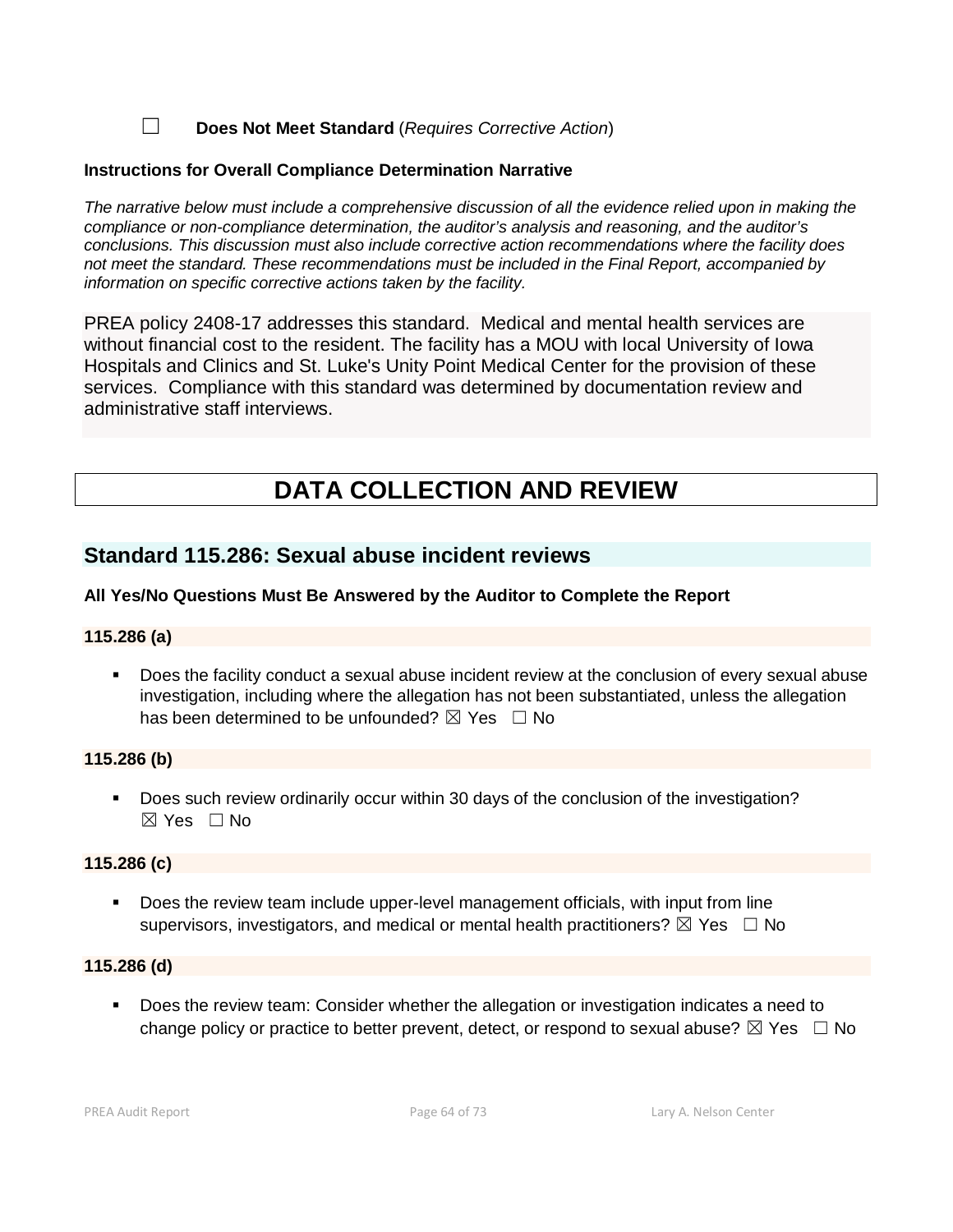☐ **Does Not Meet Standard** (*Requires Corrective Action*)

**Instructions for Overall Compliance Determination Narrative**

*The narrative below must include a comprehensive discussion of all the evidence relied upon in making the compliance or non-compliance determination, the auditor's analysis and reasoning, and the auditor's conclusions. This discussion must also include corrective action recommendations where the facility does not meet the standard. These recommendations must be included in the Final Report, accompanied by information on specific corrective actions taken by the facility.*

PREA policy 2408-17 addresses this standard. Medical and mental health services are without financial cost to the resident. The facility has a MOU with local University of Iowa Hospitals and Clinics and St. Luke's Unity Point Medical Center for the provision of these services. Compliance with this standard was determined by documentation review and administrative staff interviews.

# DATA COLLECTION AND REVIEW

## Standard 115.286: Sexual abuse incident reviews

**All Yes/No Questions Must Be Answered by the Auditor to Complete the Report**

**115.286 (a)**

- Does the facility conduct a sexual abuse incident review at the conclusion of every sexual abuse investigation, including where the allegation has not been substantiated, unless the allegation has been determined to be unfounded? ☒ Yes ☐ No

**115.286 (b)**

- Does such review ordinarily occur within 30 days of the conclusion of the investigation? ☒ Yes ☐ No

**115.286 (c)**

- Does the review team include upper-level management officials, with input from line supervisors, investigators, and medical or mental health practitioners? ☒ Yes ☐ No

**115.286 (d)**

- Does the review team: Consider whether the allegation or investigation indicates a need to change policy or practice to better prevent, detect, or respond to sexual abuse? ☒ Yes ☐ No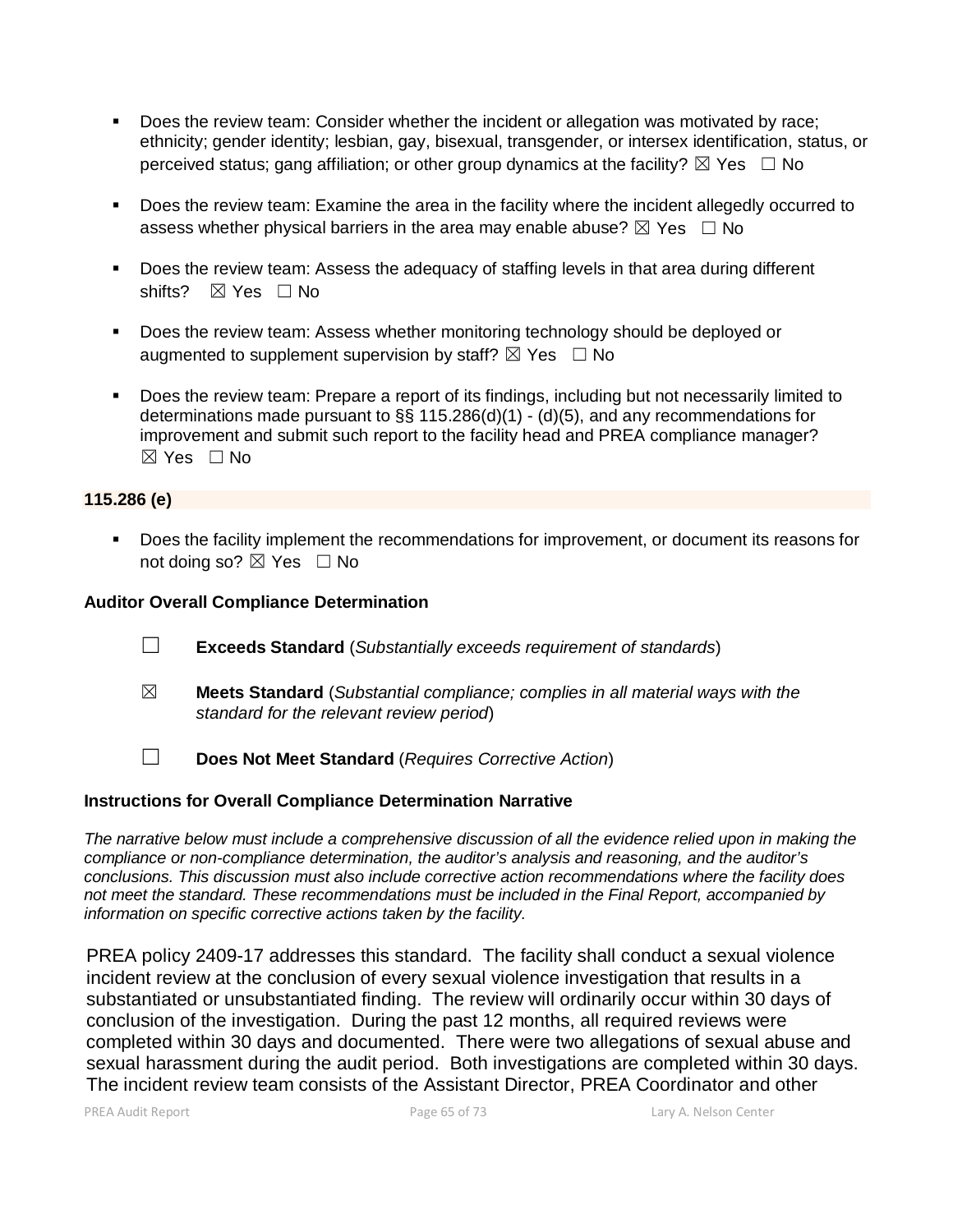- Does the review team: Consider whether the incident or allegation was motivated by race; ethnicity; gender identity; lesbian, gay, bisexual, transgender, or intersex identification, status, or perceived status; gang affiliation; or other group dynamics at the facility? ☒ Yes ☐ No

- Does the review team: Examine the area in the facility where the incident allegedly occurred to assess whether physical barriers in the area may enable abuse? ☒ Yes ☐ No

- Does the review team: Assess the adequacy of staffing levels in that area during different shifts? ☒ Yes ☐ No

- Does the review team: Assess whether monitoring technology should be deployed or augmented to supplement supervision by staff? ☒ Yes ☐ No

- Does the review team: Prepare a report of its findings, including but not necessarily limited to determinations made pursuant to §§ 115.286(d)(1) - (d)(5), and any recommendations for improvement and submit such report to the facility head and PREA compliance manager? ☒ Yes ☐ No

**115.286 (e)**

- Does the facility implement the recommendations for improvement, or document its reasons for not doing so? ☒ Yes ☐ No

**Auditor Overall Compliance Determination**

☐ **Exceeds Standard** (*Substantially exceeds requirement of standards*)

☒ **Meets Standard** (*Substantial compliance; complies in all material ways with the standard for the relevant review period*)

☐ **Does Not Meet Standard** (*Requires Corrective Action*)

**Instructions for Overall Compliance Determination Narrative**

*The narrative below must include a comprehensive discussion of all the evidence relied upon in making the compliance or non-compliance determination, the auditor's analysis and reasoning, and the auditor's conclusions. This discussion must also include corrective action recommendations where the facility does not meet the standard. These recommendations must be included in the Final Report, accompanied by information on specific corrective actions taken by the facility.*

PREA policy 2409-17 addresses this standard. The facility shall conduct a sexual violence incident review at the conclusion of every sexual violence investigation that results in a substantiated or unsubstantiated finding. The review will ordinarily occur within 30 days of conclusion of the investigation. During the past 12 months, all required reviews were completed within 30 days and documented. There were two allegations of sexual abuse and sexual harassment during the audit period. Both investigations are completed within 30 days. The incident review team consists of the Assistant Director, PREA Coordinator and other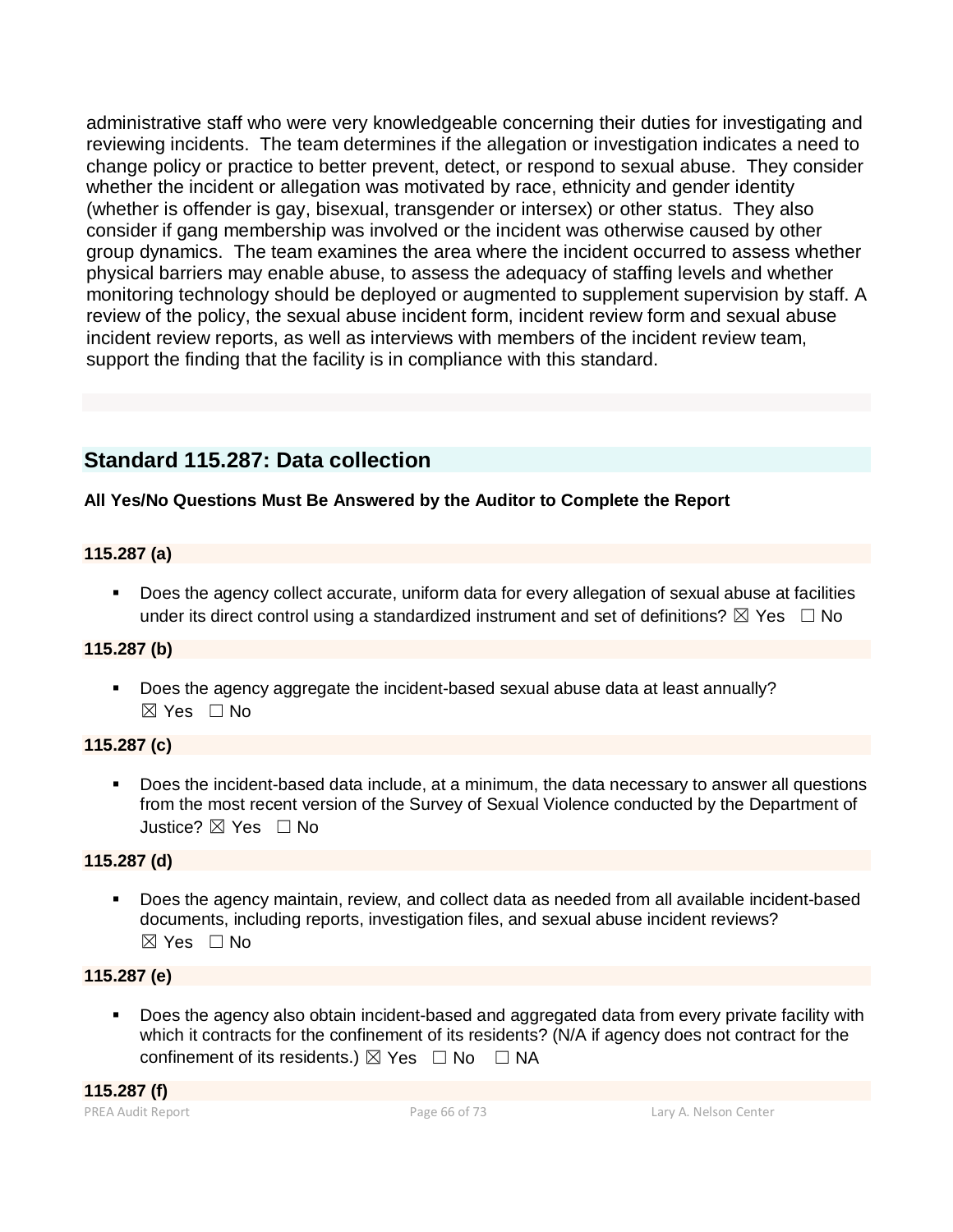administrative staff who were very knowledgeable concerning their duties for investigating and reviewing incidents. The team determines if the allegation or investigation indicates a need to change policy or practice to better prevent, detect, or respond to sexual abuse. They consider whether the incident or allegation was motivated by race, ethnicity and gender identity (whether is offender is gay, bisexual, transgender or intersex) or other status. They also consider if gang membership was involved or the incident was otherwise caused by other group dynamics. The team examines the area where the incident occurred to assess whether physical barriers may enable abuse, to assess the adequacy of staffing levels and whether monitoring technology should be deployed or augmented to supplement supervision by staff. A review of the policy, the sexual abuse incident form, incident review form and sexual abuse incident review reports, as well as interviews with members of the incident review team, support the finding that the facility is in compliance with this standard.

## Standard 115.287: Data collection

**All Yes/No Questions Must Be Answered by the Auditor to Complete the Report**

**115.287 (a)**

- Does the agency collect accurate, uniform data for every allegation of sexual abuse at facilities under its direct control using a standardized instrument and set of definitions? ☒ Yes ☐ No

**115.287 (b)**

- Does the agency aggregate the incident-based sexual abuse data at least annually? ☒ Yes ☐ No

**115.287 (c)**

- Does the incident-based data include, at a minimum, the data necessary to answer all questions from the most recent version of the Survey of Sexual Violence conducted by the Department of Justice? ☒ Yes ☐ No

**115.287 (d)**

- Does the agency maintain, review, and collect data as needed from all available incident-based documents, including reports, investigation files, and sexual abuse incident reviews? ☒ Yes ☐ No

**115.287 (e)**

- Does the agency also obtain incident-based and aggregated data from every private facility with which it contracts for the confinement of its residents? (N/A if agency does not contract for the confinement of its residents.) ☒ Yes ☐ No ☐ NA

**115.287 (f)**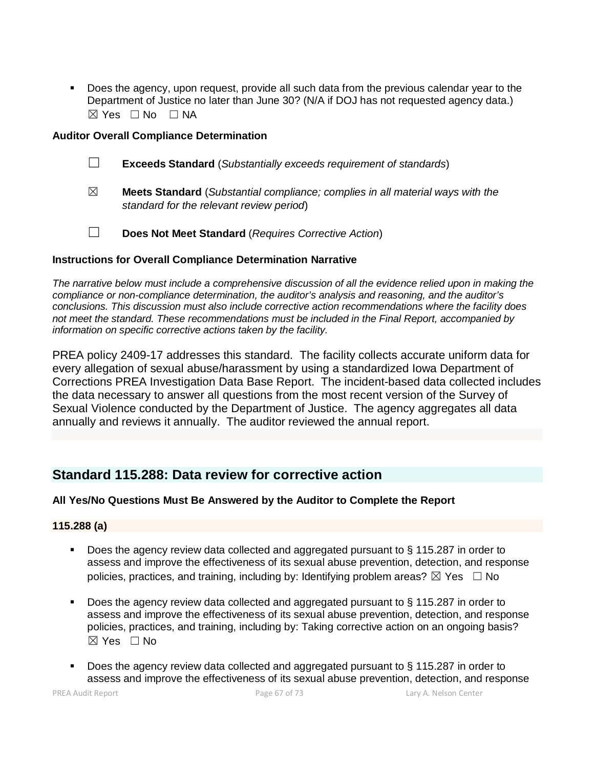- Does the agency, upon request, provide all such data from the previous calendar year to the Department of Justice no later than June 30? (N/A if DOJ has not requested agency data.)
  ☒ Yes ☐ No ☐ NA

**Auditor Overall Compliance Determination**

☐ **Exceeds Standard** (*Substantially exceeds requirement of standards*)

☒ **Meets Standard** (*Substantial compliance; complies in all material ways with the standard for the relevant review period*)

☐ **Does Not Meet Standard** (*Requires Corrective Action*)

**Instructions for Overall Compliance Determination Narrative**

*The narrative below must include a comprehensive discussion of all the evidence relied upon in making the compliance or non-compliance determination, the auditor's analysis and reasoning, and the auditor's conclusions. This discussion must also include corrective action recommendations where the facility does not meet the standard. These recommendations must be included in the Final Report, accompanied by information on specific corrective actions taken by the facility.*

PREA policy 2409-17 addresses this standard. The facility collects accurate uniform data for every allegation of sexual abuse/harassment by using a standardized Iowa Department of Corrections PREA Investigation Data Base Report. The incident-based data collected includes the data necessary to answer all questions from the most recent version of the Survey of Sexual Violence conducted by the Department of Justice. The agency aggregates all data annually and reviews it annually. The auditor reviewed the annual report.

## Standard 115.288: Data review for corrective action

**All Yes/No Questions Must Be Answered by the Auditor to Complete the Report**

**115.288 (a)**

- Does the agency review data collected and aggregated pursuant to § 115.287 in order to assess and improve the effectiveness of its sexual abuse prevention, detection, and response policies, practices, and training, including by: Identifying problem areas? ☒ Yes ☐ No

- Does the agency review data collected and aggregated pursuant to § 115.287 in order to assess and improve the effectiveness of its sexual abuse prevention, detection, and response policies, practices, and training, including by: Taking corrective action on an ongoing basis?
  ☒ Yes ☐ No

- Does the agency review data collected and aggregated pursuant to § 115.287 in order to assess and improve the effectiveness of its sexual abuse prevention, detection, and response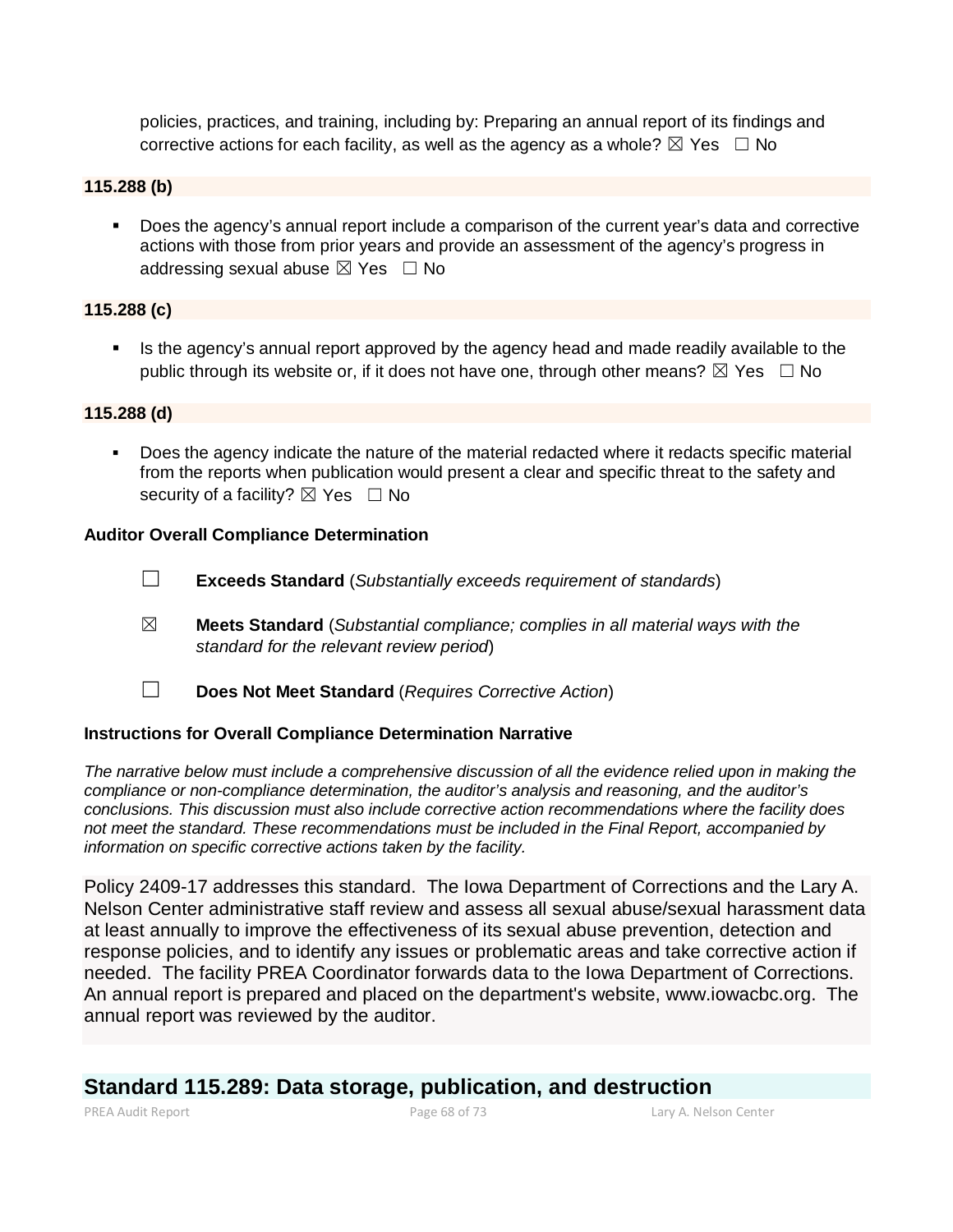policies, practices, and training, including by: Preparing an annual report of its findings and corrective actions for each facility, as well as the agency as a whole? ☒ Yes ☐ No

**115.288 (b)**

- Does the agency's annual report include a comparison of the current year's data and corrective actions with those from prior years and provide an assessment of the agency's progress in addressing sexual abuse ☒ Yes ☐ No

**115.288 (c)**

- Is the agency's annual report approved by the agency head and made readily available to the public through its website or, if it does not have one, through other means? ☒ Yes ☐ No

**115.288 (d)**

- Does the agency indicate the nature of the material redacted where it redacts specific material from the reports when publication would present a clear and specific threat to the safety and security of a facility? ☒ Yes ☐ No

**Auditor Overall Compliance Determination**

☐ **Exceeds Standard** (*Substantially exceeds requirement of standards*)

☒ **Meets Standard** (*Substantial compliance; complies in all material ways with the standard for the relevant review period*)

☐ **Does Not Meet Standard** (*Requires Corrective Action*)

**Instructions for Overall Compliance Determination Narrative**

*The narrative below must include a comprehensive discussion of all the evidence relied upon in making the compliance or non-compliance determination, the auditor's analysis and reasoning, and the auditor's conclusions. This discussion must also include corrective action recommendations where the facility does not meet the standard. These recommendations must be included in the Final Report, accompanied by information on specific corrective actions taken by the facility.*

Policy 2409-17 addresses this standard. The Iowa Department of Corrections and the Lary A. Nelson Center administrative staff review and assess all sexual abuse/sexual harassment data at least annually to improve the effectiveness of its sexual abuse prevention, detection and response policies, and to identify any issues or problematic areas and take corrective action if needed. The facility PREA Coordinator forwards data to the Iowa Department of Corrections. An annual report is prepared and placed on the department's website, www.iowacbc.org. The annual report was reviewed by the auditor.

## Standard 115.289: Data storage, publication, and destruction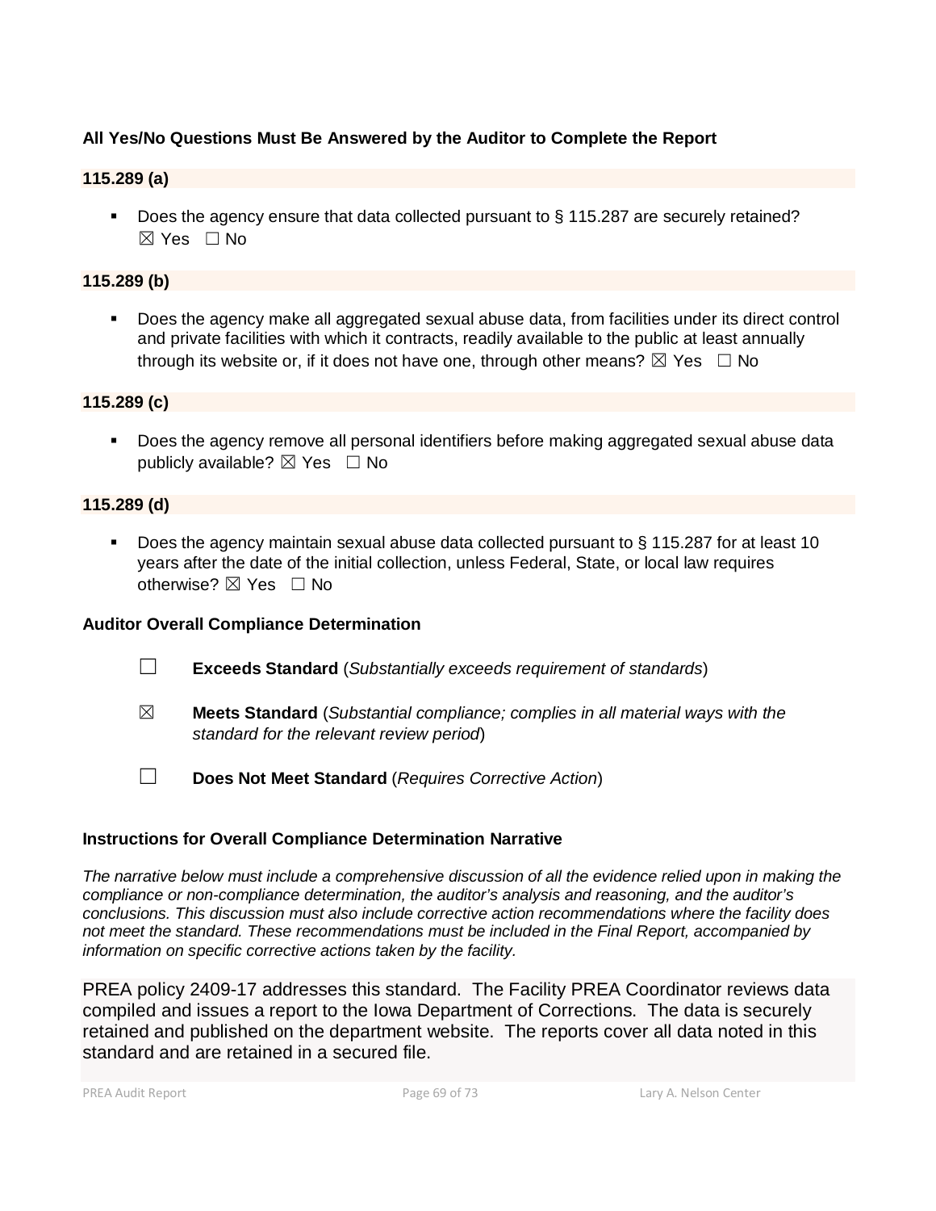**All Yes/No Questions Must Be Answered by the Auditor to Complete the Report**

**115.289 (a)**

- Does the agency ensure that data collected pursuant to § 115.287 are securely retained? ☒ Yes ☐ No

**115.289 (b)**

- Does the agency make all aggregated sexual abuse data, from facilities under its direct control and private facilities with which it contracts, readily available to the public at least annually through its website or, if it does not have one, through other means? ☒ Yes ☐ No

**115.289 (c)**

- Does the agency remove all personal identifiers before making aggregated sexual abuse data publicly available? ☒ Yes ☐ No

**115.289 (d)**

- Does the agency maintain sexual abuse data collected pursuant to § 115.287 for at least 10 years after the date of the initial collection, unless Federal, State, or local law requires otherwise? ☒ Yes ☐ No

**Auditor Overall Compliance Determination**

☐ **Exceeds Standard** (*Substantially exceeds requirement of standards*)

☒ **Meets Standard** (*Substantial compliance; complies in all material ways with the standard for the relevant review period*)

☐ **Does Not Meet Standard** (*Requires Corrective Action*)

**Instructions for Overall Compliance Determination Narrative**

*The narrative below must include a comprehensive discussion of all the evidence relied upon in making the compliance or non-compliance determination, the auditor's analysis and reasoning, and the auditor's conclusions. This discussion must also include corrective action recommendations where the facility does not meet the standard. These recommendations must be included in the Final Report, accompanied by information on specific corrective actions taken by the facility.*

PREA policy 2409-17 addresses this standard. The Facility PREA Coordinator reviews data compiled and issues a report to the Iowa Department of Corrections. The data is securely retained and published on the department website. The reports cover all data noted in this standard and are retained in a secured file.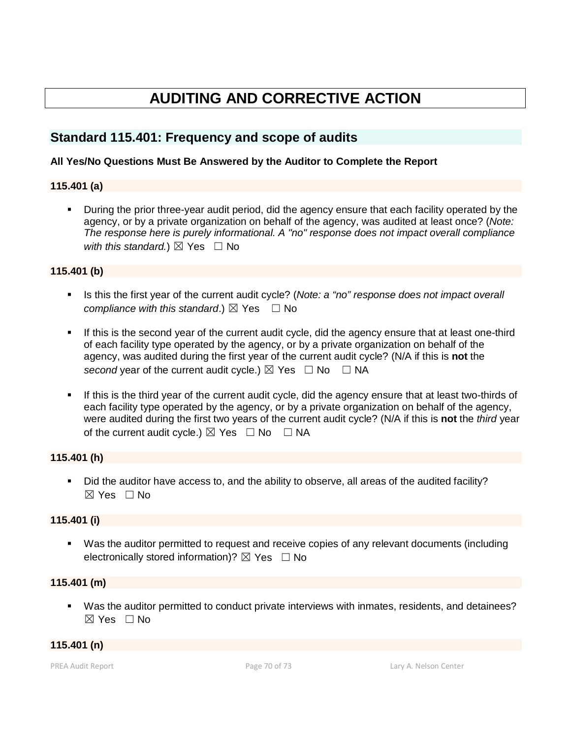# AUDITING AND CORRECTIVE ACTION

## Standard 115.401: Frequency and scope of audits

**All Yes/No Questions Must Be Answered by the Auditor to Complete the Report**

### 115.401 (a)

- During the prior three-year audit period, did the agency ensure that each facility operated by the agency, or by a private organization on behalf of the agency, was audited at least once? (*Note: The response here is purely informational. A "no" response does not impact overall compliance with this standard.*) ☒ Yes ☐ No

### 115.401 (b)

- Is this the first year of the current audit cycle? (*Note: a "no" response does not impact overall compliance with this standard*.) ☒ Yes ☐ No

- If this is the second year of the current audit cycle, did the agency ensure that at least one-third of each facility type operated by the agency, or by a private organization on behalf of the agency, was audited during the first year of the current audit cycle? (N/A if this is **not** the *second* year of the current audit cycle.) ☒ Yes ☐ No ☐ NA

- If this is the third year of the current audit cycle, did the agency ensure that at least two-thirds of each facility type operated by the agency, or by a private organization on behalf of the agency, were audited during the first two years of the current audit cycle? (N/A if this is **not** the *third* year of the current audit cycle.) ☒ Yes ☐ No ☐ NA

### 115.401 (h)

- Did the auditor have access to, and the ability to observe, all areas of the audited facility? ☒ Yes ☐ No

### 115.401 (i)

- Was the auditor permitted to request and receive copies of any relevant documents (including electronically stored information)? ☒ Yes ☐ No

### 115.401 (m)

- Was the auditor permitted to conduct private interviews with inmates, residents, and detainees? ☒ Yes ☐ No

### 115.401 (n)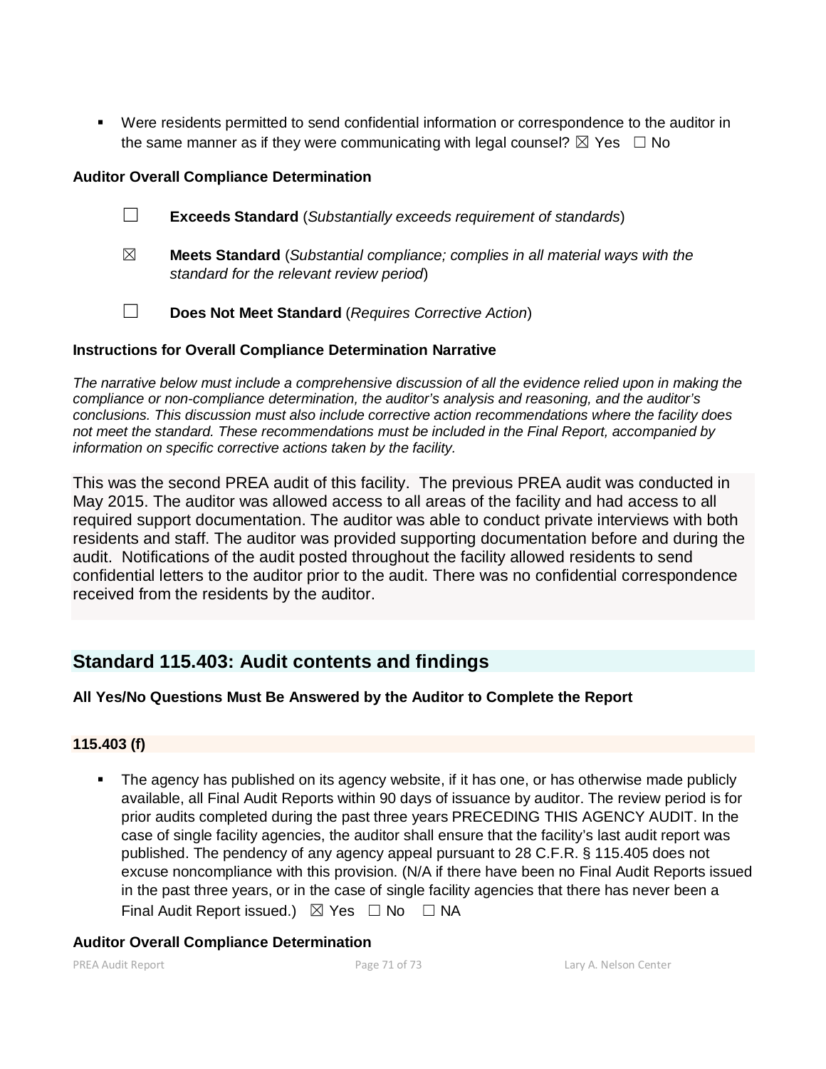- Were residents permitted to send confidential information or correspondence to the auditor in the same manner as if they were communicating with legal counsel? ☒ Yes ☐ No

**Auditor Overall Compliance Determination**

☐ **Exceeds Standard** (*Substantially exceeds requirement of standards*)

☒ **Meets Standard** (*Substantial compliance; complies in all material ways with the standard for the relevant review period*)

☐ **Does Not Meet Standard** (*Requires Corrective Action*)

**Instructions for Overall Compliance Determination Narrative**

*The narrative below must include a comprehensive discussion of all the evidence relied upon in making the compliance or non-compliance determination, the auditor's analysis and reasoning, and the auditor's conclusions. This discussion must also include corrective action recommendations where the facility does not meet the standard. These recommendations must be included in the Final Report, accompanied by information on specific corrective actions taken by the facility.*

This was the second PREA audit of this facility. The previous PREA audit was conducted in May 2015. The auditor was allowed access to all areas of the facility and had access to all required support documentation. The auditor was able to conduct private interviews with both residents and staff. The auditor was provided supporting documentation before and during the audit. Notifications of the audit posted throughout the facility allowed residents to send confidential letters to the auditor prior to the audit. There was no confidential correspondence received from the residents by the auditor.

## Standard 115.403: Audit contents and findings

**All Yes/No Questions Must Be Answered by the Auditor to Complete the Report**

**115.403 (f)**

- The agency has published on its agency website, if it has one, or has otherwise made publicly available, all Final Audit Reports within 90 days of issuance by auditor. The review period is for prior audits completed during the past three years PRECEDING THIS AGENCY AUDIT. In the case of single facility agencies, the auditor shall ensure that the facility's last audit report was published. The pendency of any agency appeal pursuant to 28 C.F.R. § 115.405 does not excuse noncompliance with this provision. (N/A if there have been no Final Audit Reports issued in the past three years, or in the case of single facility agencies that there has never been a Final Audit Report issued.) ☒ Yes ☐ No ☐ NA

**Auditor Overall Compliance Determination**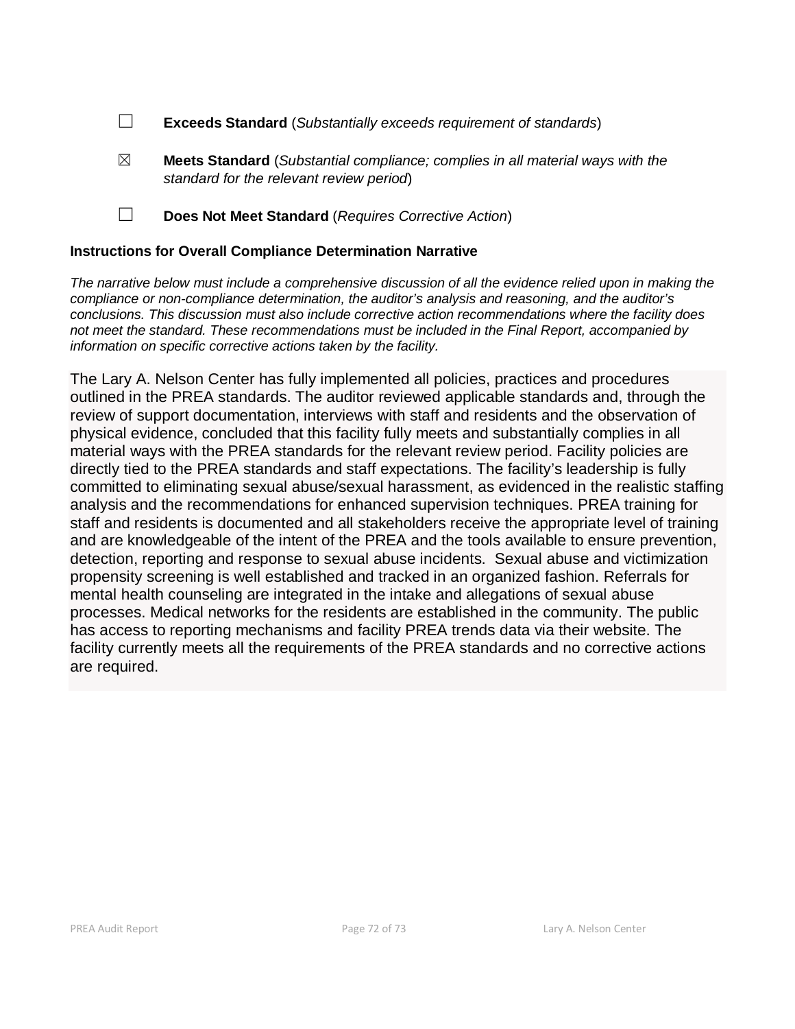☐ **Exceeds Standard** (*Substantially exceeds requirement of standards*)

☒ **Meets Standard** (*Substantial compliance; complies in all material ways with the standard for the relevant review period*)

☐ **Does Not Meet Standard** (*Requires Corrective Action*)

**Instructions for Overall Compliance Determination Narrative**

*The narrative below must include a comprehensive discussion of all the evidence relied upon in making the compliance or non-compliance determination, the auditor's analysis and reasoning, and the auditor's conclusions. This discussion must also include corrective action recommendations where the facility does not meet the standard. These recommendations must be included in the Final Report, accompanied by information on specific corrective actions taken by the facility.*

The Lary A. Nelson Center has fully implemented all policies, practices and procedures outlined in the PREA standards. The auditor reviewed applicable standards and, through the review of support documentation, interviews with staff and residents and the observation of physical evidence, concluded that this facility fully meets and substantially complies in all material ways with the PREA standards for the relevant review period. Facility policies are directly tied to the PREA standards and staff expectations. The facility's leadership is fully committed to eliminating sexual abuse/sexual harassment, as evidenced in the realistic staffing analysis and the recommendations for enhanced supervision techniques. PREA training for staff and residents is documented and all stakeholders receive the appropriate level of training and are knowledgeable of the intent of the PREA and the tools available to ensure prevention, detection, reporting and response to sexual abuse incidents. Sexual abuse and victimization propensity screening is well established and tracked in an organized fashion. Referrals for mental health counseling are integrated in the intake and allegations of sexual abuse processes. Medical networks for the residents are established in the community. The public has access to reporting mechanisms and facility PREA trends data via their website. The facility currently meets all the requirements of the PREA standards and no corrective actions are required.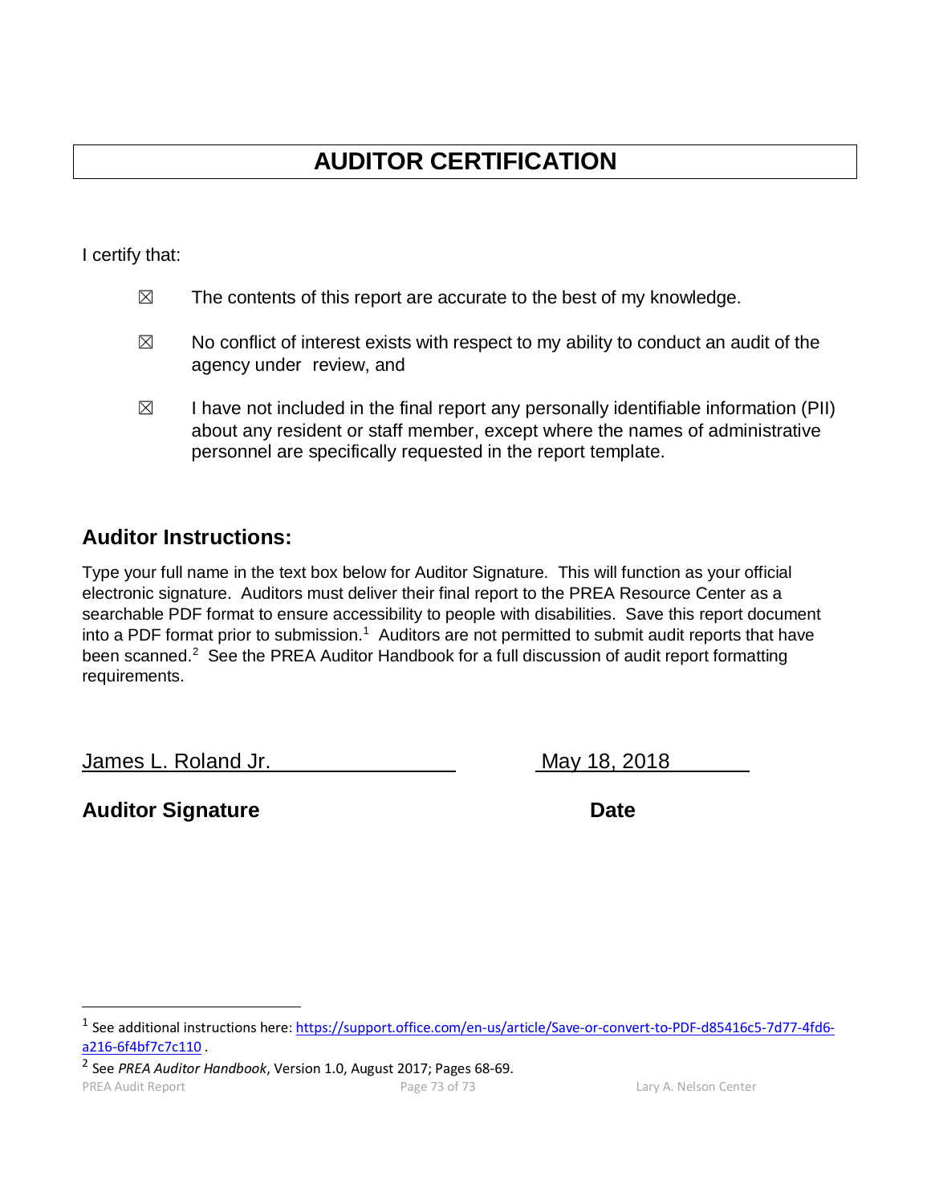# AUDITOR CERTIFICATION

I certify that:

☒ The contents of this report are accurate to the best of my knowledge.

☒ No conflict of interest exists with respect to my ability to conduct an audit of the agency under review, and

☒ I have not included in the final report any personally identifiable information (PII) about any resident or staff member, except where the names of administrative personnel are specifically requested in the report template.

## Auditor Instructions:

Type your full name in the text box below for Auditor Signature. This will function as your official electronic signature. Auditors must deliver their final report to the PREA Resource Center as a searchable PDF format to ensure accessibility to people with disabilities. Save this report document into a PDF format prior to submission.[1] Auditors are not permitted to submit audit reports that have been scanned.[2] See the PREA Auditor Handbook for a full discussion of audit report formatting requirements.

James L. Roland Jr. May 18, 2018

**Auditor Signature** **Date**

---

[1] See additional instructions here: https://support.office.com/en-us/article/Save-or-convert-to-PDF-d85416c5-7d77-4fd6-a216-6f4bf7c7c110 .

[2] See *PREA Auditor Handbook*, Version 1.0, August 2017; Pages 68-69.